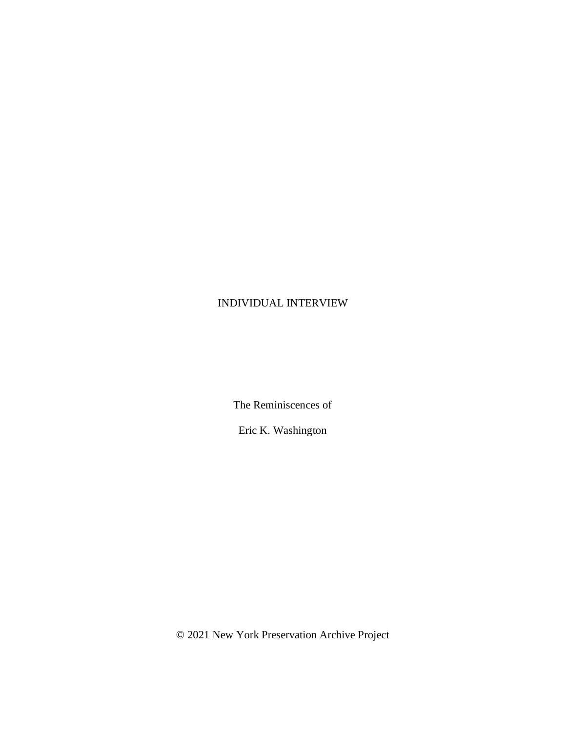INDIVIDUAL INTERVIEW

The Reminiscences of

Eric K. Washington

© 2021 New York Preservation Archive Project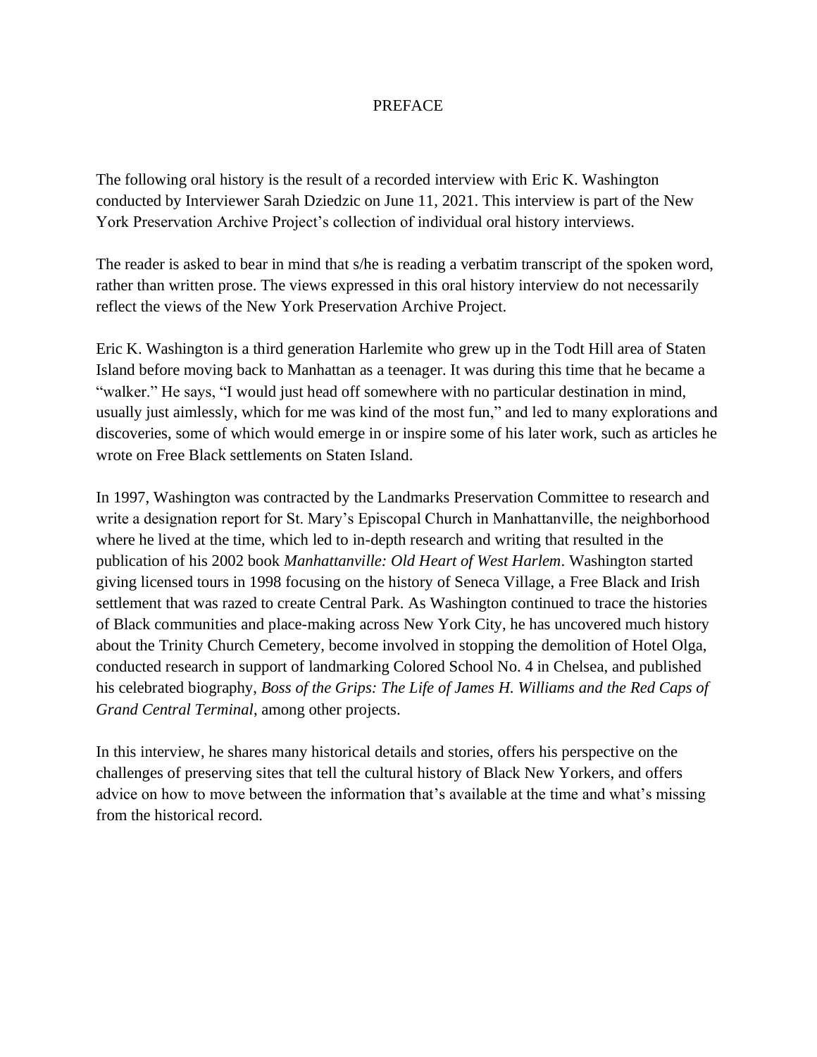# PREFACE

The following oral history is the result of a recorded interview with Eric K. Washington conducted by Interviewer Sarah Dziedzic on June 11, 2021. This interview is part of the New York Preservation Archive Project's collection of individual oral history interviews.

The reader is asked to bear in mind that s/he is reading a verbatim transcript of the spoken word, rather than written prose. The views expressed in this oral history interview do not necessarily reflect the views of the New York Preservation Archive Project.

Eric K. Washington is a third generation Harlemite who grew up in the Todt Hill area of Staten Island before moving back to Manhattan as a teenager. It was during this time that he became a "walker." He says, "I would just head off somewhere with no particular destination in mind, usually just aimlessly, which for me was kind of the most fun," and led to many explorations and discoveries, some of which would emerge in or inspire some of his later work, such as articles he wrote on Free Black settlements on Staten Island.

In 1997, Washington was contracted by the Landmarks Preservation Committee to research and write a designation report for St. Mary's Episcopal Church in Manhattanville, the neighborhood where he lived at the time, which led to in-depth research and writing that resulted in the publication of his 2002 book *Manhattanville: Old Heart of West Harlem*. Washington started giving licensed tours in 1998 focusing on the history of Seneca Village, a Free Black and Irish settlement that was razed to create Central Park. As Washington continued to trace the histories of Black communities and place-making across New York City, he has uncovered much history about the Trinity Church Cemetery, become involved in stopping the demolition of Hotel Olga, conducted research in support of landmarking Colored School No. 4 in Chelsea, and published his celebrated biography, *Boss of the Grips: The Life of James H. Williams and the Red Caps of Grand Central Terminal*, among other projects.

In this interview, he shares many historical details and stories, offers his perspective on the challenges of preserving sites that tell the cultural history of Black New Yorkers, and offers advice on how to move between the information that's available at the time and what's missing from the historical record.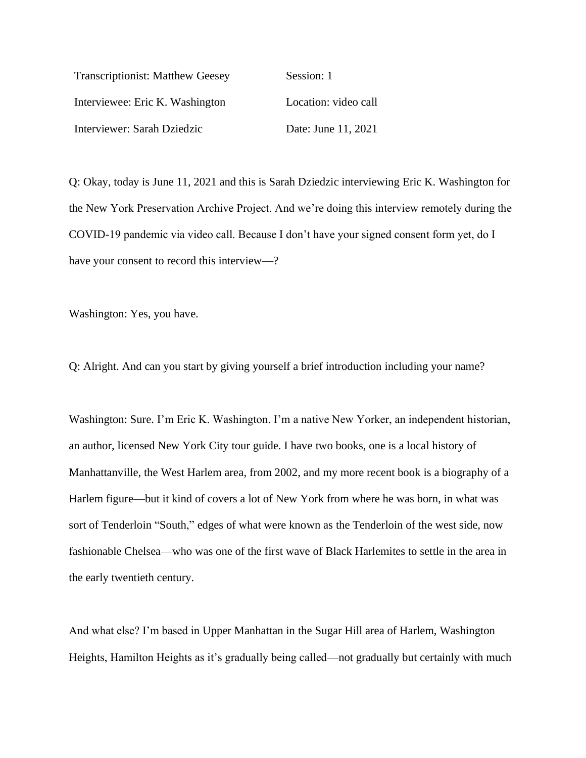| | |
|---|---|
| Transcriptionist: Matthew Geesey | Session: 1 |
| Interviewee: Eric K. Washington | Location: video call |
| Interviewer: Sarah Dziedzic | Date: June 11, 2021 |

Q: Okay, today is June 11, 2021 and this is Sarah Dziedzic interviewing Eric K. Washington for the New York Preservation Archive Project. And we're doing this interview remotely during the COVID-19 pandemic via video call. Because I don't have your signed consent form yet, do I have your consent to record this interview—?

Washington: Yes, you have.

Q: Alright. And can you start by giving yourself a brief introduction including your name?

Washington: Sure. I'm Eric K. Washington. I'm a native New Yorker, an independent historian, an author, licensed New York City tour guide. I have two books, one is a local history of Manhattanville, the West Harlem area, from 2002, and my more recent book is a biography of a Harlem figure—but it kind of covers a lot of New York from where he was born, in what was sort of Tenderloin "South," edges of what were known as the Tenderloin of the west side, now fashionable Chelsea—who was one of the first wave of Black Harlemites to settle in the area in the early twentieth century.

And what else? I'm based in Upper Manhattan in the Sugar Hill area of Harlem, Washington Heights, Hamilton Heights as it's gradually being called—not gradually but certainly with much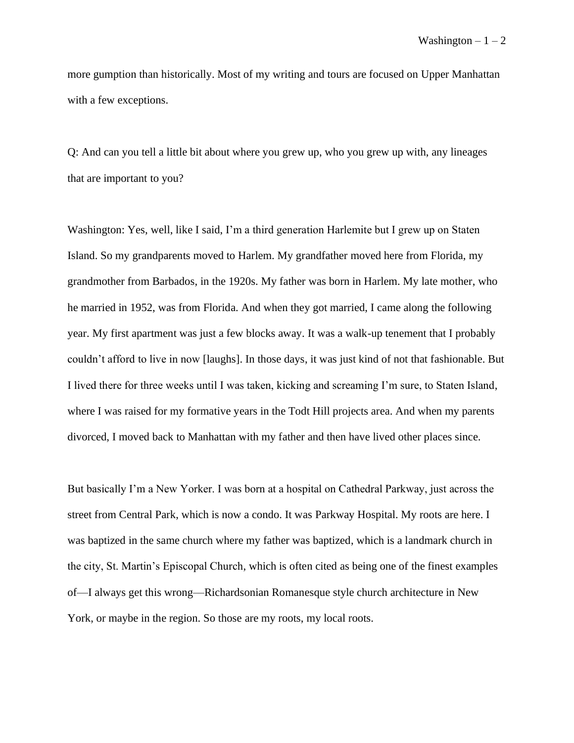more gumption than historically. Most of my writing and tours are focused on Upper Manhattan with a few exceptions.

Q: And can you tell a little bit about where you grew up, who you grew up with, any lineages that are important to you?

Washington: Yes, well, like I said, I'm a third generation Harlemite but I grew up on Staten Island. So my grandparents moved to Harlem. My grandfather moved here from Florida, my grandmother from Barbados, in the 1920s. My father was born in Harlem. My late mother, who he married in 1952, was from Florida. And when they got married, I came along the following year. My first apartment was just a few blocks away. It was a walk-up tenement that I probably couldn't afford to live in now [laughs]. In those days, it was just kind of not that fashionable. But I lived there for three weeks until I was taken, kicking and screaming I'm sure, to Staten Island, where I was raised for my formative years in the Todt Hill projects area. And when my parents divorced, I moved back to Manhattan with my father and then have lived other places since.

But basically I'm a New Yorker. I was born at a hospital on Cathedral Parkway, just across the street from Central Park, which is now a condo. It was Parkway Hospital. My roots are here. I was baptized in the same church where my father was baptized, which is a landmark church in the city, St. Martin's Episcopal Church, which is often cited as being one of the finest examples of—I always get this wrong—Richardsonian Romanesque style church architecture in New York, or maybe in the region. So those are my roots, my local roots.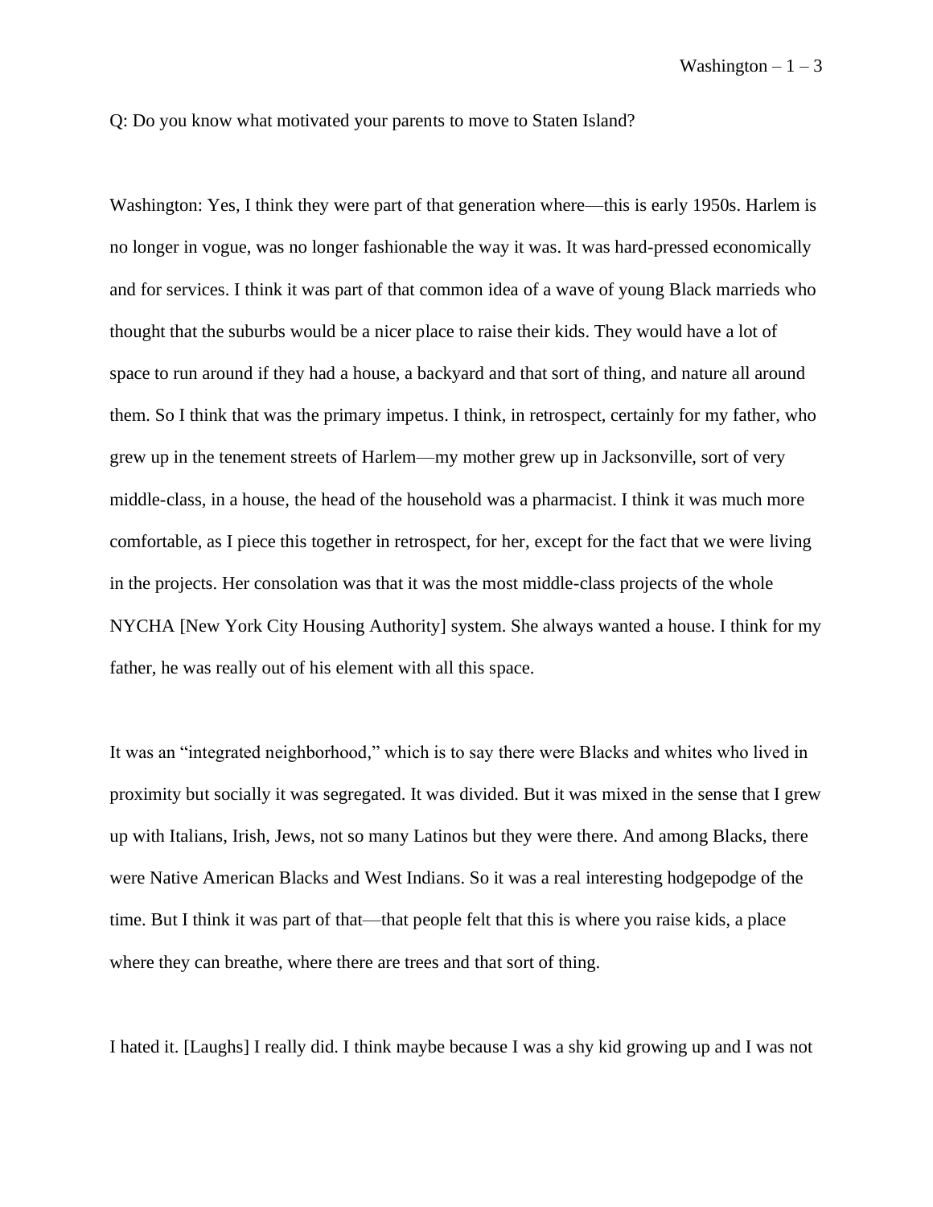Q: Do you know what motivated your parents to move to Staten Island?

Washington: Yes, I think they were part of that generation where—this is early 1950s. Harlem is no longer in vogue, was no longer fashionable the way it was. It was hard-pressed economically and for services. I think it was part of that common idea of a wave of young Black marrieds who thought that the suburbs would be a nicer place to raise their kids. They would have a lot of space to run around if they had a house, a backyard and that sort of thing, and nature all around them. So I think that was the primary impetus. I think, in retrospect, certainly for my father, who grew up in the tenement streets of Harlem—my mother grew up in Jacksonville, sort of very middle-class, in a house, the head of the household was a pharmacist. I think it was much more comfortable, as I piece this together in retrospect, for her, except for the fact that we were living in the projects. Her consolation was that it was the most middle-class projects of the whole NYCHA [New York City Housing Authority] system. She always wanted a house. I think for my father, he was really out of his element with all this space.

It was an "integrated neighborhood," which is to say there were Blacks and whites who lived in proximity but socially it was segregated. It was divided. But it was mixed in the sense that I grew up with Italians, Irish, Jews, not so many Latinos but they were there. And among Blacks, there were Native American Blacks and West Indians. So it was a real interesting hodgepodge of the time. But I think it was part of that—that people felt that this is where you raise kids, a place where they can breathe, where there are trees and that sort of thing.

I hated it. [Laughs] I really did. I think maybe because I was a shy kid growing up and I was not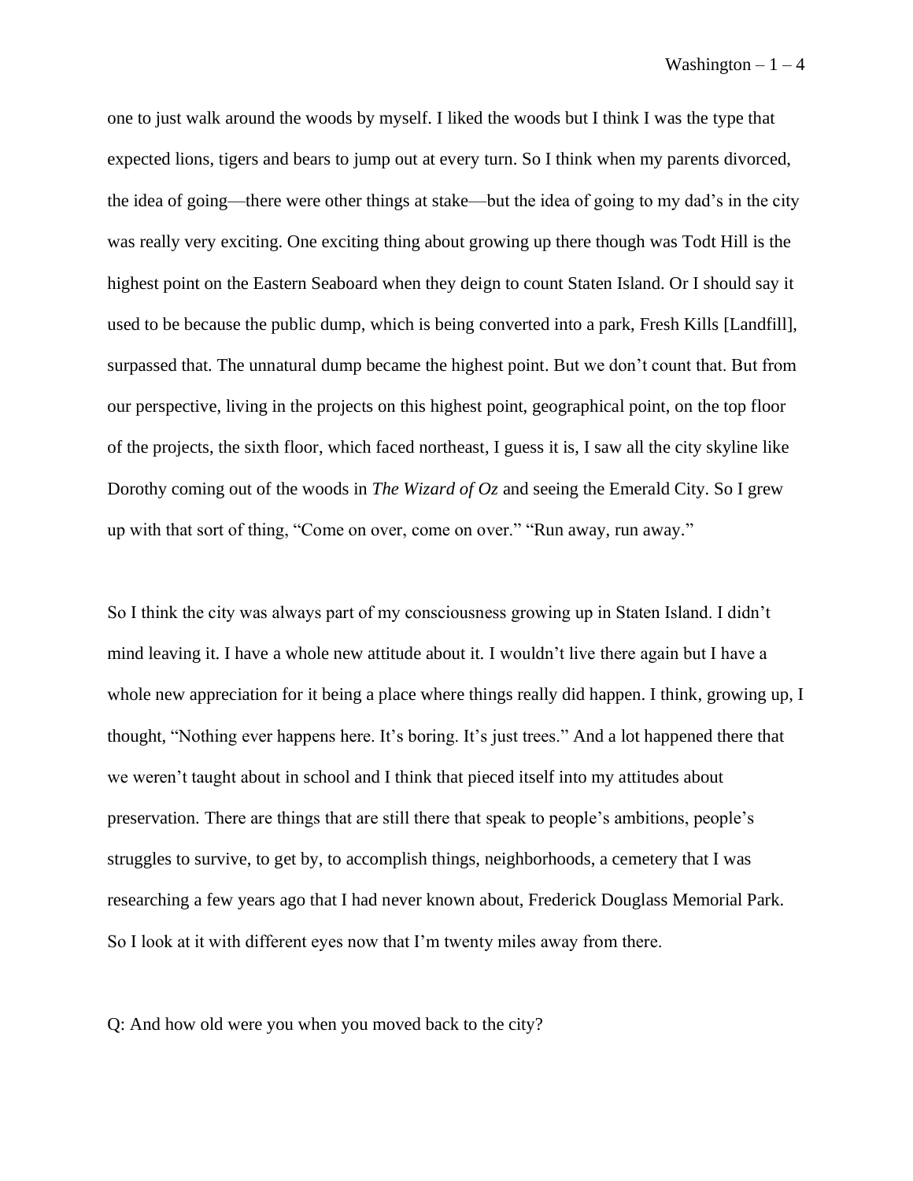one to just walk around the woods by myself. I liked the woods but I think I was the type that expected lions, tigers and bears to jump out at every turn. So I think when my parents divorced, the idea of going—there were other things at stake—but the idea of going to my dad's in the city was really very exciting. One exciting thing about growing up there though was Todt Hill is the highest point on the Eastern Seaboard when they deign to count Staten Island. Or I should say it used to be because the public dump, which is being converted into a park, Fresh Kills [Landfill], surpassed that. The unnatural dump became the highest point. But we don't count that. But from our perspective, living in the projects on this highest point, geographical point, on the top floor of the projects, the sixth floor, which faced northeast, I guess it is, I saw all the city skyline like Dorothy coming out of the woods in *The Wizard of Oz* and seeing the Emerald City. So I grew up with that sort of thing, "Come on over, come on over." "Run away, run away."

So I think the city was always part of my consciousness growing up in Staten Island. I didn't mind leaving it. I have a whole new attitude about it. I wouldn't live there again but I have a whole new appreciation for it being a place where things really did happen. I think, growing up, I thought, "Nothing ever happens here. It's boring. It's just trees." And a lot happened there that we weren't taught about in school and I think that pieced itself into my attitudes about preservation. There are things that are still there that speak to people's ambitions, people's struggles to survive, to get by, to accomplish things, neighborhoods, a cemetery that I was researching a few years ago that I had never known about, Frederick Douglass Memorial Park. So I look at it with different eyes now that I'm twenty miles away from there.

Q: And how old were you when you moved back to the city?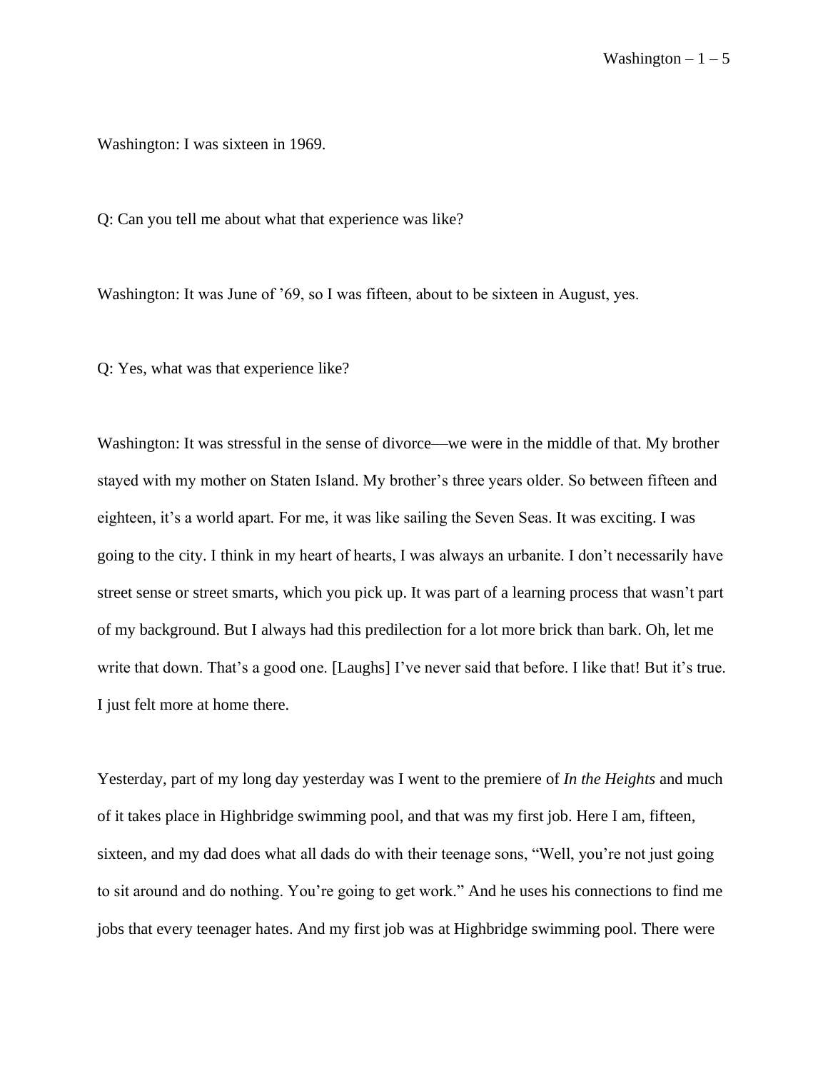Washington: I was sixteen in 1969.

Q: Can you tell me about what that experience was like?

Washington: It was June of '69, so I was fifteen, about to be sixteen in August, yes.

Q: Yes, what was that experience like?

Washington: It was stressful in the sense of divorce—we were in the middle of that. My brother stayed with my mother on Staten Island. My brother's three years older. So between fifteen and eighteen, it's a world apart. For me, it was like sailing the Seven Seas. It was exciting. I was going to the city. I think in my heart of hearts, I was always an urbanite. I don't necessarily have street sense or street smarts, which you pick up. It was part of a learning process that wasn't part of my background. But I always had this predilection for a lot more brick than bark. Oh, let me write that down. That's a good one. [Laughs] I've never said that before. I like that! But it's true. I just felt more at home there.

Yesterday, part of my long day yesterday was I went to the premiere of *In the Heights* and much of it takes place in Highbridge swimming pool, and that was my first job. Here I am, fifteen, sixteen, and my dad does what all dads do with their teenage sons, "Well, you're not just going to sit around and do nothing. You're going to get work." And he uses his connections to find me jobs that every teenager hates. And my first job was at Highbridge swimming pool. There were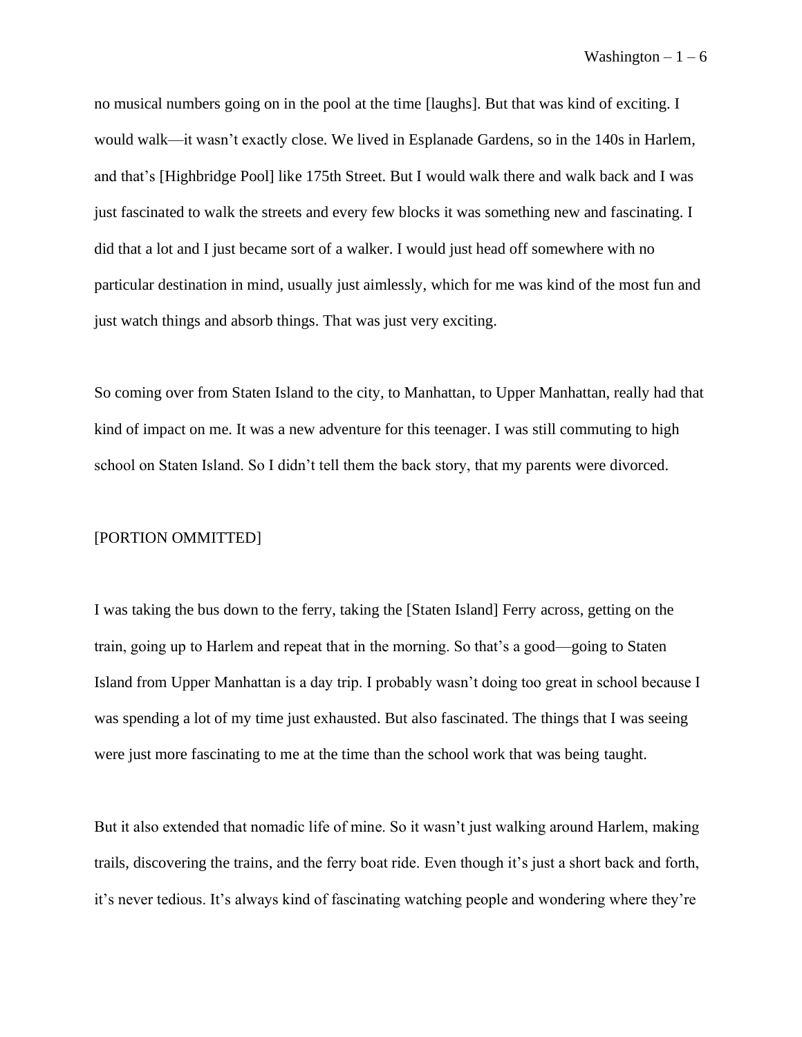no musical numbers going on in the pool at the time [laughs]. But that was kind of exciting. I would walk—it wasn't exactly close. We lived in Esplanade Gardens, so in the 140s in Harlem, and that's [Highbridge Pool] like 175th Street. But I would walk there and walk back and I was just fascinated to walk the streets and every few blocks it was something new and fascinating. I did that a lot and I just became sort of a walker. I would just head off somewhere with no particular destination in mind, usually just aimlessly, which for me was kind of the most fun and just watch things and absorb things. That was just very exciting.

So coming over from Staten Island to the city, to Manhattan, to Upper Manhattan, really had that kind of impact on me. It was a new adventure for this teenager. I was still commuting to high school on Staten Island. So I didn't tell them the back story, that my parents were divorced.

[PORTION OMMITTED]

I was taking the bus down to the ferry, taking the [Staten Island] Ferry across, getting on the train, going up to Harlem and repeat that in the morning. So that's a good—going to Staten Island from Upper Manhattan is a day trip. I probably wasn't doing too great in school because I was spending a lot of my time just exhausted. But also fascinated. The things that I was seeing were just more fascinating to me at the time than the school work that was being taught.

But it also extended that nomadic life of mine. So it wasn't just walking around Harlem, making trails, discovering the trains, and the ferry boat ride. Even though it's just a short back and forth, it's never tedious. It's always kind of fascinating watching people and wondering where they're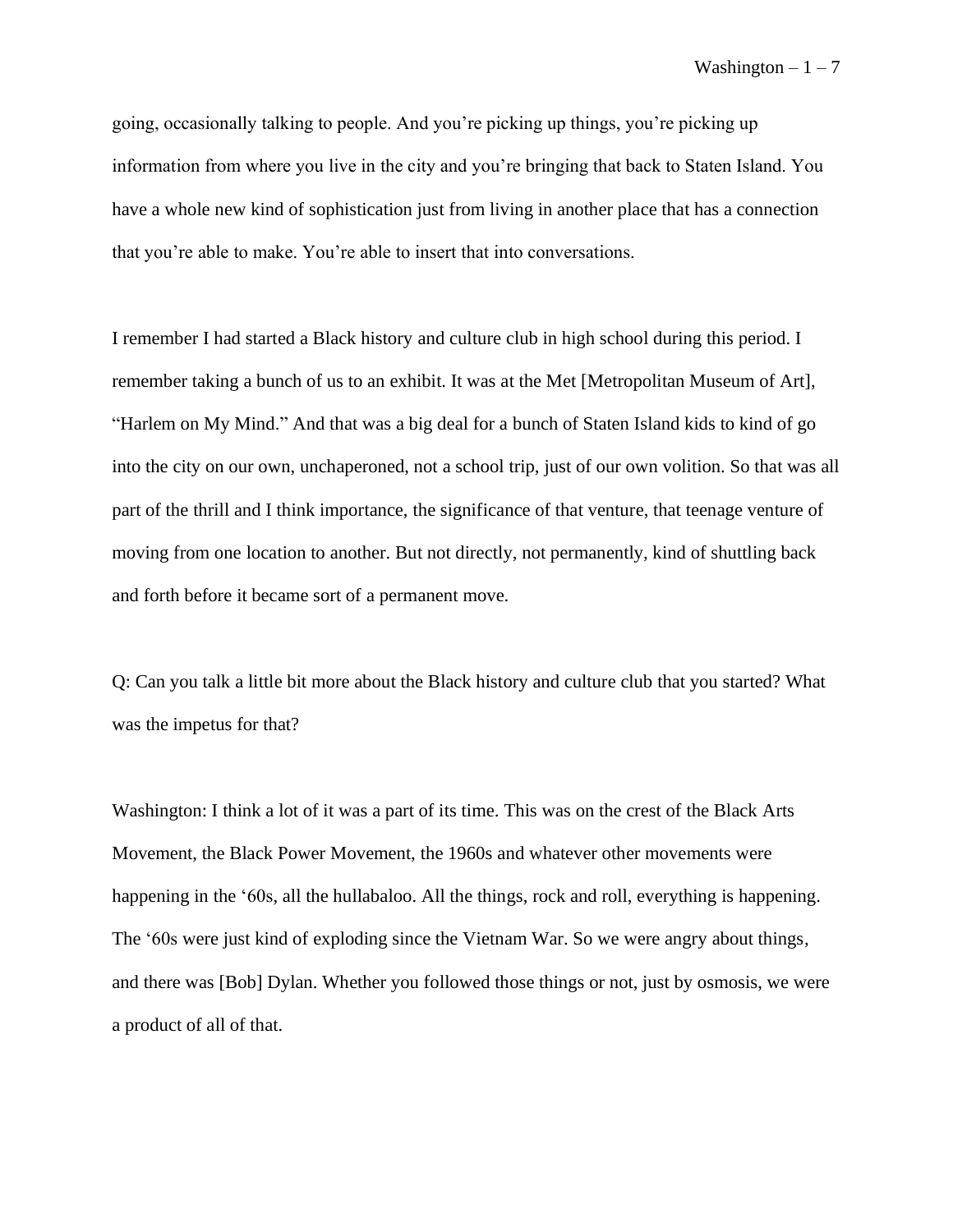going, occasionally talking to people. And you're picking up things, you're picking up information from where you live in the city and you're bringing that back to Staten Island. You have a whole new kind of sophistication just from living in another place that has a connection that you're able to make. You're able to insert that into conversations.

I remember I had started a Black history and culture club in high school during this period. I remember taking a bunch of us to an exhibit. It was at the Met [Metropolitan Museum of Art], "Harlem on My Mind." And that was a big deal for a bunch of Staten Island kids to kind of go into the city on our own, unchaperoned, not a school trip, just of our own volition. So that was all part of the thrill and I think importance, the significance of that venture, that teenage venture of moving from one location to another. But not directly, not permanently, kind of shuttling back and forth before it became sort of a permanent move.

Q: Can you talk a little bit more about the Black history and culture club that you started? What was the impetus for that?

Washington: I think a lot of it was a part of its time. This was on the crest of the Black Arts Movement, the Black Power Movement, the 1960s and whatever other movements were happening in the '60s, all the hullabaloo. All the things, rock and roll, everything is happening. The '60s were just kind of exploding since the Vietnam War. So we were angry about things, and there was [Bob] Dylan. Whether you followed those things or not, just by osmosis, we were a product of all of that.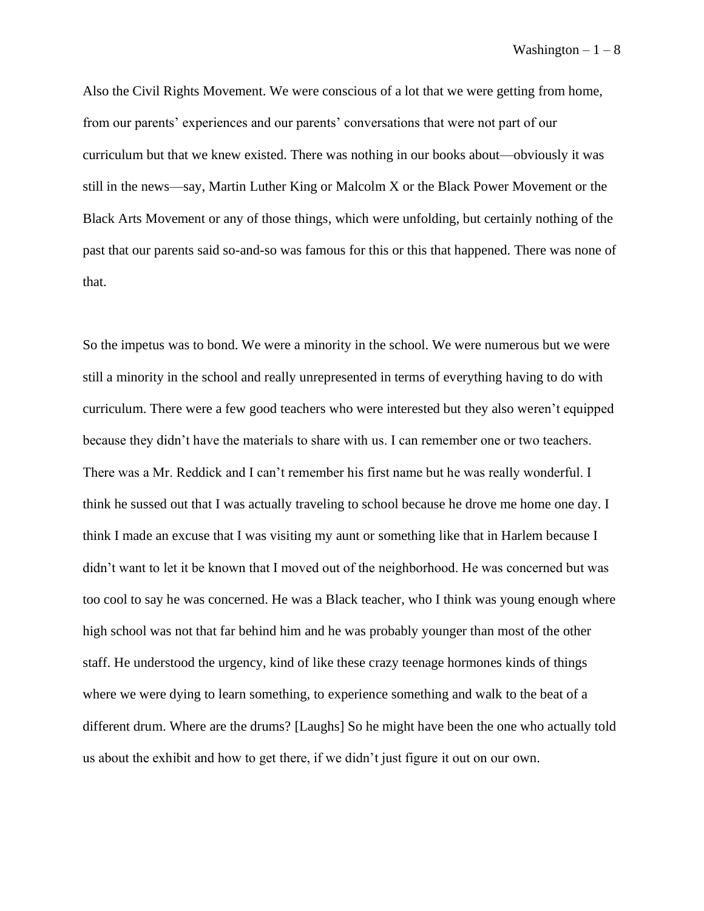Also the Civil Rights Movement. We were conscious of a lot that we were getting from home, from our parents' experiences and our parents' conversations that were not part of our curriculum but that we knew existed. There was nothing in our books about—obviously it was still in the news—say, Martin Luther King or Malcolm X or the Black Power Movement or the Black Arts Movement or any of those things, which were unfolding, but certainly nothing of the past that our parents said so-and-so was famous for this or this that happened. There was none of that.

So the impetus was to bond. We were a minority in the school. We were numerous but we were still a minority in the school and really unrepresented in terms of everything having to do with curriculum. There were a few good teachers who were interested but they also weren't equipped because they didn't have the materials to share with us. I can remember one or two teachers. There was a Mr. Reddick and I can't remember his first name but he was really wonderful. I think he sussed out that I was actually traveling to school because he drove me home one day. I think I made an excuse that I was visiting my aunt or something like that in Harlem because I didn't want to let it be known that I moved out of the neighborhood. He was concerned but was too cool to say he was concerned. He was a Black teacher, who I think was young enough where high school was not that far behind him and he was probably younger than most of the other staff. He understood the urgency, kind of like these crazy teenage hormones kinds of things where we were dying to learn something, to experience something and walk to the beat of a different drum. Where are the drums? [Laughs] So he might have been the one who actually told us about the exhibit and how to get there, if we didn't just figure it out on our own.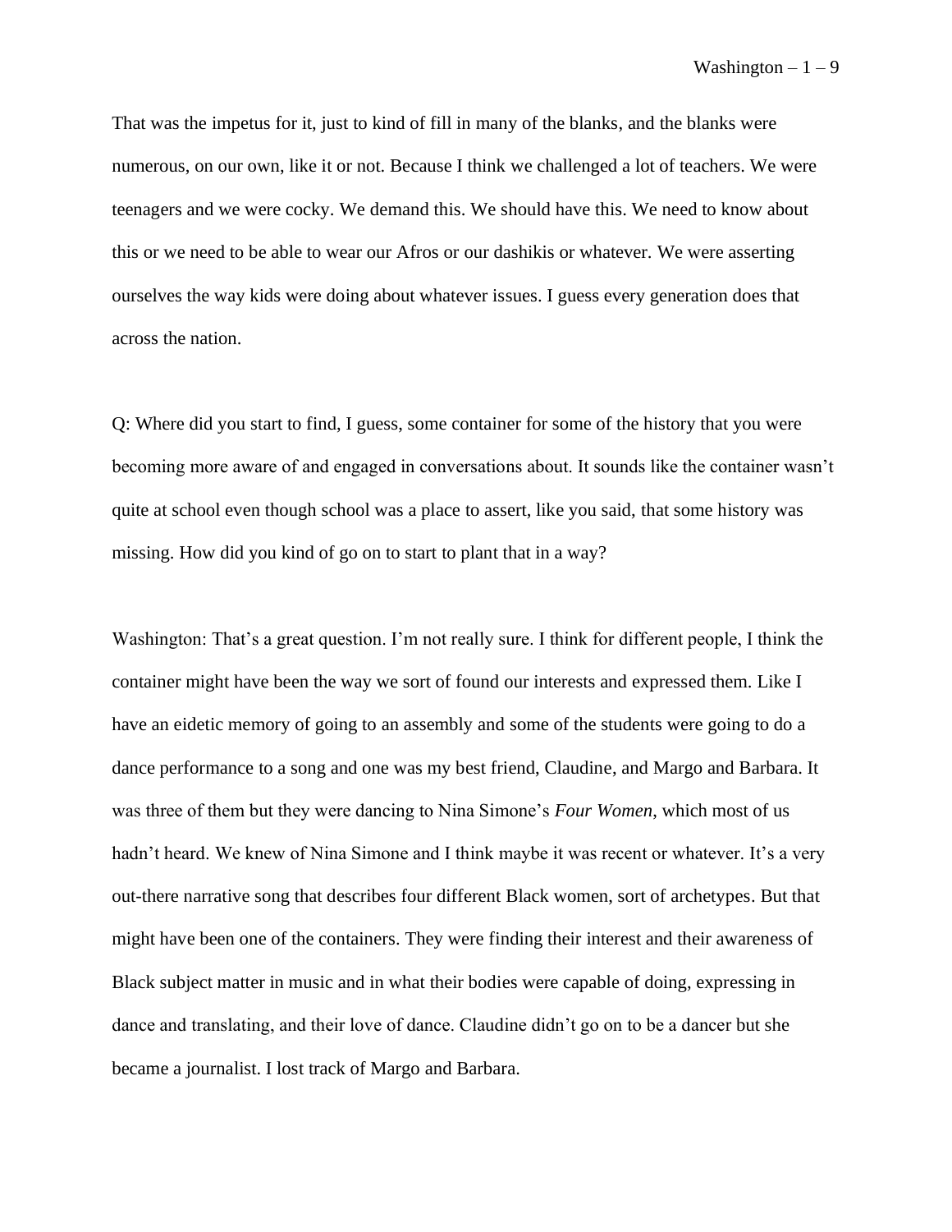That was the impetus for it, just to kind of fill in many of the blanks, and the blanks were numerous, on our own, like it or not. Because I think we challenged a lot of teachers. We were teenagers and we were cocky. We demand this. We should have this. We need to know about this or we need to be able to wear our Afros or our dashikis or whatever. We were asserting ourselves the way kids were doing about whatever issues. I guess every generation does that across the nation.

Q: Where did you start to find, I guess, some container for some of the history that you were becoming more aware of and engaged in conversations about. It sounds like the container wasn't quite at school even though school was a place to assert, like you said, that some history was missing. How did you kind of go on to start to plant that in a way?

Washington: That's a great question. I'm not really sure. I think for different people, I think the container might have been the way we sort of found our interests and expressed them. Like I have an eidetic memory of going to an assembly and some of the students were going to do a dance performance to a song and one was my best friend, Claudine, and Margo and Barbara. It was three of them but they were dancing to Nina Simone's *Four Women*, which most of us hadn't heard. We knew of Nina Simone and I think maybe it was recent or whatever. It's a very out-there narrative song that describes four different Black women, sort of archetypes. But that might have been one of the containers. They were finding their interest and their awareness of Black subject matter in music and in what their bodies were capable of doing, expressing in dance and translating, and their love of dance. Claudine didn't go on to be a dancer but she became a journalist. I lost track of Margo and Barbara.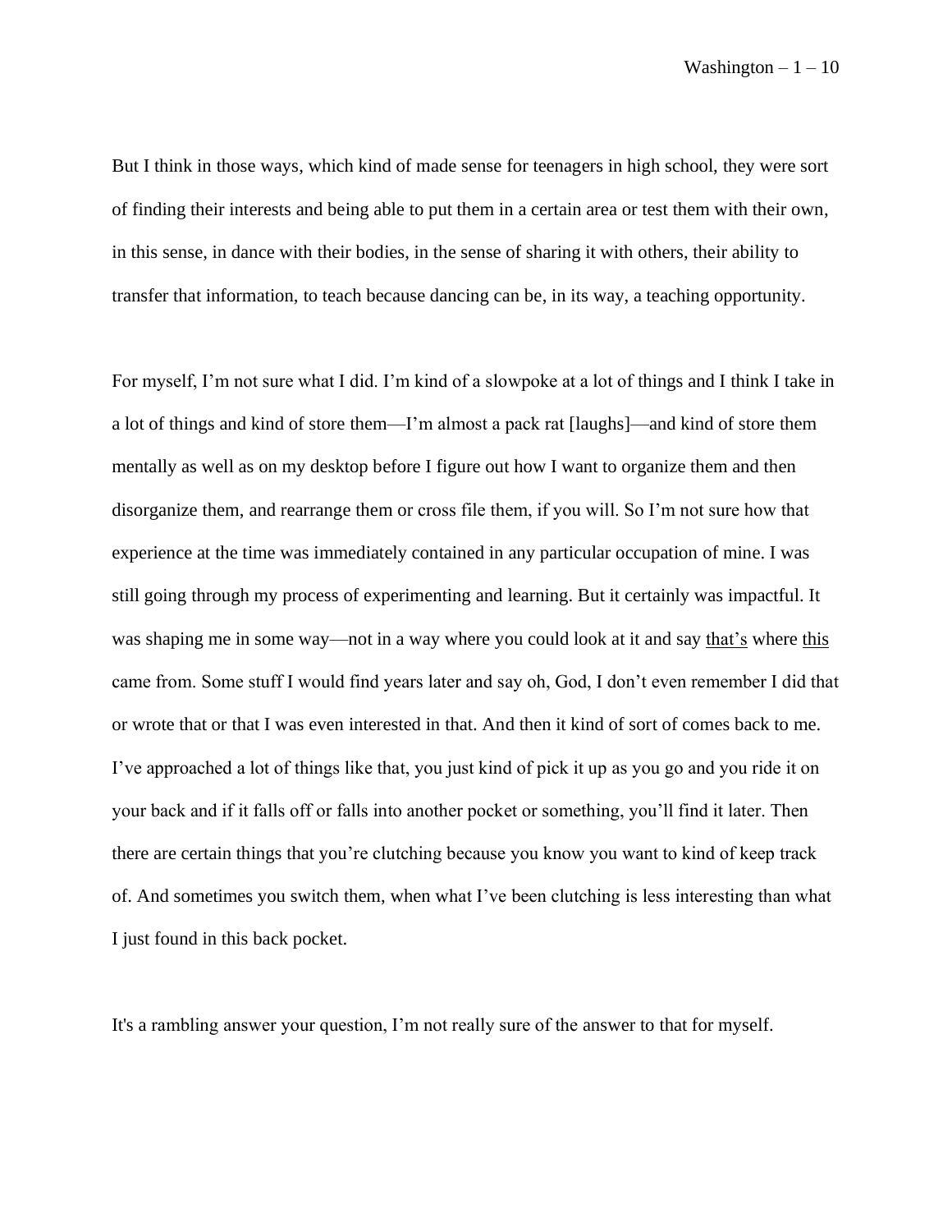But I think in those ways, which kind of made sense for teenagers in high school, they were sort of finding their interests and being able to put them in a certain area or test them with their own, in this sense, in dance with their bodies, in the sense of sharing it with others, their ability to transfer that information, to teach because dancing can be, in its way, a teaching opportunity.

For myself, I'm not sure what I did. I'm kind of a slowpoke at a lot of things and I think I take in a lot of things and kind of store them—I'm almost a pack rat [laughs]—and kind of store them mentally as well as on my desktop before I figure out how I want to organize them and then disorganize them, and rearrange them or cross file them, if you will. So I'm not sure how that experience at the time was immediately contained in any particular occupation of mine. I was still going through my process of experimenting and learning. But it certainly was impactful. It was shaping me in some way—not in a way where you could look at it and say <u>that's</u> where <u>this</u> came from. Some stuff I would find years later and say oh, God, I don't even remember I did that or wrote that or that I was even interested in that. And then it kind of sort of comes back to me. I've approached a lot of things like that, you just kind of pick it up as you go and you ride it on your back and if it falls off or falls into another pocket or something, you'll find it later. Then there are certain things that you're clutching because you know you want to kind of keep track of. And sometimes you switch them, when what I've been clutching is less interesting than what I just found in this back pocket.

It's a rambling answer your question, I'm not really sure of the answer to that for myself.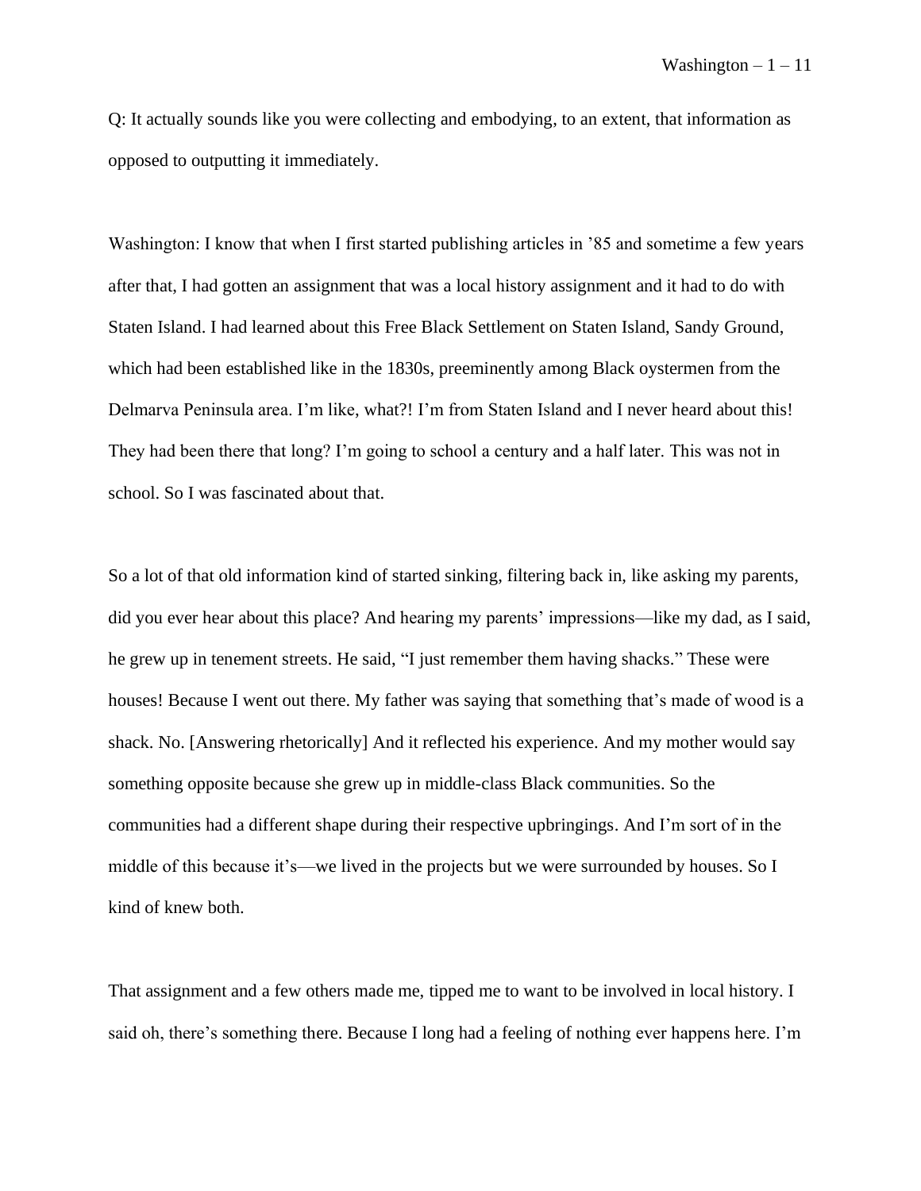Q: It actually sounds like you were collecting and embodying, to an extent, that information as opposed to outputting it immediately.

Washington: I know that when I first started publishing articles in '85 and sometime a few years after that, I had gotten an assignment that was a local history assignment and it had to do with Staten Island. I had learned about this Free Black Settlement on Staten Island, Sandy Ground, which had been established like in the 1830s, preeminently among Black oystermen from the Delmarva Peninsula area. I'm like, what?! I'm from Staten Island and I never heard about this! They had been there that long? I'm going to school a century and a half later. This was not in school. So I was fascinated about that.

So a lot of that old information kind of started sinking, filtering back in, like asking my parents, did you ever hear about this place? And hearing my parents' impressions—like my dad, as I said, he grew up in tenement streets. He said, "I just remember them having shacks." These were houses! Because I went out there. My father was saying that something that's made of wood is a shack. No. [Answering rhetorically] And it reflected his experience. And my mother would say something opposite because she grew up in middle-class Black communities. So the communities had a different shape during their respective upbringings. And I'm sort of in the middle of this because it's—we lived in the projects but we were surrounded by houses. So I kind of knew both.

That assignment and a few others made me, tipped me to want to be involved in local history. I said oh, there's something there. Because I long had a feeling of nothing ever happens here. I'm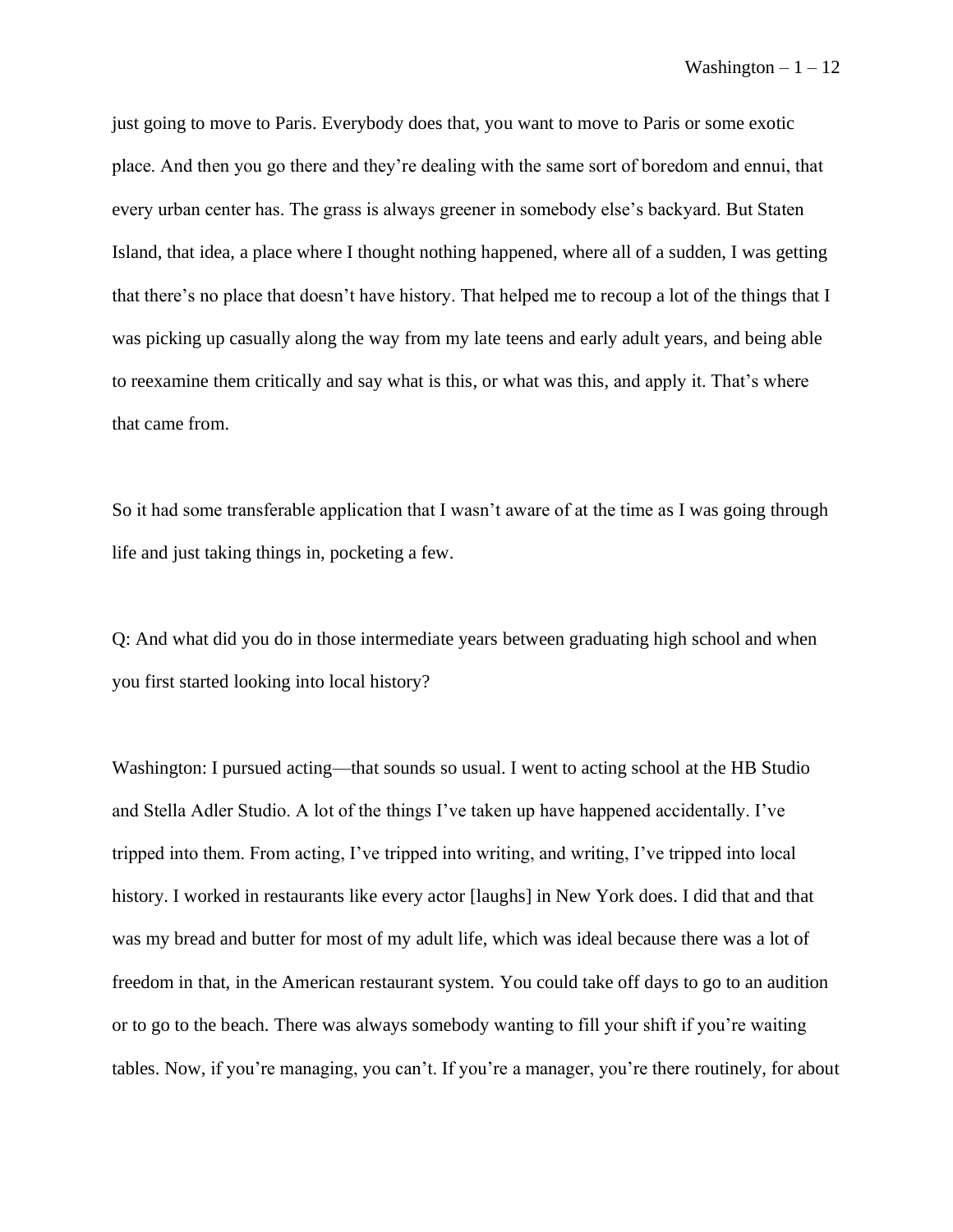just going to move to Paris. Everybody does that, you want to move to Paris or some exotic place. And then you go there and they're dealing with the same sort of boredom and ennui, that every urban center has. The grass is always greener in somebody else's backyard. But Staten Island, that idea, a place where I thought nothing happened, where all of a sudden, I was getting that there's no place that doesn't have history. That helped me to recoup a lot of the things that I was picking up casually along the way from my late teens and early adult years, and being able to reexamine them critically and say what is this, or what was this, and apply it. That's where that came from.

So it had some transferable application that I wasn't aware of at the time as I was going through life and just taking things in, pocketing a few.

Q: And what did you do in those intermediate years between graduating high school and when you first started looking into local history?

Washington: I pursued acting—that sounds so usual. I went to acting school at the HB Studio and Stella Adler Studio. A lot of the things I've taken up have happened accidentally. I've tripped into them. From acting, I've tripped into writing, and writing, I've tripped into local history. I worked in restaurants like every actor [laughs] in New York does. I did that and that was my bread and butter for most of my adult life, which was ideal because there was a lot of freedom in that, in the American restaurant system. You could take off days to go to an audition or to go to the beach. There was always somebody wanting to fill your shift if you're waiting tables. Now, if you're managing, you can't. If you're a manager, you're there routinely, for about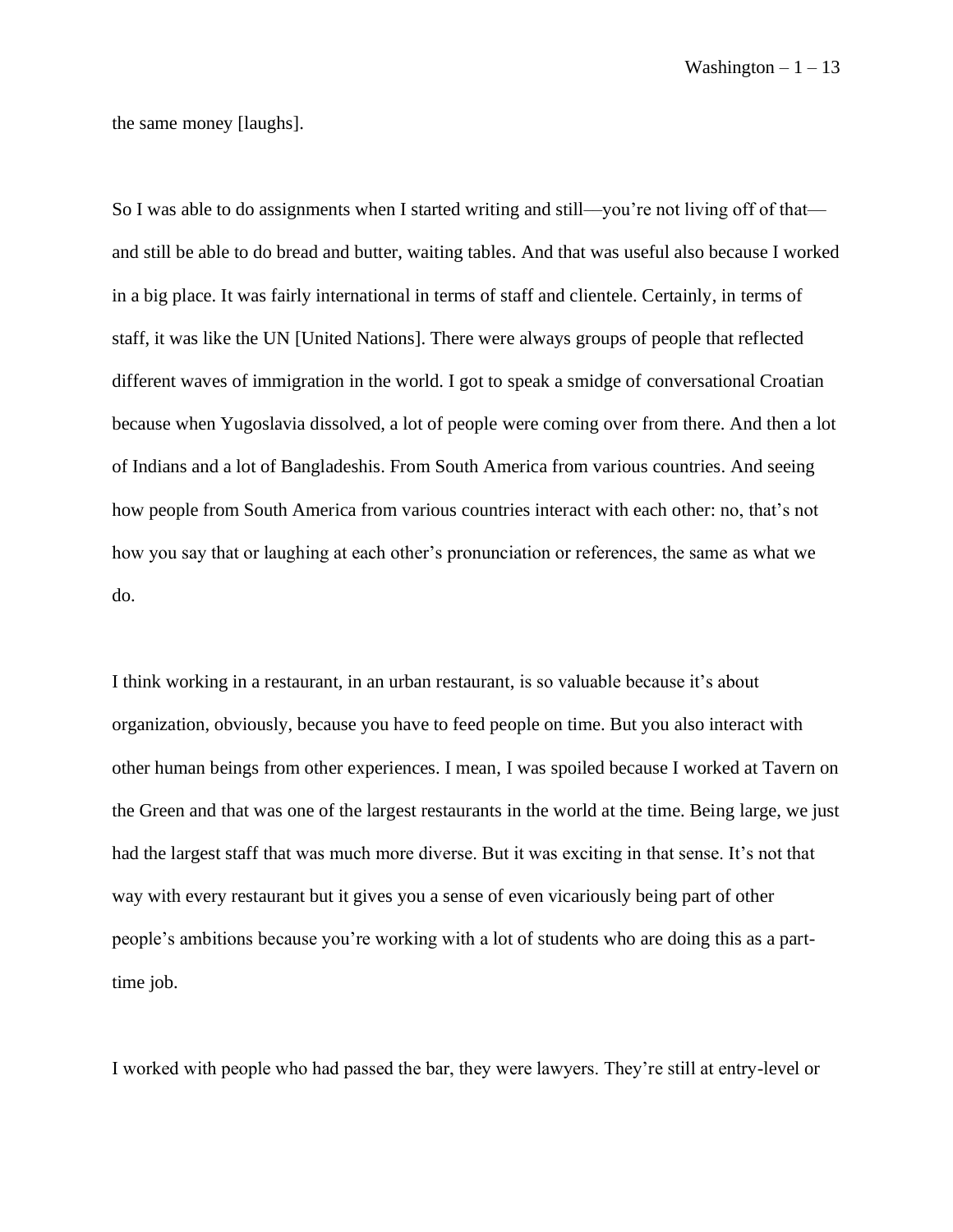the same money [laughs].

So I was able to do assignments when I started writing and still—you're not living off of that—and still be able to do bread and butter, waiting tables. And that was useful also because I worked in a big place. It was fairly international in terms of staff and clientele. Certainly, in terms of staff, it was like the UN [United Nations]. There were always groups of people that reflected different waves of immigration in the world. I got to speak a smidge of conversational Croatian because when Yugoslavia dissolved, a lot of people were coming over from there. And then a lot of Indians and a lot of Bangladeshis. From South America from various countries. And seeing how people from South America from various countries interact with each other: no, that's not how you say that or laughing at each other's pronunciation or references, the same as what we do.

I think working in a restaurant, in an urban restaurant, is so valuable because it's about organization, obviously, because you have to feed people on time. But you also interact with other human beings from other experiences. I mean, I was spoiled because I worked at Tavern on the Green and that was one of the largest restaurants in the world at the time. Being large, we just had the largest staff that was much more diverse. But it was exciting in that sense. It's not that way with every restaurant but it gives you a sense of even vicariously being part of other people's ambitions because you're working with a lot of students who are doing this as a part-time job.

I worked with people who had passed the bar, they were lawyers. They're still at entry-level or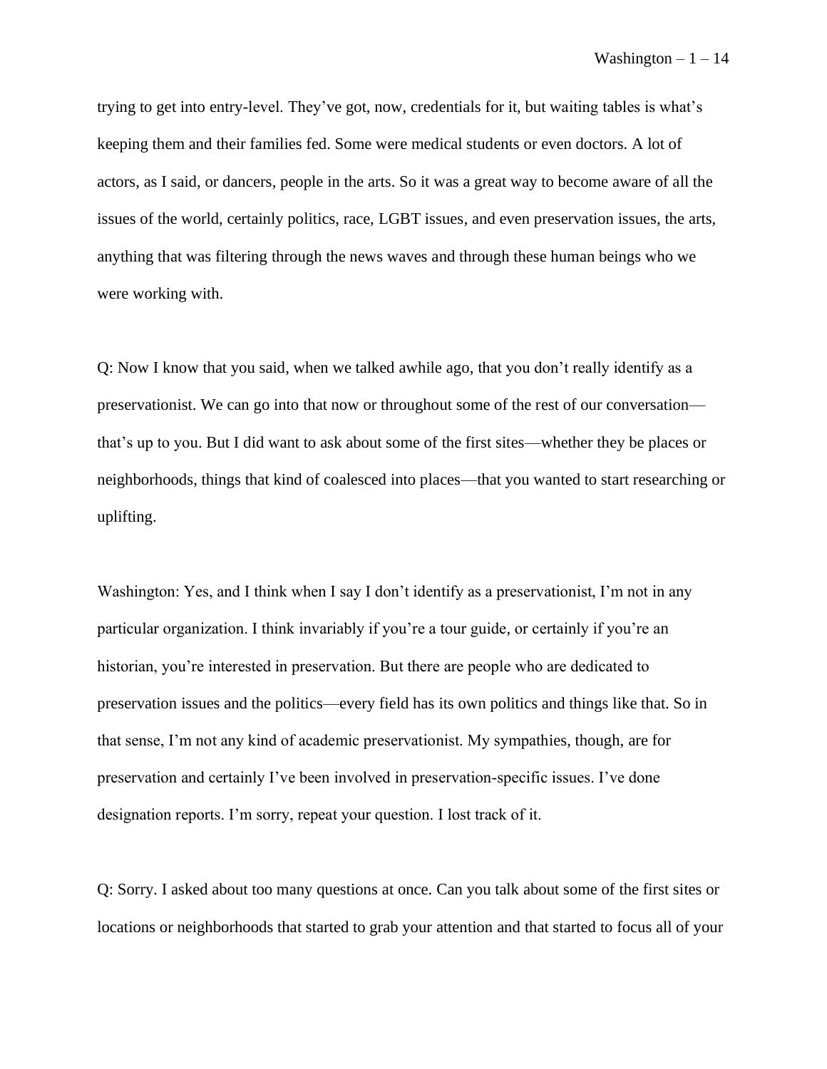trying to get into entry-level. They've got, now, credentials for it, but waiting tables is what's keeping them and their families fed. Some were medical students or even doctors. A lot of actors, as I said, or dancers, people in the arts. So it was a great way to become aware of all the issues of the world, certainly politics, race, LGBT issues, and even preservation issues, the arts, anything that was filtering through the news waves and through these human beings who we were working with.

Q: Now I know that you said, when we talked awhile ago, that you don't really identify as a preservationist. We can go into that now or throughout some of the rest of our conversation—that's up to you. But I did want to ask about some of the first sites—whether they be places or neighborhoods, things that kind of coalesced into places—that you wanted to start researching or uplifting.

Washington: Yes, and I think when I say I don't identify as a preservationist, I'm not in any particular organization. I think invariably if you're a tour guide, or certainly if you're an historian, you're interested in preservation. But there are people who are dedicated to preservation issues and the politics—every field has its own politics and things like that. So in that sense, I'm not any kind of academic preservationist. My sympathies, though, are for preservation and certainly I've been involved in preservation-specific issues. I've done designation reports. I'm sorry, repeat your question. I lost track of it.

Q: Sorry. I asked about too many questions at once. Can you talk about some of the first sites or locations or neighborhoods that started to grab your attention and that started to focus all of your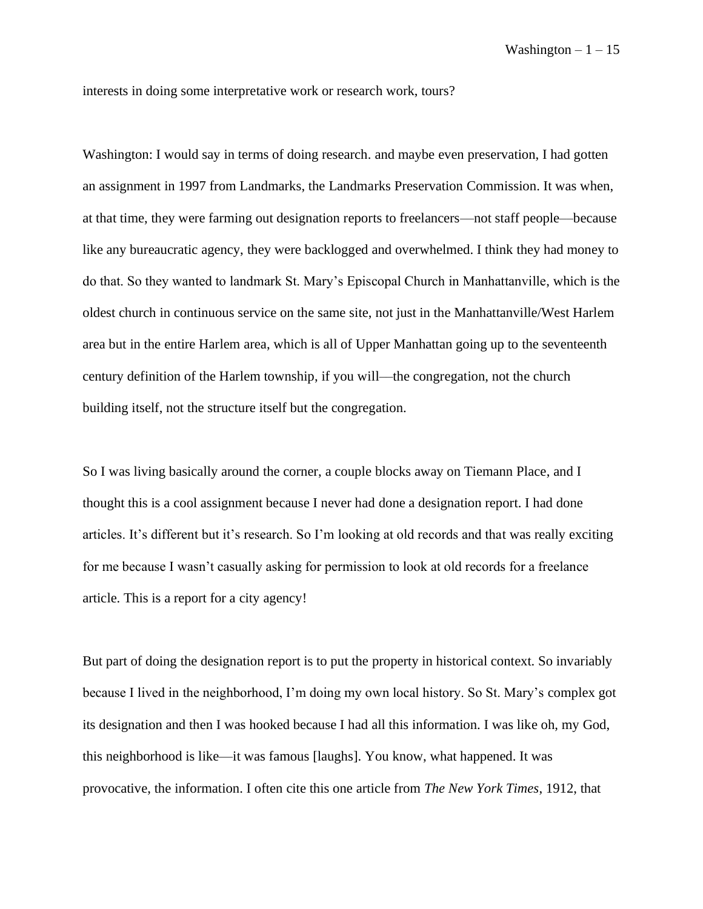interests in doing some interpretative work or research work, tours?

Washington: I would say in terms of doing research. and maybe even preservation, I had gotten an assignment in 1997 from Landmarks, the Landmarks Preservation Commission. It was when, at that time, they were farming out designation reports to freelancers—not staff people—because like any bureaucratic agency, they were backlogged and overwhelmed. I think they had money to do that. So they wanted to landmark St. Mary's Episcopal Church in Manhattanville, which is the oldest church in continuous service on the same site, not just in the Manhattanville/West Harlem area but in the entire Harlem area, which is all of Upper Manhattan going up to the seventeenth century definition of the Harlem township, if you will—the congregation, not the church building itself, not the structure itself but the congregation.

So I was living basically around the corner, a couple blocks away on Tiemann Place, and I thought this is a cool assignment because I never had done a designation report. I had done articles. It's different but it's research. So I'm looking at old records and that was really exciting for me because I wasn't casually asking for permission to look at old records for a freelance article. This is a report for a city agency!

But part of doing the designation report is to put the property in historical context. So invariably because I lived in the neighborhood, I'm doing my own local history. So St. Mary's complex got its designation and then I was hooked because I had all this information. I was like oh, my God, this neighborhood is like—it was famous [laughs]. You know, what happened. It was provocative, the information. I often cite this one article from *The New York Times*, 1912, that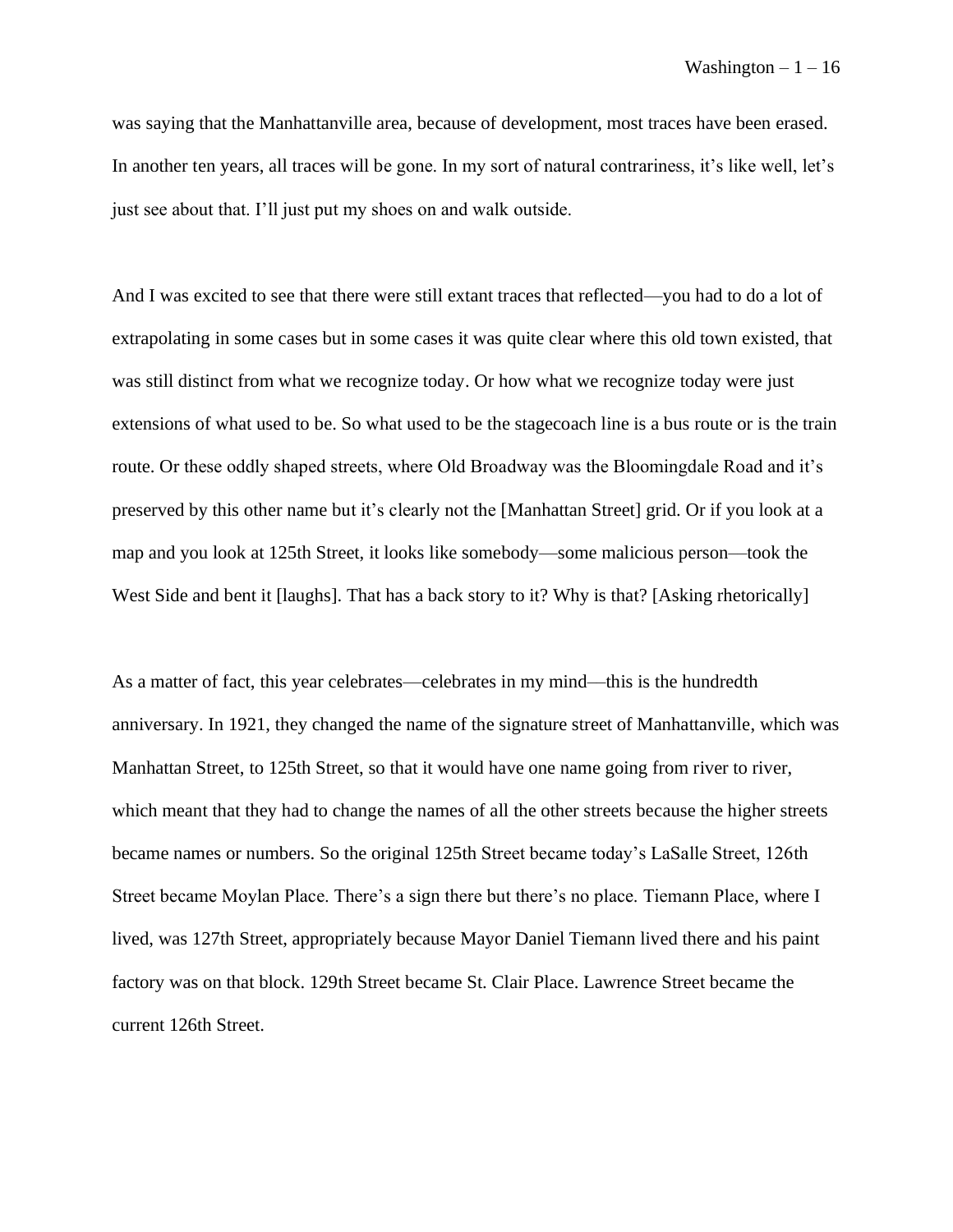was saying that the Manhattanville area, because of development, most traces have been erased. In another ten years, all traces will be gone. In my sort of natural contrariness, it's like well, let's just see about that. I'll just put my shoes on and walk outside.

And I was excited to see that there were still extant traces that reflected—you had to do a lot of extrapolating in some cases but in some cases it was quite clear where this old town existed, that was still distinct from what we recognize today. Or how what we recognize today were just extensions of what used to be. So what used to be the stagecoach line is a bus route or is the train route. Or these oddly shaped streets, where Old Broadway was the Bloomingdale Road and it's preserved by this other name but it's clearly not the [Manhattan Street] grid. Or if you look at a map and you look at 125th Street, it looks like somebody—some malicious person—took the West Side and bent it [laughs]. That has a back story to it? Why is that? [Asking rhetorically]

As a matter of fact, this year celebrates—celebrates in my mind—this is the hundredth anniversary. In 1921, they changed the name of the signature street of Manhattanville, which was Manhattan Street, to 125th Street, so that it would have one name going from river to river, which meant that they had to change the names of all the other streets because the higher streets became names or numbers. So the original 125th Street became today's LaSalle Street, 126th Street became Moylan Place. There's a sign there but there's no place. Tiemann Place, where I lived, was 127th Street, appropriately because Mayor Daniel Tiemann lived there and his paint factory was on that block. 129th Street became St. Clair Place. Lawrence Street became the current 126th Street.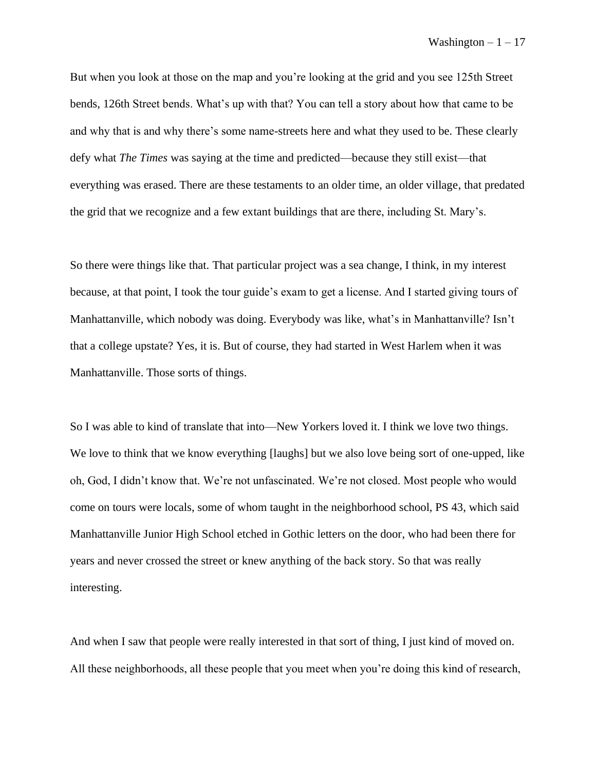But when you look at those on the map and you're looking at the grid and you see 125th Street bends, 126th Street bends. What's up with that? You can tell a story about how that came to be and why that is and why there's some name-streets here and what they used to be. These clearly defy what *The Times* was saying at the time and predicted—because they still exist—that everything was erased. There are these testaments to an older time, an older village, that predated the grid that we recognize and a few extant buildings that are there, including St. Mary's.

So there were things like that. That particular project was a sea change, I think, in my interest because, at that point, I took the tour guide's exam to get a license. And I started giving tours of Manhattanville, which nobody was doing. Everybody was like, what's in Manhattanville? Isn't that a college upstate? Yes, it is. But of course, they had started in West Harlem when it was Manhattanville. Those sorts of things.

So I was able to kind of translate that into—New Yorkers loved it. I think we love two things. We love to think that we know everything [laughs] but we also love being sort of one-upped, like oh, God, I didn't know that. We're not unfascinated. We're not closed. Most people who would come on tours were locals, some of whom taught in the neighborhood school, PS 43, which said Manhattanville Junior High School etched in Gothic letters on the door, who had been there for years and never crossed the street or knew anything of the back story. So that was really interesting.

And when I saw that people were really interested in that sort of thing, I just kind of moved on. All these neighborhoods, all these people that you meet when you're doing this kind of research,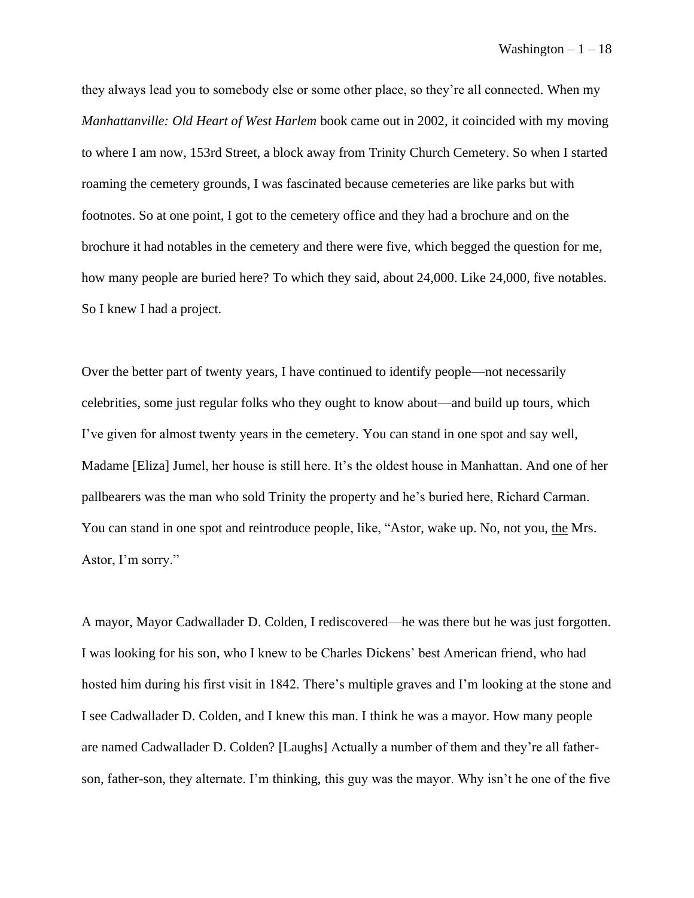they always lead you to somebody else or some other place, so they're all connected. When my *Manhattanville: Old Heart of West Harlem* book came out in 2002, it coincided with my moving to where I am now, 153rd Street, a block away from Trinity Church Cemetery. So when I started roaming the cemetery grounds, I was fascinated because cemeteries are like parks but with footnotes. So at one point, I got to the cemetery office and they had a brochure and on the brochure it had notables in the cemetery and there were five, which begged the question for me, how many people are buried here? To which they said, about 24,000. Like 24,000, five notables. So I knew I had a project.

Over the better part of twenty years, I have continued to identify people—not necessarily celebrities, some just regular folks who they ought to know about—and build up tours, which I've given for almost twenty years in the cemetery. You can stand in one spot and say well, Madame [Eliza] Jumel, her house is still here. It's the oldest house in Manhattan. And one of her pallbearers was the man who sold Trinity the property and he's buried here, Richard Carman. You can stand in one spot and reintroduce people, like, "Astor, wake up. No, not you, <u>the</u> Mrs. Astor, I'm sorry."

A mayor, Mayor Cadwallader D. Colden, I rediscovered—he was there but he was just forgotten. I was looking for his son, who I knew to be Charles Dickens' best American friend, who had hosted him during his first visit in 1842. There's multiple graves and I'm looking at the stone and I see Cadwallader D. Colden, and I knew this man. I think he was a mayor. How many people are named Cadwallader D. Colden? [Laughs] Actually a number of them and they're all father-son, father-son, they alternate. I'm thinking, this guy was the mayor. Why isn't he one of the five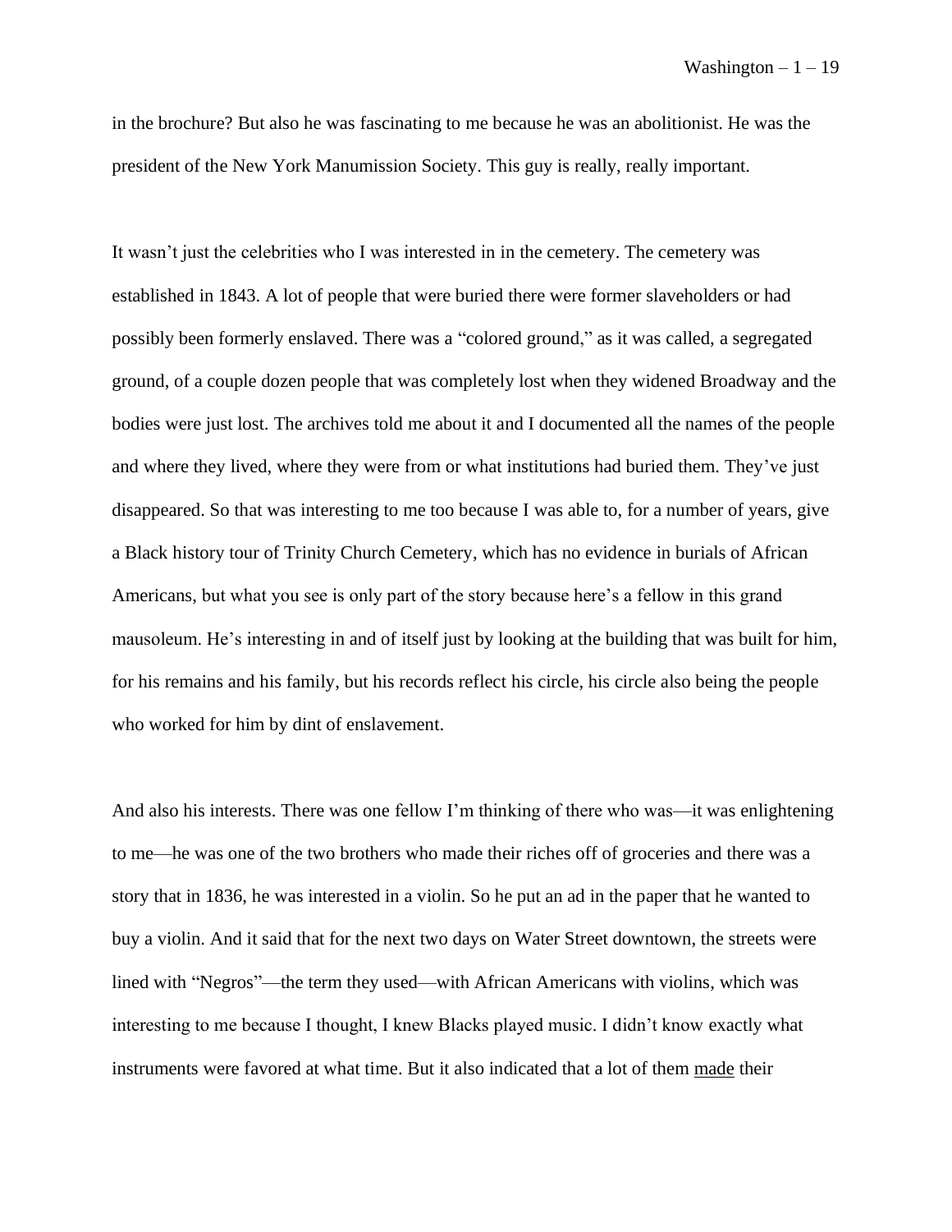in the brochure? But also he was fascinating to me because he was an abolitionist. He was the president of the New York Manumission Society. This guy is really, really important.

It wasn't just the celebrities who I was interested in in the cemetery. The cemetery was established in 1843. A lot of people that were buried there were former slaveholders or had possibly been formerly enslaved. There was a "colored ground," as it was called, a segregated ground, of a couple dozen people that was completely lost when they widened Broadway and the bodies were just lost. The archives told me about it and I documented all the names of the people and where they lived, where they were from or what institutions had buried them. They've just disappeared. So that was interesting to me too because I was able to, for a number of years, give a Black history tour of Trinity Church Cemetery, which has no evidence in burials of African Americans, but what you see is only part of the story because here's a fellow in this grand mausoleum. He's interesting in and of itself just by looking at the building that was built for him, for his remains and his family, but his records reflect his circle, his circle also being the people who worked for him by dint of enslavement.

And also his interests. There was one fellow I'm thinking of there who was—it was enlightening to me—he was one of the two brothers who made their riches off of groceries and there was a story that in 1836, he was interested in a violin. So he put an ad in the paper that he wanted to buy a violin. And it said that for the next two days on Water Street downtown, the streets were lined with "Negros"—the term they used—with African Americans with violins, which was interesting to me because I thought, I knew Blacks played music. I didn't know exactly what instruments were favored at what time. But it also indicated that a lot of them <u>made</u> their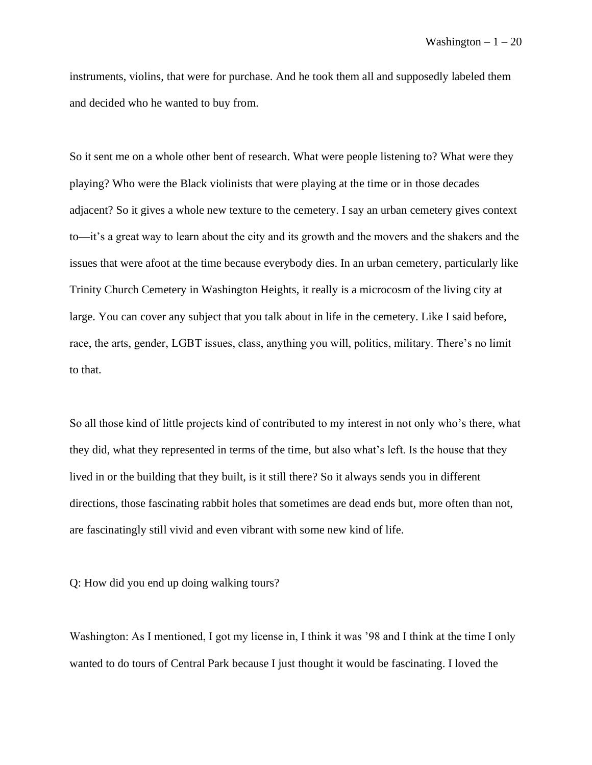instruments, violins, that were for purchase. And he took them all and supposedly labeled them and decided who he wanted to buy from.

So it sent me on a whole other bent of research. What were people listening to? What were they playing? Who were the Black violinists that were playing at the time or in those decades adjacent? So it gives a whole new texture to the cemetery. I say an urban cemetery gives context to—it's a great way to learn about the city and its growth and the movers and the shakers and the issues that were afoot at the time because everybody dies. In an urban cemetery, particularly like Trinity Church Cemetery in Washington Heights, it really is a microcosm of the living city at large. You can cover any subject that you talk about in life in the cemetery. Like I said before, race, the arts, gender, LGBT issues, class, anything you will, politics, military. There's no limit to that.

So all those kind of little projects kind of contributed to my interest in not only who's there, what they did, what they represented in terms of the time, but also what's left. Is the house that they lived in or the building that they built, is it still there? So it always sends you in different directions, those fascinating rabbit holes that sometimes are dead ends but, more often than not, are fascinatingly still vivid and even vibrant with some new kind of life.

Q: How did you end up doing walking tours?

Washington: As I mentioned, I got my license in, I think it was '98 and I think at the time I only wanted to do tours of Central Park because I just thought it would be fascinating. I loved the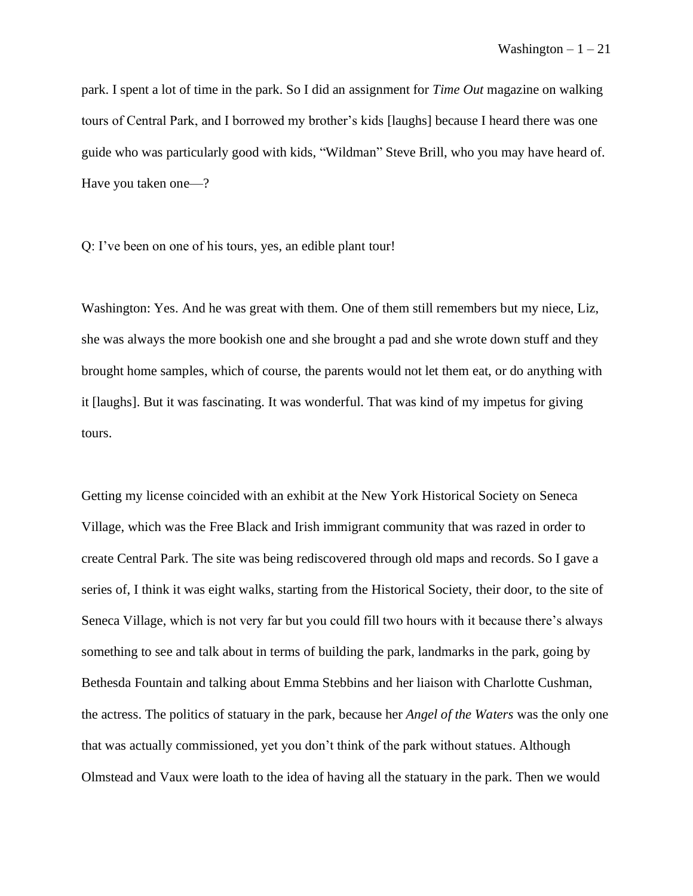park. I spent a lot of time in the park. So I did an assignment for *Time Out* magazine on walking tours of Central Park, and I borrowed my brother's kids [laughs] because I heard there was one guide who was particularly good with kids, "Wildman" Steve Brill, who you may have heard of. Have you taken one—?

Q: I've been on one of his tours, yes, an edible plant tour!

Washington: Yes. And he was great with them. One of them still remembers but my niece, Liz, she was always the more bookish one and she brought a pad and she wrote down stuff and they brought home samples, which of course, the parents would not let them eat, or do anything with it [laughs]. But it was fascinating. It was wonderful. That was kind of my impetus for giving tours.

Getting my license coincided with an exhibit at the New York Historical Society on Seneca Village, which was the Free Black and Irish immigrant community that was razed in order to create Central Park. The site was being rediscovered through old maps and records. So I gave a series of, I think it was eight walks, starting from the Historical Society, their door, to the site of Seneca Village, which is not very far but you could fill two hours with it because there's always something to see and talk about in terms of building the park, landmarks in the park, going by Bethesda Fountain and talking about Emma Stebbins and her liaison with Charlotte Cushman, the actress. The politics of statuary in the park, because her *Angel of the Waters* was the only one that was actually commissioned, yet you don't think of the park without statues. Although Olmstead and Vaux were loath to the idea of having all the statuary in the park. Then we would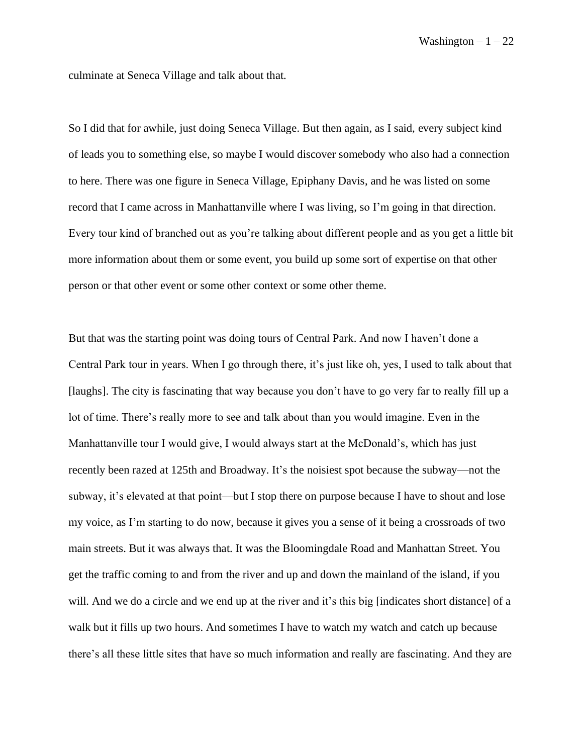culminate at Seneca Village and talk about that.

So I did that for awhile, just doing Seneca Village. But then again, as I said, every subject kind of leads you to something else, so maybe I would discover somebody who also had a connection to here. There was one figure in Seneca Village, Epiphany Davis, and he was listed on some record that I came across in Manhattanville where I was living, so I'm going in that direction. Every tour kind of branched out as you're talking about different people and as you get a little bit more information about them or some event, you build up some sort of expertise on that other person or that other event or some other context or some other theme.

But that was the starting point was doing tours of Central Park. And now I haven't done a Central Park tour in years. When I go through there, it's just like oh, yes, I used to talk about that [laughs]. The city is fascinating that way because you don't have to go very far to really fill up a lot of time. There's really more to see and talk about than you would imagine. Even in the Manhattanville tour I would give, I would always start at the McDonald's, which has just recently been razed at 125th and Broadway. It's the noisiest spot because the subway—not the subway, it's elevated at that point—but I stop there on purpose because I have to shout and lose my voice, as I'm starting to do now, because it gives you a sense of it being a crossroads of two main streets. But it was always that. It was the Bloomingdale Road and Manhattan Street. You get the traffic coming to and from the river and up and down the mainland of the island, if you will. And we do a circle and we end up at the river and it's this big [indicates short distance] of a walk but it fills up two hours. And sometimes I have to watch my watch and catch up because there's all these little sites that have so much information and really are fascinating. And they are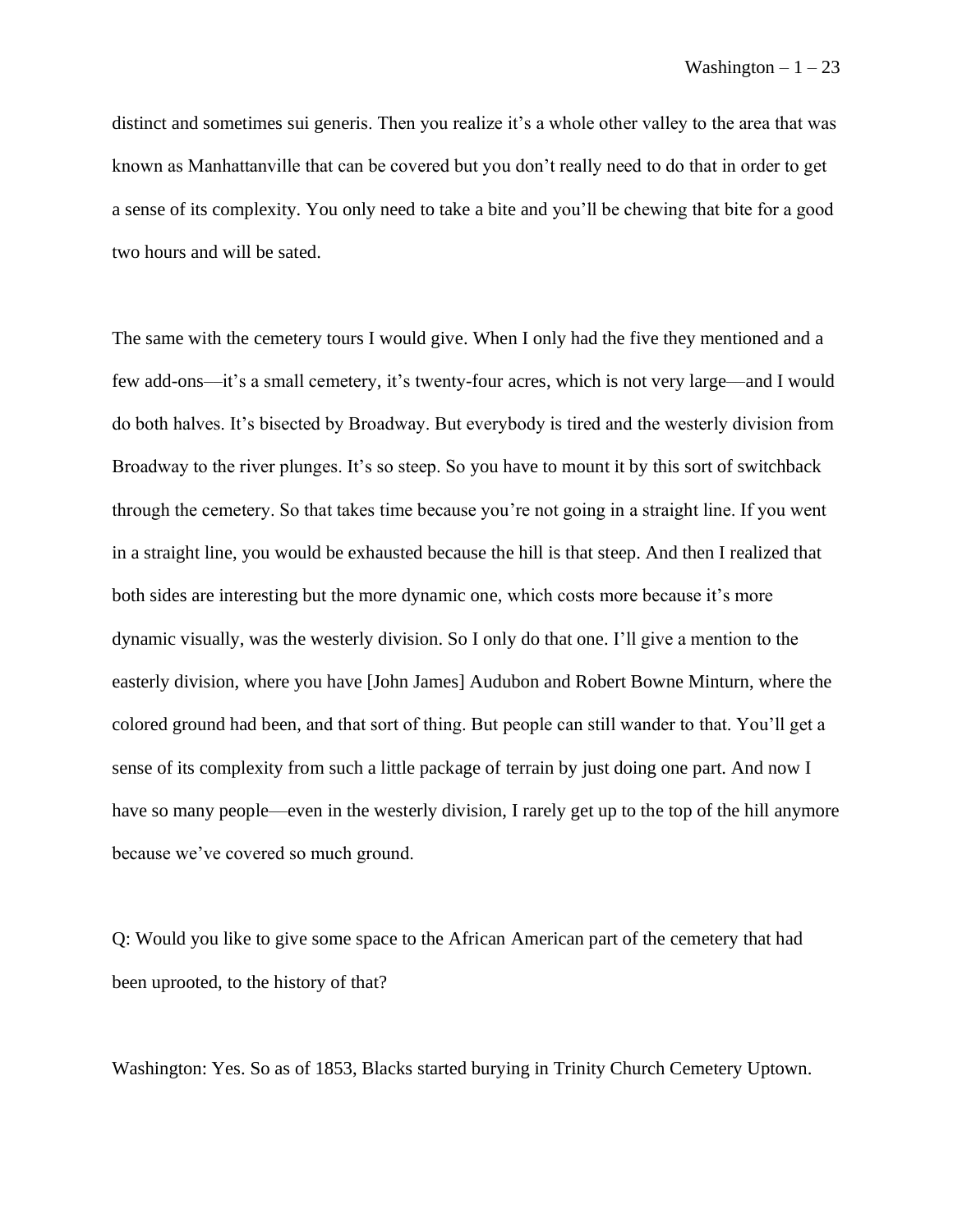distinct and sometimes sui generis. Then you realize it's a whole other valley to the area that was known as Manhattanville that can be covered but you don't really need to do that in order to get a sense of its complexity. You only need to take a bite and you'll be chewing that bite for a good two hours and will be sated.

The same with the cemetery tours I would give. When I only had the five they mentioned and a few add-ons—it's a small cemetery, it's twenty-four acres, which is not very large—and I would do both halves. It's bisected by Broadway. But everybody is tired and the westerly division from Broadway to the river plunges. It's so steep. So you have to mount it by this sort of switchback through the cemetery. So that takes time because you're not going in a straight line. If you went in a straight line, you would be exhausted because the hill is that steep. And then I realized that both sides are interesting but the more dynamic one, which costs more because it's more dynamic visually, was the westerly division. So I only do that one. I'll give a mention to the easterly division, where you have [John James] Audubon and Robert Bowne Minturn, where the colored ground had been, and that sort of thing. But people can still wander to that. You'll get a sense of its complexity from such a little package of terrain by just doing one part. And now I have so many people—even in the westerly division, I rarely get up to the top of the hill anymore because we've covered so much ground.

Q: Would you like to give some space to the African American part of the cemetery that had been uprooted, to the history of that?

Washington: Yes. So as of 1853, Blacks started burying in Trinity Church Cemetery Uptown.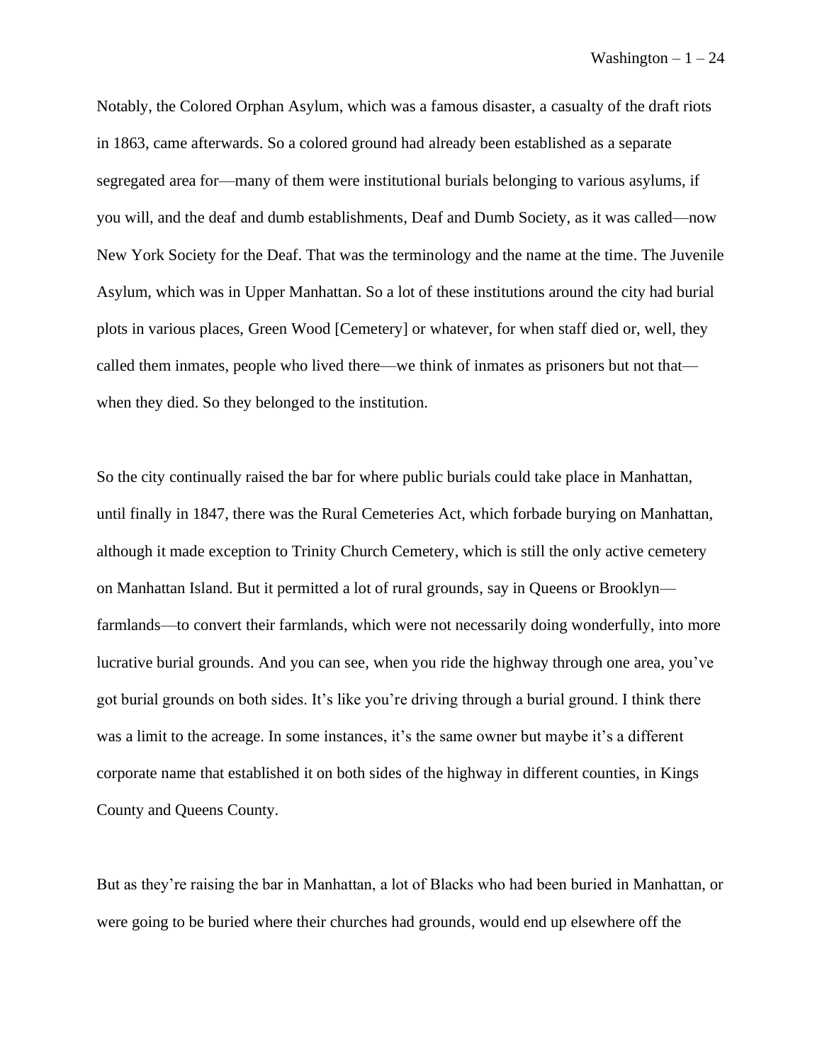Notably, the Colored Orphan Asylum, which was a famous disaster, a casualty of the draft riots in 1863, came afterwards. So a colored ground had already been established as a separate segregated area for—many of them were institutional burials belonging to various asylums, if you will, and the deaf and dumb establishments, Deaf and Dumb Society, as it was called—now New York Society for the Deaf. That was the terminology and the name at the time. The Juvenile Asylum, which was in Upper Manhattan. So a lot of these institutions around the city had burial plots in various places, Green Wood [Cemetery] or whatever, for when staff died or, well, they called them inmates, people who lived there—we think of inmates as prisoners but not that—when they died. So they belonged to the institution.

So the city continually raised the bar for where public burials could take place in Manhattan, until finally in 1847, there was the Rural Cemeteries Act, which forbade burying on Manhattan, although it made exception to Trinity Church Cemetery, which is still the only active cemetery on Manhattan Island. But it permitted a lot of rural grounds, say in Queens or Brooklyn—farmlands—to convert their farmlands, which were not necessarily doing wonderfully, into more lucrative burial grounds. And you can see, when you ride the highway through one area, you've got burial grounds on both sides. It's like you're driving through a burial ground. I think there was a limit to the acreage. In some instances, it's the same owner but maybe it's a different corporate name that established it on both sides of the highway in different counties, in Kings County and Queens County.

But as they're raising the bar in Manhattan, a lot of Blacks who had been buried in Manhattan, or were going to be buried where their churches had grounds, would end up elsewhere off the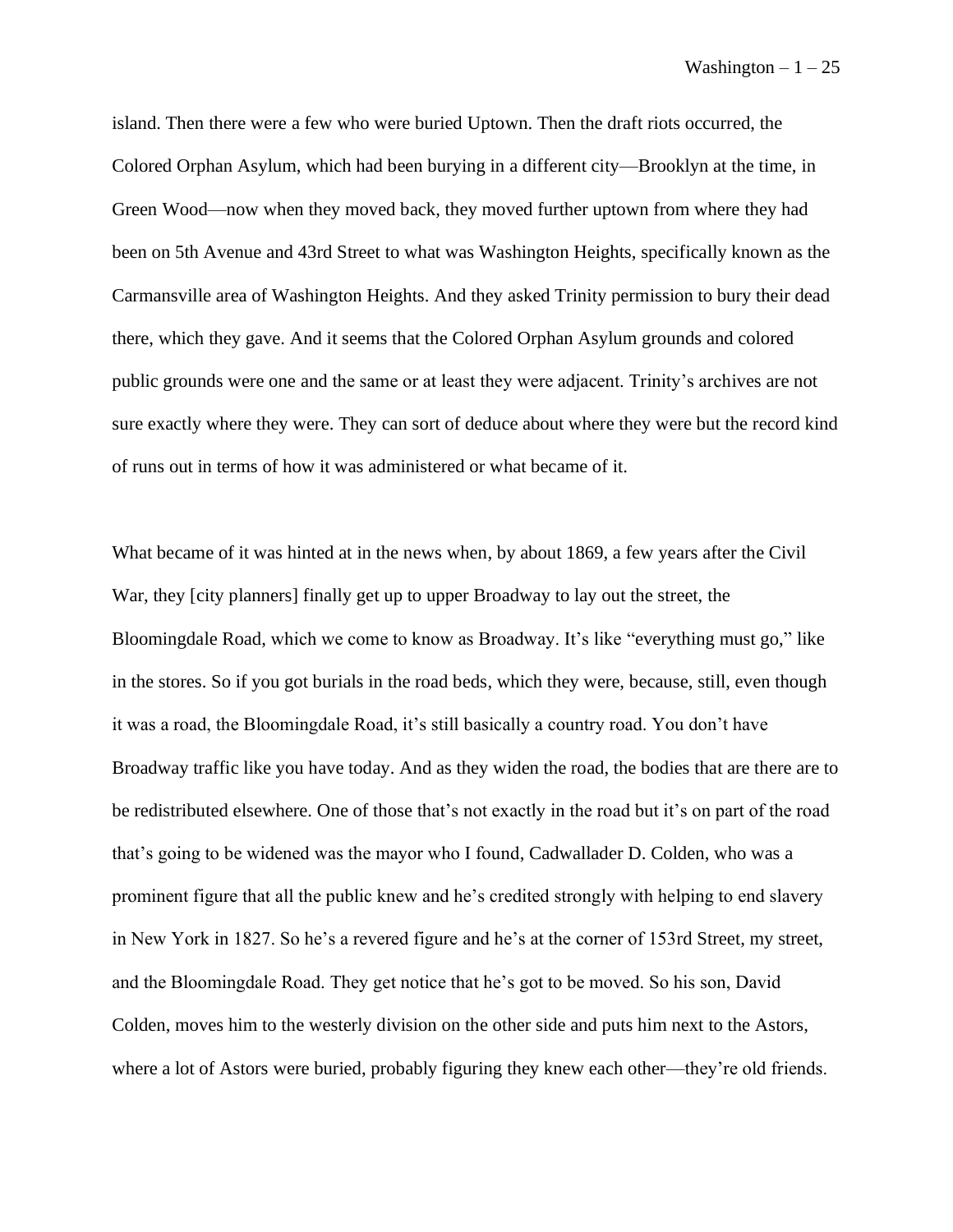island. Then there were a few who were buried Uptown. Then the draft riots occurred, the Colored Orphan Asylum, which had been burying in a different city—Brooklyn at the time, in Green Wood—now when they moved back, they moved further uptown from where they had been on 5th Avenue and 43rd Street to what was Washington Heights, specifically known as the Carmansville area of Washington Heights. And they asked Trinity permission to bury their dead there, which they gave. And it seems that the Colored Orphan Asylum grounds and colored public grounds were one and the same or at least they were adjacent. Trinity's archives are not sure exactly where they were. They can sort of deduce about where they were but the record kind of runs out in terms of how it was administered or what became of it.

What became of it was hinted at in the news when, by about 1869, a few years after the Civil War, they [city planners] finally get up to upper Broadway to lay out the street, the Bloomingdale Road, which we come to know as Broadway. It's like "everything must go," like in the stores. So if you got burials in the road beds, which they were, because, still, even though it was a road, the Bloomingdale Road, it's still basically a country road. You don't have Broadway traffic like you have today. And as they widen the road, the bodies that are there are to be redistributed elsewhere. One of those that's not exactly in the road but it's on part of the road that's going to be widened was the mayor who I found, Cadwallader D. Colden, who was a prominent figure that all the public knew and he's credited strongly with helping to end slavery in New York in 1827. So he's a revered figure and he's at the corner of 153rd Street, my street, and the Bloomingdale Road. They get notice that he's got to be moved. So his son, David Colden, moves him to the westerly division on the other side and puts him next to the Astors, where a lot of Astors were buried, probably figuring they knew each other—they're old friends.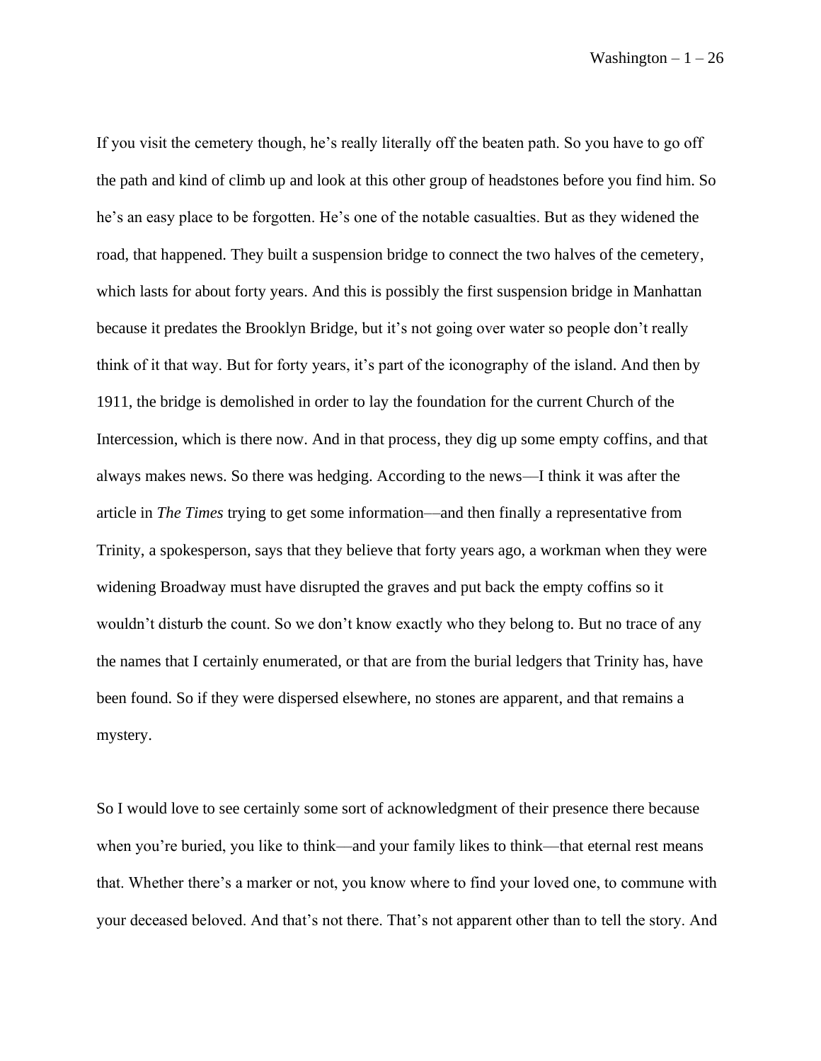If you visit the cemetery though, he's really literally off the beaten path. So you have to go off the path and kind of climb up and look at this other group of headstones before you find him. So he's an easy place to be forgotten. He's one of the notable casualties. But as they widened the road, that happened. They built a suspension bridge to connect the two halves of the cemetery, which lasts for about forty years. And this is possibly the first suspension bridge in Manhattan because it predates the Brooklyn Bridge, but it's not going over water so people don't really think of it that way. But for forty years, it's part of the iconography of the island. And then by 1911, the bridge is demolished in order to lay the foundation for the current Church of the Intercession, which is there now. And in that process, they dig up some empty coffins, and that always makes news. So there was hedging. According to the news—I think it was after the article in *The Times* trying to get some information—and then finally a representative from Trinity, a spokesperson, says that they believe that forty years ago, a workman when they were widening Broadway must have disrupted the graves and put back the empty coffins so it wouldn't disturb the count. So we don't know exactly who they belong to. But no trace of any the names that I certainly enumerated, or that are from the burial ledgers that Trinity has, have been found. So if they were dispersed elsewhere, no stones are apparent, and that remains a mystery.

So I would love to see certainly some sort of acknowledgment of their presence there because when you're buried, you like to think—and your family likes to think—that eternal rest means that. Whether there's a marker or not, you know where to find your loved one, to commune with your deceased beloved. And that's not there. That's not apparent other than to tell the story. And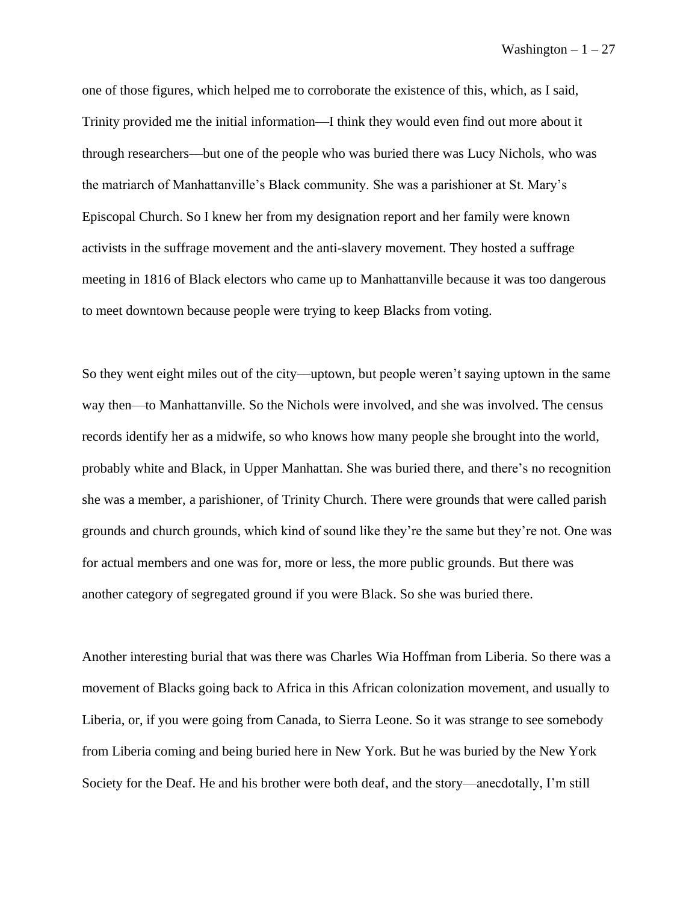one of those figures, which helped me to corroborate the existence of this, which, as I said, Trinity provided me the initial information—I think they would even find out more about it through researchers—but one of the people who was buried there was Lucy Nichols, who was the matriarch of Manhattanville's Black community. She was a parishioner at St. Mary's Episcopal Church. So I knew her from my designation report and her family were known activists in the suffrage movement and the anti-slavery movement. They hosted a suffrage meeting in 1816 of Black electors who came up to Manhattanville because it was too dangerous to meet downtown because people were trying to keep Blacks from voting.

So they went eight miles out of the city—uptown, but people weren't saying uptown in the same way then—to Manhattanville. So the Nichols were involved, and she was involved. The census records identify her as a midwife, so who knows how many people she brought into the world, probably white and Black, in Upper Manhattan. She was buried there, and there's no recognition she was a member, a parishioner, of Trinity Church. There were grounds that were called parish grounds and church grounds, which kind of sound like they're the same but they're not. One was for actual members and one was for, more or less, the more public grounds. But there was another category of segregated ground if you were Black. So she was buried there.

Another interesting burial that was there was Charles Wia Hoffman from Liberia. So there was a movement of Blacks going back to Africa in this African colonization movement, and usually to Liberia, or, if you were going from Canada, to Sierra Leone. So it was strange to see somebody from Liberia coming and being buried here in New York. But he was buried by the New York Society for the Deaf. He and his brother were both deaf, and the story—anecdotally, I'm still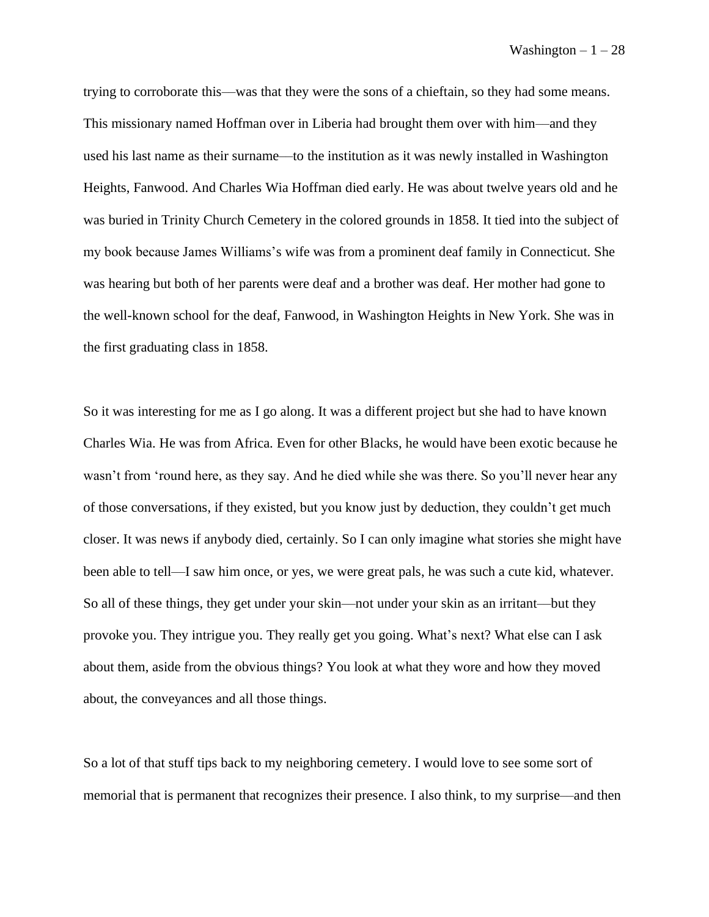trying to corroborate this—was that they were the sons of a chieftain, so they had some means. This missionary named Hoffman over in Liberia had brought them over with him—and they used his last name as their surname—to the institution as it was newly installed in Washington Heights, Fanwood. And Charles Wia Hoffman died early. He was about twelve years old and he was buried in Trinity Church Cemetery in the colored grounds in 1858. It tied into the subject of my book because James Williams's wife was from a prominent deaf family in Connecticut. She was hearing but both of her parents were deaf and a brother was deaf. Her mother had gone to the well-known school for the deaf, Fanwood, in Washington Heights in New York. She was in the first graduating class in 1858.

So it was interesting for me as I go along. It was a different project but she had to have known Charles Wia. He was from Africa. Even for other Blacks, he would have been exotic because he wasn't from 'round here, as they say. And he died while she was there. So you'll never hear any of those conversations, if they existed, but you know just by deduction, they couldn't get much closer. It was news if anybody died, certainly. So I can only imagine what stories she might have been able to tell—I saw him once, or yes, we were great pals, he was such a cute kid, whatever. So all of these things, they get under your skin—not under your skin as an irritant—but they provoke you. They intrigue you. They really get you going. What's next? What else can I ask about them, aside from the obvious things? You look at what they wore and how they moved about, the conveyances and all those things.

So a lot of that stuff tips back to my neighboring cemetery. I would love to see some sort of memorial that is permanent that recognizes their presence. I also think, to my surprise—and then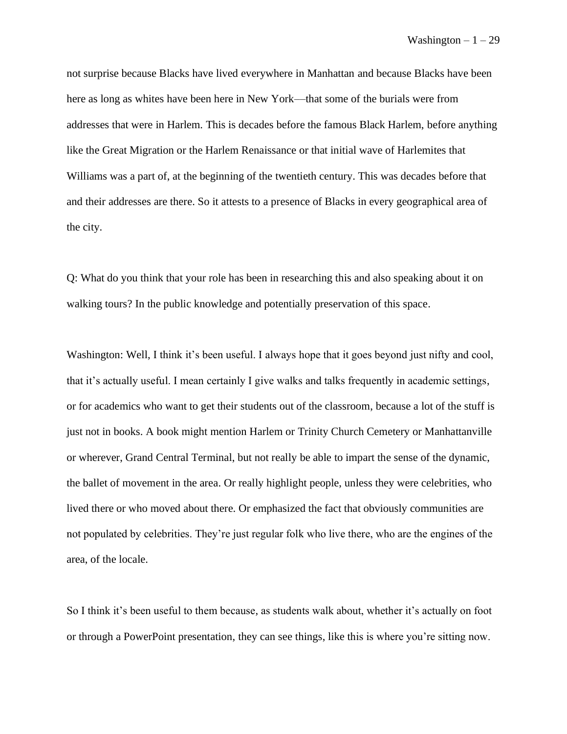not surprise because Blacks have lived everywhere in Manhattan and because Blacks have been here as long as whites have been here in New York—that some of the burials were from addresses that were in Harlem. This is decades before the famous Black Harlem, before anything like the Great Migration or the Harlem Renaissance or that initial wave of Harlemites that Williams was a part of, at the beginning of the twentieth century. This was decades before that and their addresses are there. So it attests to a presence of Blacks in every geographical area of the city.

Q: What do you think that your role has been in researching this and also speaking about it on walking tours? In the public knowledge and potentially preservation of this space.

Washington: Well, I think it's been useful. I always hope that it goes beyond just nifty and cool, that it's actually useful. I mean certainly I give walks and talks frequently in academic settings, or for academics who want to get their students out of the classroom, because a lot of the stuff is just not in books. A book might mention Harlem or Trinity Church Cemetery or Manhattanville or wherever, Grand Central Terminal, but not really be able to impart the sense of the dynamic, the ballet of movement in the area. Or really highlight people, unless they were celebrities, who lived there or who moved about there. Or emphasized the fact that obviously communities are not populated by celebrities. They're just regular folk who live there, who are the engines of the area, of the locale.

So I think it's been useful to them because, as students walk about, whether it's actually on foot or through a PowerPoint presentation, they can see things, like this is where you're sitting now.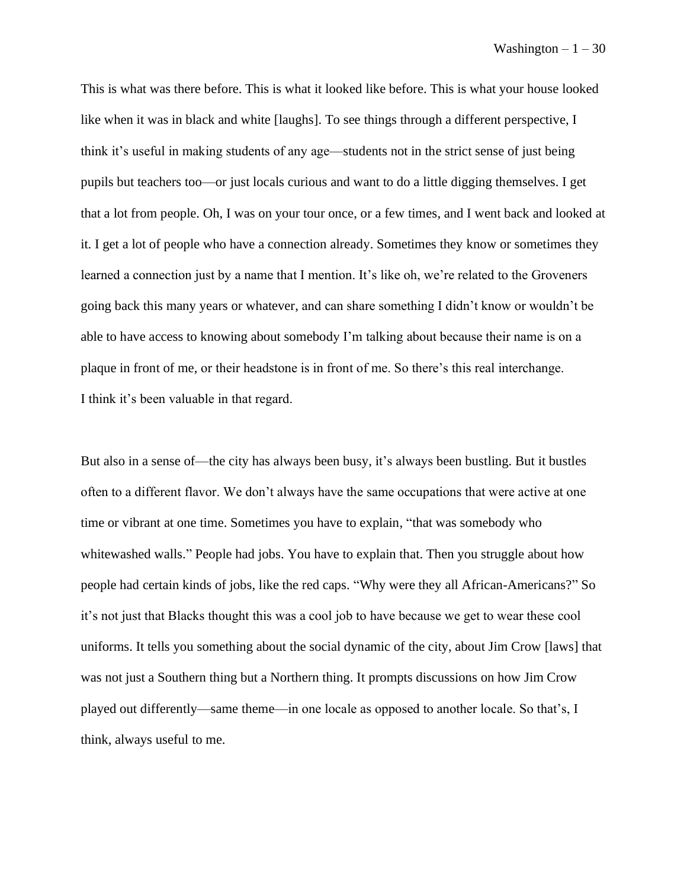This is what was there before. This is what it looked like before. This is what your house looked like when it was in black and white [laughs]. To see things through a different perspective, I think it's useful in making students of any age—students not in the strict sense of just being pupils but teachers too—or just locals curious and want to do a little digging themselves. I get that a lot from people. Oh, I was on your tour once, or a few times, and I went back and looked at it. I get a lot of people who have a connection already. Sometimes they know or sometimes they learned a connection just by a name that I mention. It's like oh, we're related to the Groveners going back this many years or whatever, and can share something I didn't know or wouldn't be able to have access to knowing about somebody I'm talking about because their name is on a plaque in front of me, or their headstone is in front of me. So there's this real interchange. I think it's been valuable in that regard.

But also in a sense of—the city has always been busy, it's always been bustling. But it bustles often to a different flavor. We don't always have the same occupations that were active at one time or vibrant at one time. Sometimes you have to explain, "that was somebody who whitewashed walls." People had jobs. You have to explain that. Then you struggle about how people had certain kinds of jobs, like the red caps. "Why were they all African-Americans?" So it's not just that Blacks thought this was a cool job to have because we get to wear these cool uniforms. It tells you something about the social dynamic of the city, about Jim Crow [laws] that was not just a Southern thing but a Northern thing. It prompts discussions on how Jim Crow played out differently—same theme—in one locale as opposed to another locale. So that's, I think, always useful to me.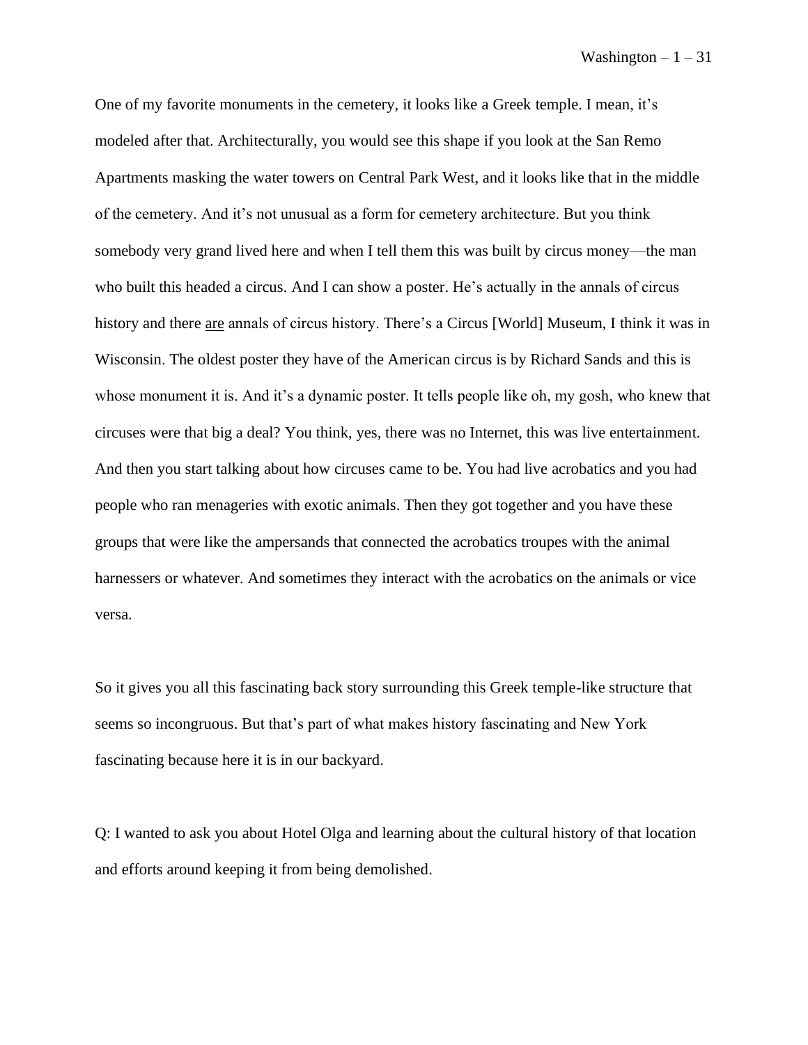One of my favorite monuments in the cemetery, it looks like a Greek temple. I mean, it's modeled after that. Architecturally, you would see this shape if you look at the San Remo Apartments masking the water towers on Central Park West, and it looks like that in the middle of the cemetery. And it's not unusual as a form for cemetery architecture. But you think somebody very grand lived here and when I tell them this was built by circus money—the man who built this headed a circus. And I can show a poster. He's actually in the annals of circus history and there <u>are</u> annals of circus history. There's a Circus [World] Museum, I think it was in Wisconsin. The oldest poster they have of the American circus is by Richard Sands and this is whose monument it is. And it's a dynamic poster. It tells people like oh, my gosh, who knew that circuses were that big a deal? You think, yes, there was no Internet, this was live entertainment. And then you start talking about how circuses came to be. You had live acrobatics and you had people who ran menageries with exotic animals. Then they got together and you have these groups that were like the ampersands that connected the acrobatics troupes with the animal harnessers or whatever. And sometimes they interact with the acrobatics on the animals or vice versa.

So it gives you all this fascinating back story surrounding this Greek temple-like structure that seems so incongruous. But that's part of what makes history fascinating and New York fascinating because here it is in our backyard.

Q: I wanted to ask you about Hotel Olga and learning about the cultural history of that location and efforts around keeping it from being demolished.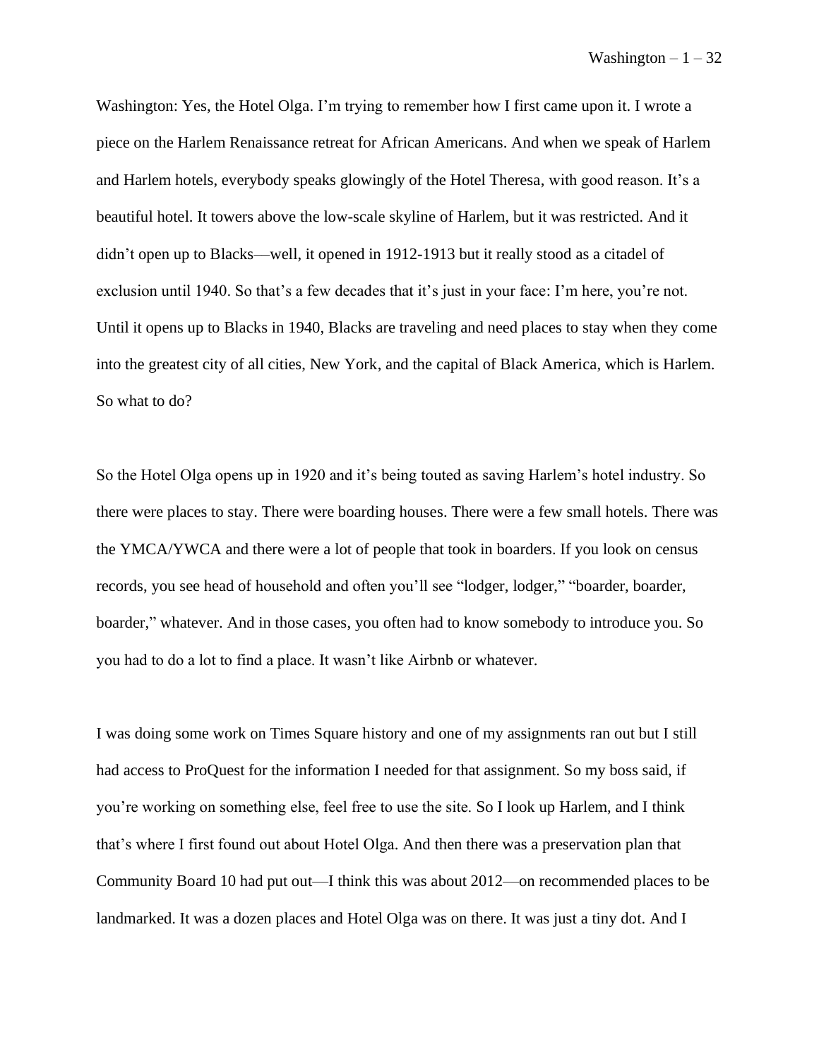Washington: Yes, the Hotel Olga. I'm trying to remember how I first came upon it. I wrote a piece on the Harlem Renaissance retreat for African Americans. And when we speak of Harlem and Harlem hotels, everybody speaks glowingly of the Hotel Theresa, with good reason. It's a beautiful hotel. It towers above the low-scale skyline of Harlem, but it was restricted. And it didn't open up to Blacks—well, it opened in 1912-1913 but it really stood as a citadel of exclusion until 1940. So that's a few decades that it's just in your face: I'm here, you're not. Until it opens up to Blacks in 1940, Blacks are traveling and need places to stay when they come into the greatest city of all cities, New York, and the capital of Black America, which is Harlem. So what to do?

So the Hotel Olga opens up in 1920 and it's being touted as saving Harlem's hotel industry. So there were places to stay. There were boarding houses. There were a few small hotels. There was the YMCA/YWCA and there were a lot of people that took in boarders. If you look on census records, you see head of household and often you'll see "lodger, lodger," "boarder, boarder, boarder," whatever. And in those cases, you often had to know somebody to introduce you. So you had to do a lot to find a place. It wasn't like Airbnb or whatever.

I was doing some work on Times Square history and one of my assignments ran out but I still had access to ProQuest for the information I needed for that assignment. So my boss said, if you're working on something else, feel free to use the site. So I look up Harlem, and I think that's where I first found out about Hotel Olga. And then there was a preservation plan that Community Board 10 had put out—I think this was about 2012—on recommended places to be landmarked. It was a dozen places and Hotel Olga was on there. It was just a tiny dot. And I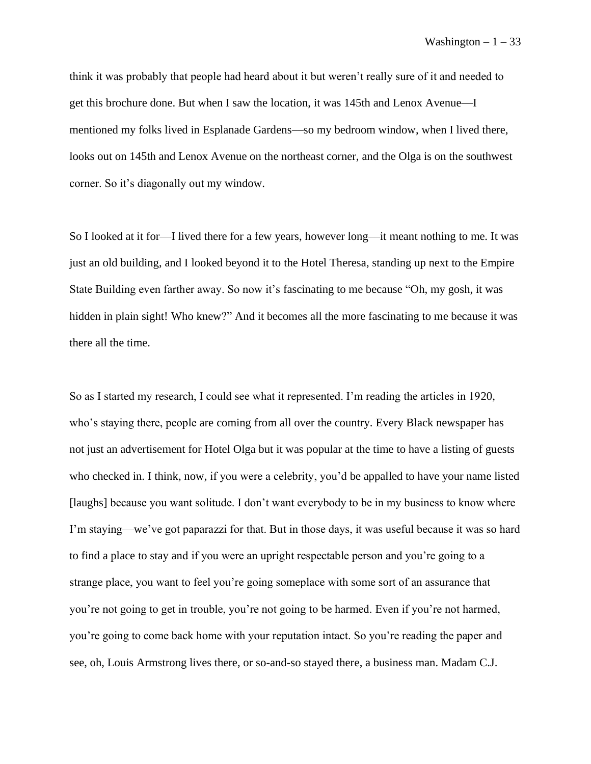think it was probably that people had heard about it but weren't really sure of it and needed to get this brochure done. But when I saw the location, it was 145th and Lenox Avenue—I mentioned my folks lived in Esplanade Gardens—so my bedroom window, when I lived there, looks out on 145th and Lenox Avenue on the northeast corner, and the Olga is on the southwest corner. So it's diagonally out my window.

So I looked at it for—I lived there for a few years, however long—it meant nothing to me. It was just an old building, and I looked beyond it to the Hotel Theresa, standing up next to the Empire State Building even farther away. So now it's fascinating to me because "Oh, my gosh, it was hidden in plain sight! Who knew?" And it becomes all the more fascinating to me because it was there all the time.

So as I started my research, I could see what it represented. I'm reading the articles in 1920, who's staying there, people are coming from all over the country. Every Black newspaper has not just an advertisement for Hotel Olga but it was popular at the time to have a listing of guests who checked in. I think, now, if you were a celebrity, you'd be appalled to have your name listed [laughs] because you want solitude. I don't want everybody to be in my business to know where I'm staying—we've got paparazzi for that. But in those days, it was useful because it was so hard to find a place to stay and if you were an upright respectable person and you're going to a strange place, you want to feel you're going someplace with some sort of an assurance that you're not going to get in trouble, you're not going to be harmed. Even if you're not harmed, you're going to come back home with your reputation intact. So you're reading the paper and see, oh, Louis Armstrong lives there, or so-and-so stayed there, a business man. Madam C.J.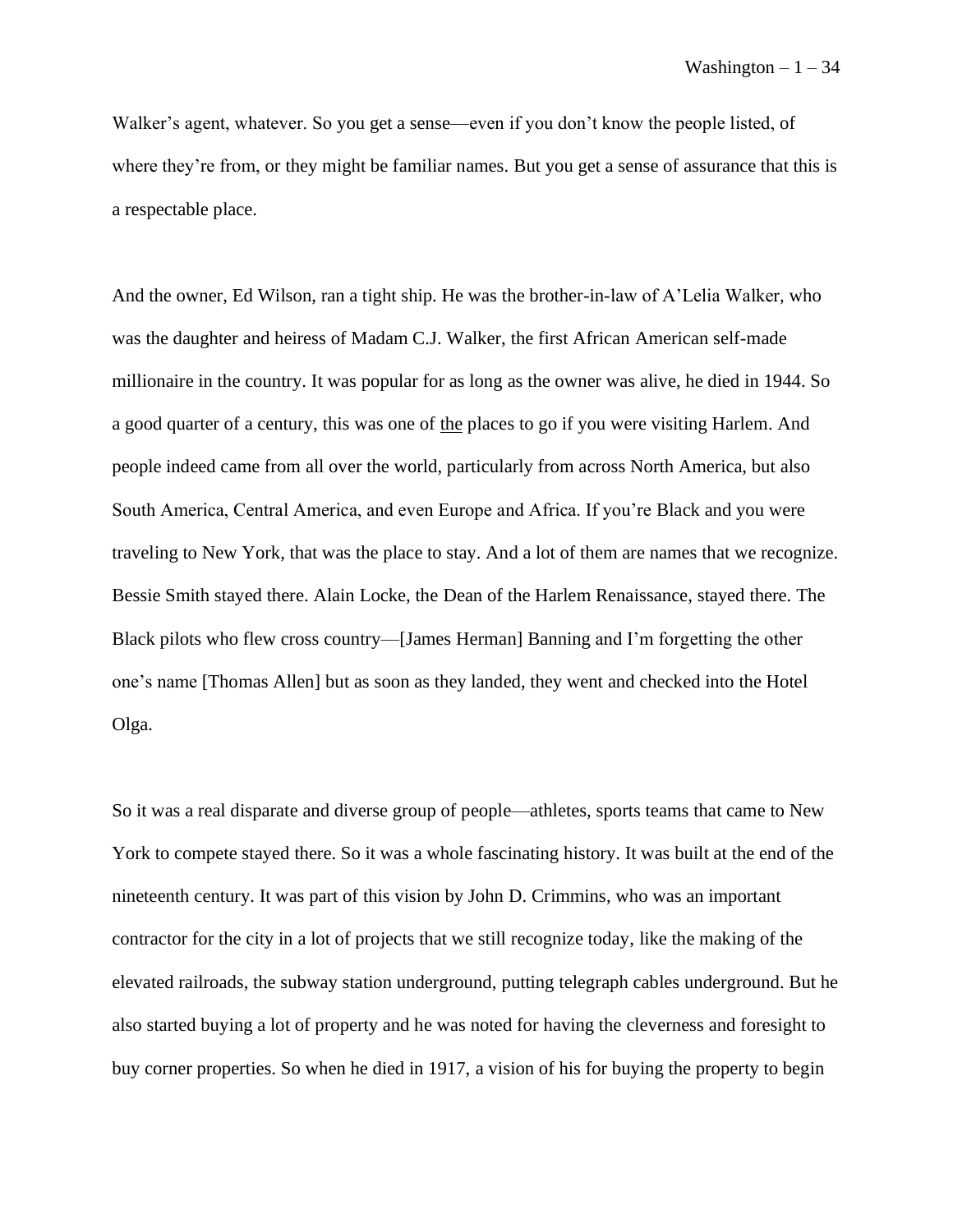Walker's agent, whatever. So you get a sense—even if you don't know the people listed, of where they're from, or they might be familiar names. But you get a sense of assurance that this is a respectable place.

And the owner, Ed Wilson, ran a tight ship. He was the brother-in-law of A'Lelia Walker, who was the daughter and heiress of Madam C.J. Walker, the first African American self-made millionaire in the country. It was popular for as long as the owner was alive, he died in 1944. So a good quarter of a century, this was one of <u>the</u> places to go if you were visiting Harlem. And people indeed came from all over the world, particularly from across North America, but also South America, Central America, and even Europe and Africa. If you're Black and you were traveling to New York, that was the place to stay. And a lot of them are names that we recognize. Bessie Smith stayed there. Alain Locke, the Dean of the Harlem Renaissance, stayed there. The Black pilots who flew cross country—[James Herman] Banning and I'm forgetting the other one's name [Thomas Allen] but as soon as they landed, they went and checked into the Hotel Olga.

So it was a real disparate and diverse group of people—athletes, sports teams that came to New York to compete stayed there. So it was a whole fascinating history. It was built at the end of the nineteenth century. It was part of this vision by John D. Crimmins, who was an important contractor for the city in a lot of projects that we still recognize today, like the making of the elevated railroads, the subway station underground, putting telegraph cables underground. But he also started buying a lot of property and he was noted for having the cleverness and foresight to buy corner properties. So when he died in 1917, a vision of his for buying the property to begin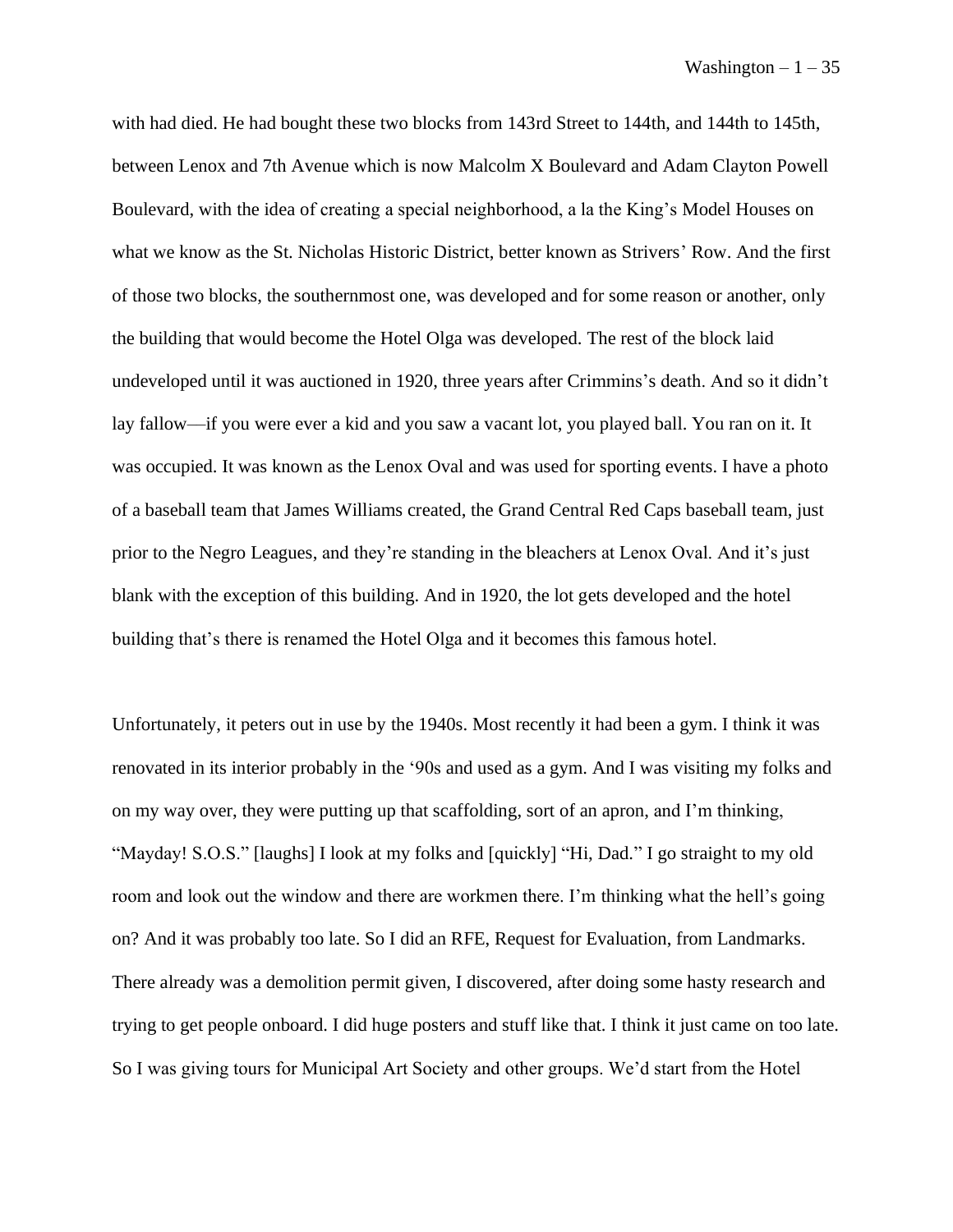with had died. He had bought these two blocks from 143rd Street to 144th, and 144th to 145th, between Lenox and 7th Avenue which is now Malcolm X Boulevard and Adam Clayton Powell Boulevard, with the idea of creating a special neighborhood, a la the King's Model Houses on what we know as the St. Nicholas Historic District, better known as Strivers' Row. And the first of those two blocks, the southernmost one, was developed and for some reason or another, only the building that would become the Hotel Olga was developed. The rest of the block laid undeveloped until it was auctioned in 1920, three years after Crimmins's death. And so it didn't lay fallow—if you were ever a kid and you saw a vacant lot, you played ball. You ran on it. It was occupied. It was known as the Lenox Oval and was used for sporting events. I have a photo of a baseball team that James Williams created, the Grand Central Red Caps baseball team, just prior to the Negro Leagues, and they're standing in the bleachers at Lenox Oval. And it's just blank with the exception of this building. And in 1920, the lot gets developed and the hotel building that's there is renamed the Hotel Olga and it becomes this famous hotel.

Unfortunately, it peters out in use by the 1940s. Most recently it had been a gym. I think it was renovated in its interior probably in the '90s and used as a gym. And I was visiting my folks and on my way over, they were putting up that scaffolding, sort of an apron, and I'm thinking, "Mayday! S.O.S." [laughs] I look at my folks and [quickly] "Hi, Dad." I go straight to my old room and look out the window and there are workmen there. I'm thinking what the hell's going on? And it was probably too late. So I did an RFE, Request for Evaluation, from Landmarks. There already was a demolition permit given, I discovered, after doing some hasty research and trying to get people onboard. I did huge posters and stuff like that. I think it just came on too late. So I was giving tours for Municipal Art Society and other groups. We'd start from the Hotel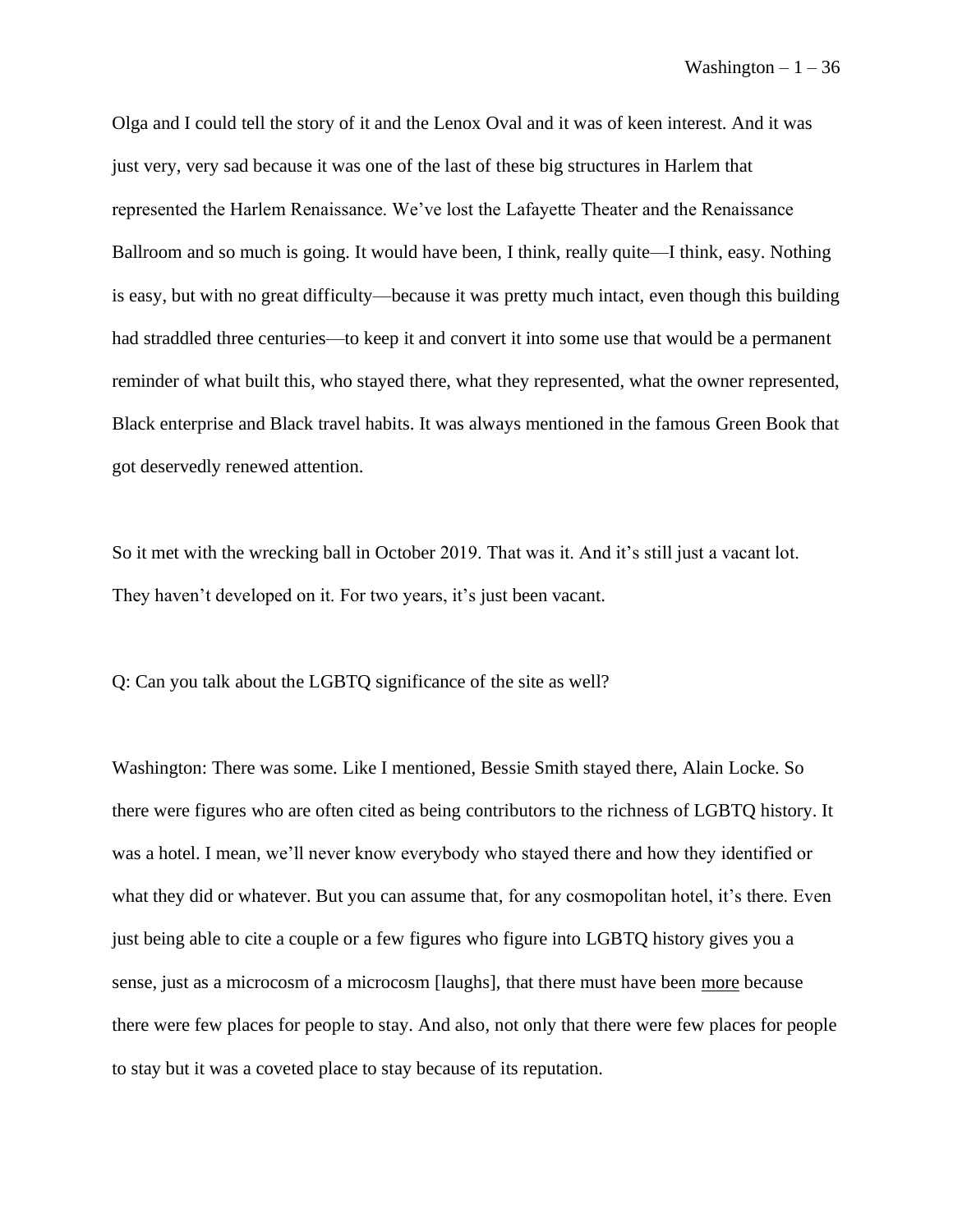Olga and I could tell the story of it and the Lenox Oval and it was of keen interest. And it was just very, very sad because it was one of the last of these big structures in Harlem that represented the Harlem Renaissance. We've lost the Lafayette Theater and the Renaissance Ballroom and so much is going. It would have been, I think, really quite—I think, easy. Nothing is easy, but with no great difficulty—because it was pretty much intact, even though this building had straddled three centuries—to keep it and convert it into some use that would be a permanent reminder of what built this, who stayed there, what they represented, what the owner represented, Black enterprise and Black travel habits. It was always mentioned in the famous Green Book that got deservedly renewed attention.

So it met with the wrecking ball in October 2019. That was it. And it's still just a vacant lot. They haven't developed on it. For two years, it's just been vacant.

Q: Can you talk about the LGBTQ significance of the site as well?

Washington: There was some. Like I mentioned, Bessie Smith stayed there, Alain Locke. So there were figures who are often cited as being contributors to the richness of LGBTQ history. It was a hotel. I mean, we'll never know everybody who stayed there and how they identified or what they did or whatever. But you can assume that, for any cosmopolitan hotel, it's there. Even just being able to cite a couple or a few figures who figure into LGBTQ history gives you a sense, just as a microcosm of a microcosm [laughs], that there must have been more because there were few places for people to stay. And also, not only that there were few places for people to stay but it was a coveted place to stay because of its reputation.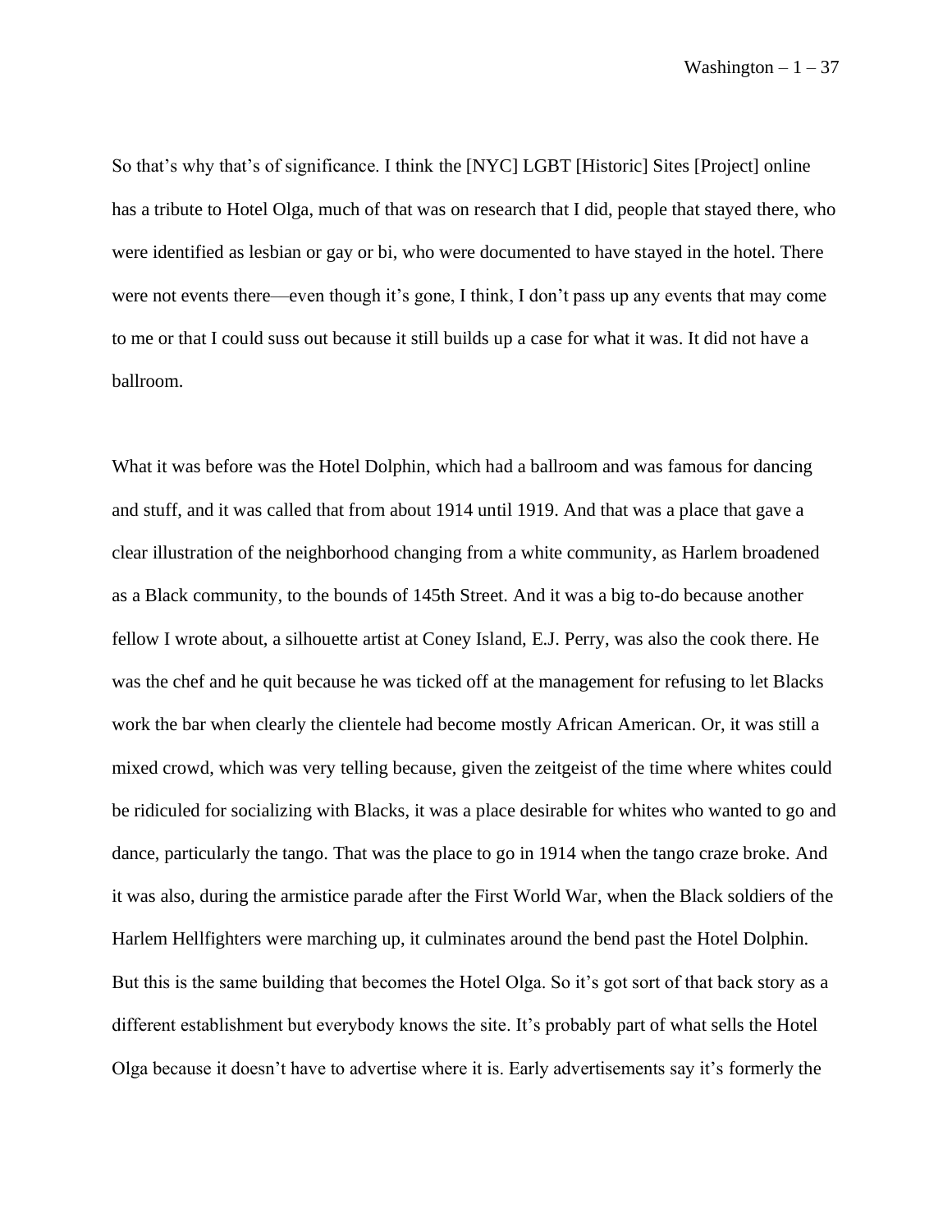So that's why that's of significance. I think the [NYC] LGBT [Historic] Sites [Project] online has a tribute to Hotel Olga, much of that was on research that I did, people that stayed there, who were identified as lesbian or gay or bi, who were documented to have stayed in the hotel. There were not events there—even though it's gone, I think, I don't pass up any events that may come to me or that I could suss out because it still builds up a case for what it was. It did not have a ballroom.

What it was before was the Hotel Dolphin, which had a ballroom and was famous for dancing and stuff, and it was called that from about 1914 until 1919. And that was a place that gave a clear illustration of the neighborhood changing from a white community, as Harlem broadened as a Black community, to the bounds of 145th Street. And it was a big to-do because another fellow I wrote about, a silhouette artist at Coney Island, E.J. Perry, was also the cook there. He was the chef and he quit because he was ticked off at the management for refusing to let Blacks work the bar when clearly the clientele had become mostly African American. Or, it was still a mixed crowd, which was very telling because, given the zeitgeist of the time where whites could be ridiculed for socializing with Blacks, it was a place desirable for whites who wanted to go and dance, particularly the tango. That was the place to go in 1914 when the tango craze broke. And it was also, during the armistice parade after the First World War, when the Black soldiers of the Harlem Hellfighters were marching up, it culminates around the bend past the Hotel Dolphin. But this is the same building that becomes the Hotel Olga. So it's got sort of that back story as a different establishment but everybody knows the site. It's probably part of what sells the Hotel Olga because it doesn't have to advertise where it is. Early advertisements say it's formerly the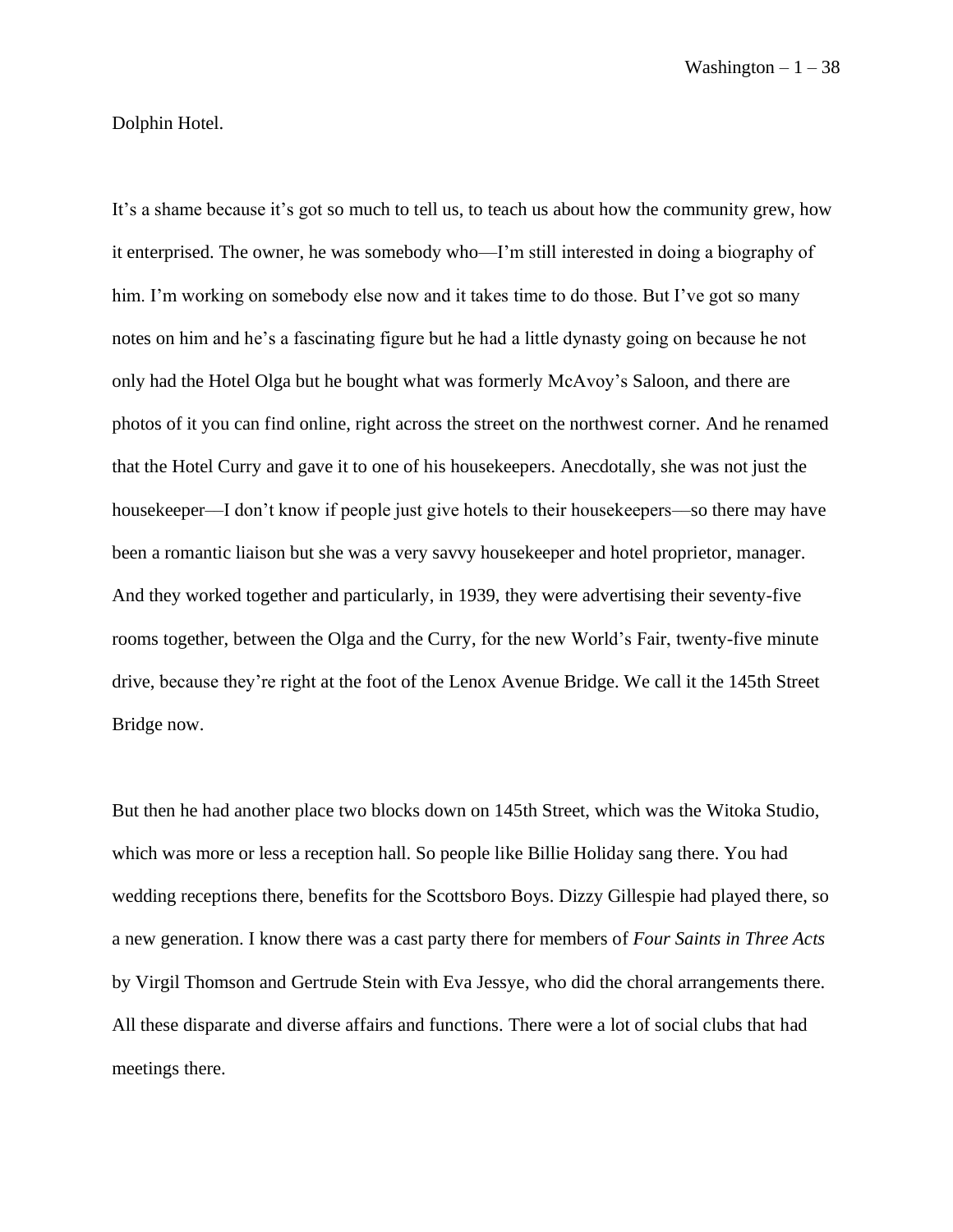Dolphin Hotel.

It's a shame because it's got so much to tell us, to teach us about how the community grew, how it enterprised. The owner, he was somebody who—I'm still interested in doing a biography of him. I'm working on somebody else now and it takes time to do those. But I've got so many notes on him and he's a fascinating figure but he had a little dynasty going on because he not only had the Hotel Olga but he bought what was formerly McAvoy's Saloon, and there are photos of it you can find online, right across the street on the northwest corner. And he renamed that the Hotel Curry and gave it to one of his housekeepers. Anecdotally, she was not just the housekeeper—I don't know if people just give hotels to their housekeepers—so there may have been a romantic liaison but she was a very savvy housekeeper and hotel proprietor, manager. And they worked together and particularly, in 1939, they were advertising their seventy-five rooms together, between the Olga and the Curry, for the new World's Fair, twenty-five minute drive, because they're right at the foot of the Lenox Avenue Bridge. We call it the 145th Street Bridge now.

But then he had another place two blocks down on 145th Street, which was the Witoka Studio, which was more or less a reception hall. So people like Billie Holiday sang there. You had wedding receptions there, benefits for the Scottsboro Boys. Dizzy Gillespie had played there, so a new generation. I know there was a cast party there for members of *Four Saints in Three Acts* by Virgil Thomson and Gertrude Stein with Eva Jessye, who did the choral arrangements there. All these disparate and diverse affairs and functions. There were a lot of social clubs that had meetings there.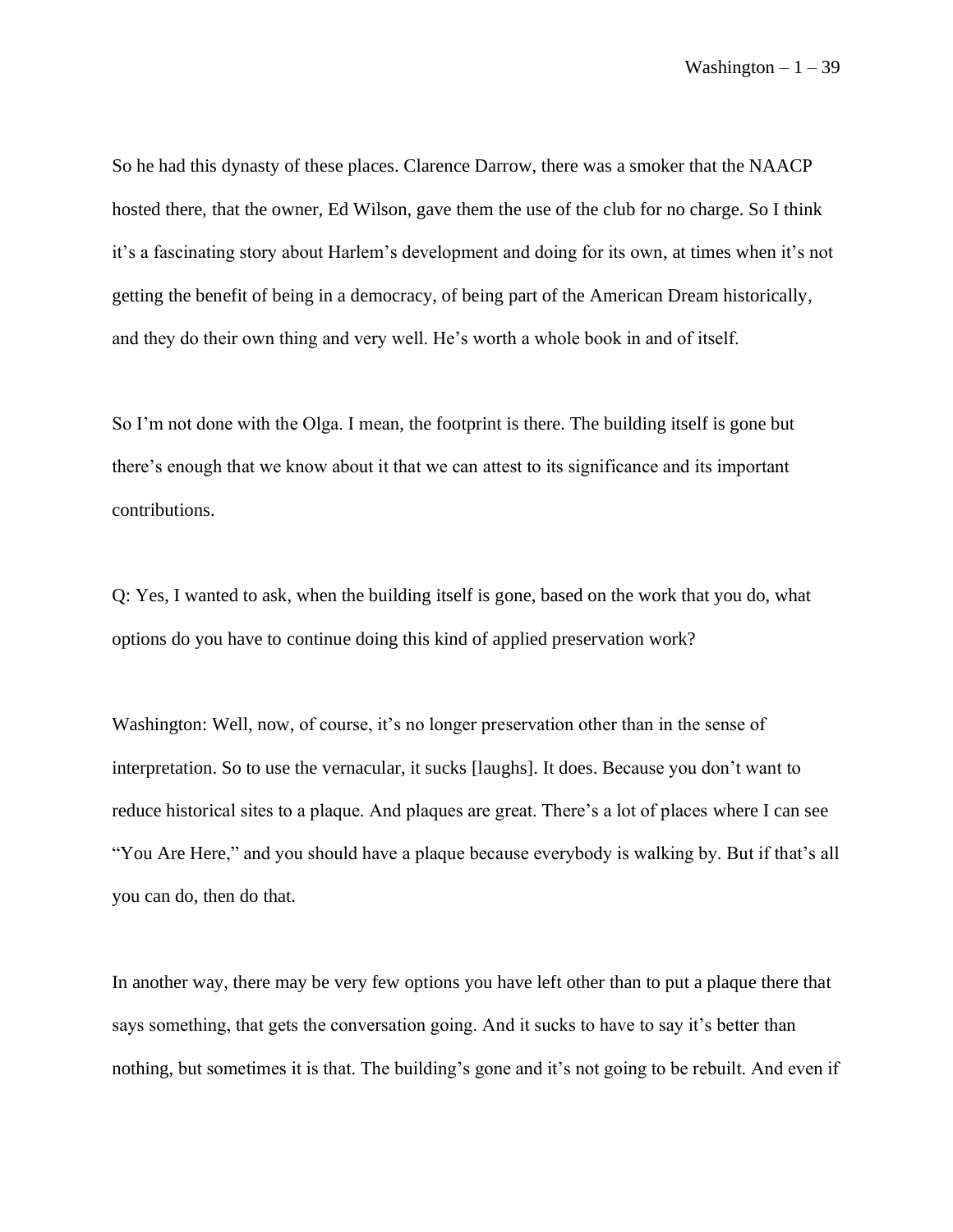So he had this dynasty of these places. Clarence Darrow, there was a smoker that the NAACP hosted there, that the owner, Ed Wilson, gave them the use of the club for no charge. So I think it's a fascinating story about Harlem's development and doing for its own, at times when it's not getting the benefit of being in a democracy, of being part of the American Dream historically, and they do their own thing and very well. He's worth a whole book in and of itself.

So I'm not done with the Olga. I mean, the footprint is there. The building itself is gone but there's enough that we know about it that we can attest to its significance and its important contributions.

Q: Yes, I wanted to ask, when the building itself is gone, based on the work that you do, what options do you have to continue doing this kind of applied preservation work?

Washington: Well, now, of course, it's no longer preservation other than in the sense of interpretation. So to use the vernacular, it sucks [laughs]. It does. Because you don't want to reduce historical sites to a plaque. And plaques are great. There's a lot of places where I can see "You Are Here," and you should have a plaque because everybody is walking by. But if that's all you can do, then do that.

In another way, there may be very few options you have left other than to put a plaque there that says something, that gets the conversation going. And it sucks to have to say it's better than nothing, but sometimes it is that. The building's gone and it's not going to be rebuilt. And even if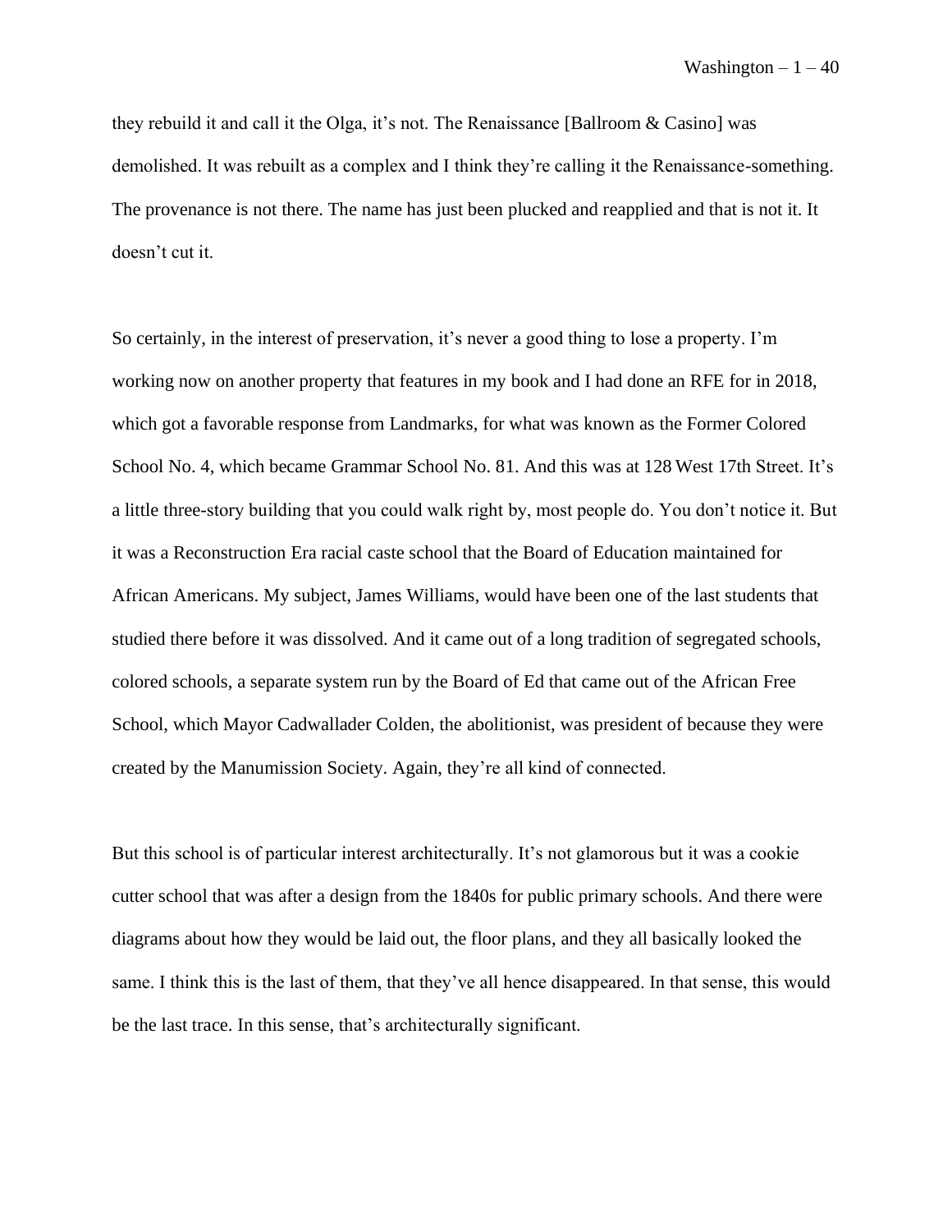they rebuild it and call it the Olga, it's not. The Renaissance [Ballroom & Casino] was demolished. It was rebuilt as a complex and I think they're calling it the Renaissance-something. The provenance is not there. The name has just been plucked and reapplied and that is not it. It doesn't cut it.

So certainly, in the interest of preservation, it's never a good thing to lose a property. I'm working now on another property that features in my book and I had done an RFE for in 2018, which got a favorable response from Landmarks, for what was known as the Former Colored School No. 4, which became Grammar School No. 81. And this was at 128 West 17th Street. It's a little three-story building that you could walk right by, most people do. You don't notice it. But it was a Reconstruction Era racial caste school that the Board of Education maintained for African Americans. My subject, James Williams, would have been one of the last students that studied there before it was dissolved. And it came out of a long tradition of segregated schools, colored schools, a separate system run by the Board of Ed that came out of the African Free School, which Mayor Cadwallader Colden, the abolitionist, was president of because they were created by the Manumission Society. Again, they're all kind of connected.

But this school is of particular interest architecturally. It's not glamorous but it was a cookie cutter school that was after a design from the 1840s for public primary schools. And there were diagrams about how they would be laid out, the floor plans, and they all basically looked the same. I think this is the last of them, that they've all hence disappeared. In that sense, this would be the last trace. In this sense, that's architecturally significant.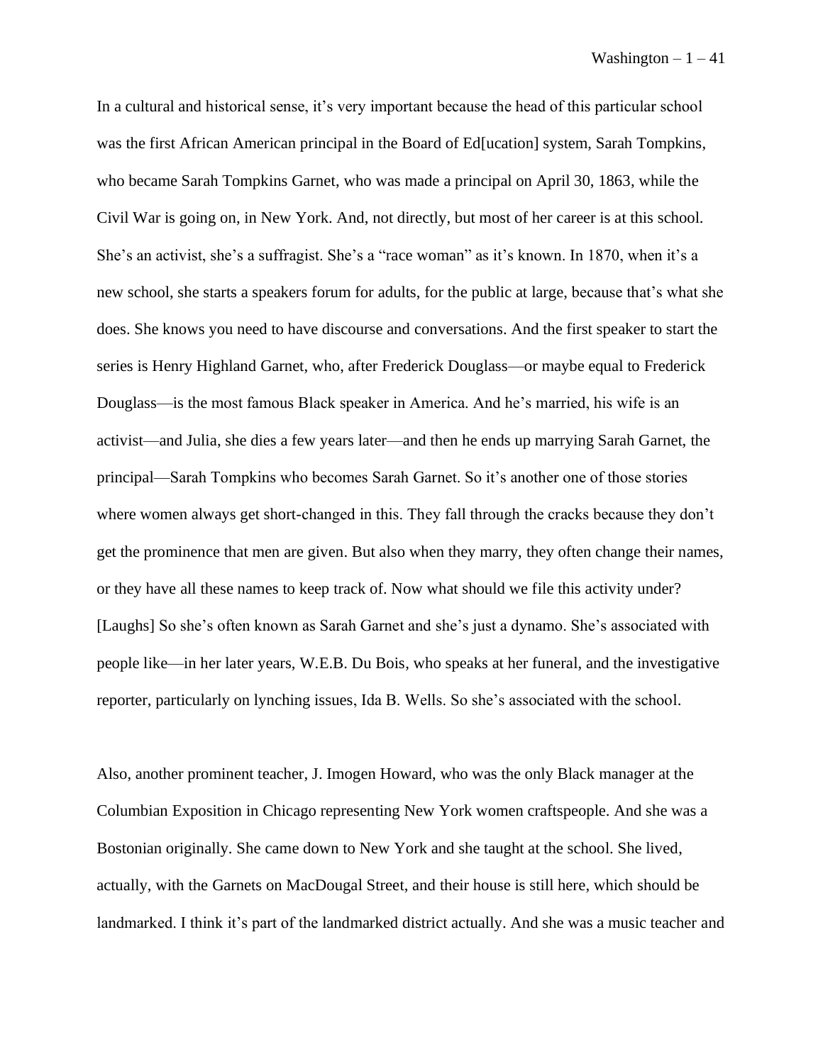In a cultural and historical sense, it's very important because the head of this particular school was the first African American principal in the Board of Ed[ucation] system, Sarah Tompkins, who became Sarah Tompkins Garnet, who was made a principal on April 30, 1863, while the Civil War is going on, in New York. And, not directly, but most of her career is at this school. She's an activist, she's a suffragist. She's a "race woman" as it's known. In 1870, when it's a new school, she starts a speakers forum for adults, for the public at large, because that's what she does. She knows you need to have discourse and conversations. And the first speaker to start the series is Henry Highland Garnet, who, after Frederick Douglass—or maybe equal to Frederick Douglass—is the most famous Black speaker in America. And he's married, his wife is an activist—and Julia, she dies a few years later—and then he ends up marrying Sarah Garnet, the principal—Sarah Tompkins who becomes Sarah Garnet. So it's another one of those stories where women always get short-changed in this. They fall through the cracks because they don't get the prominence that men are given. But also when they marry, they often change their names, or they have all these names to keep track of. Now what should we file this activity under? [Laughs] So she's often known as Sarah Garnet and she's just a dynamo. She's associated with people like—in her later years, W.E.B. Du Bois, who speaks at her funeral, and the investigative reporter, particularly on lynching issues, Ida B. Wells. So she's associated with the school.

Also, another prominent teacher, J. Imogen Howard, who was the only Black manager at the Columbian Exposition in Chicago representing New York women craftspeople. And she was a Bostonian originally. She came down to New York and she taught at the school. She lived, actually, with the Garnets on MacDougal Street, and their house is still here, which should be landmarked. I think it's part of the landmarked district actually. And she was a music teacher and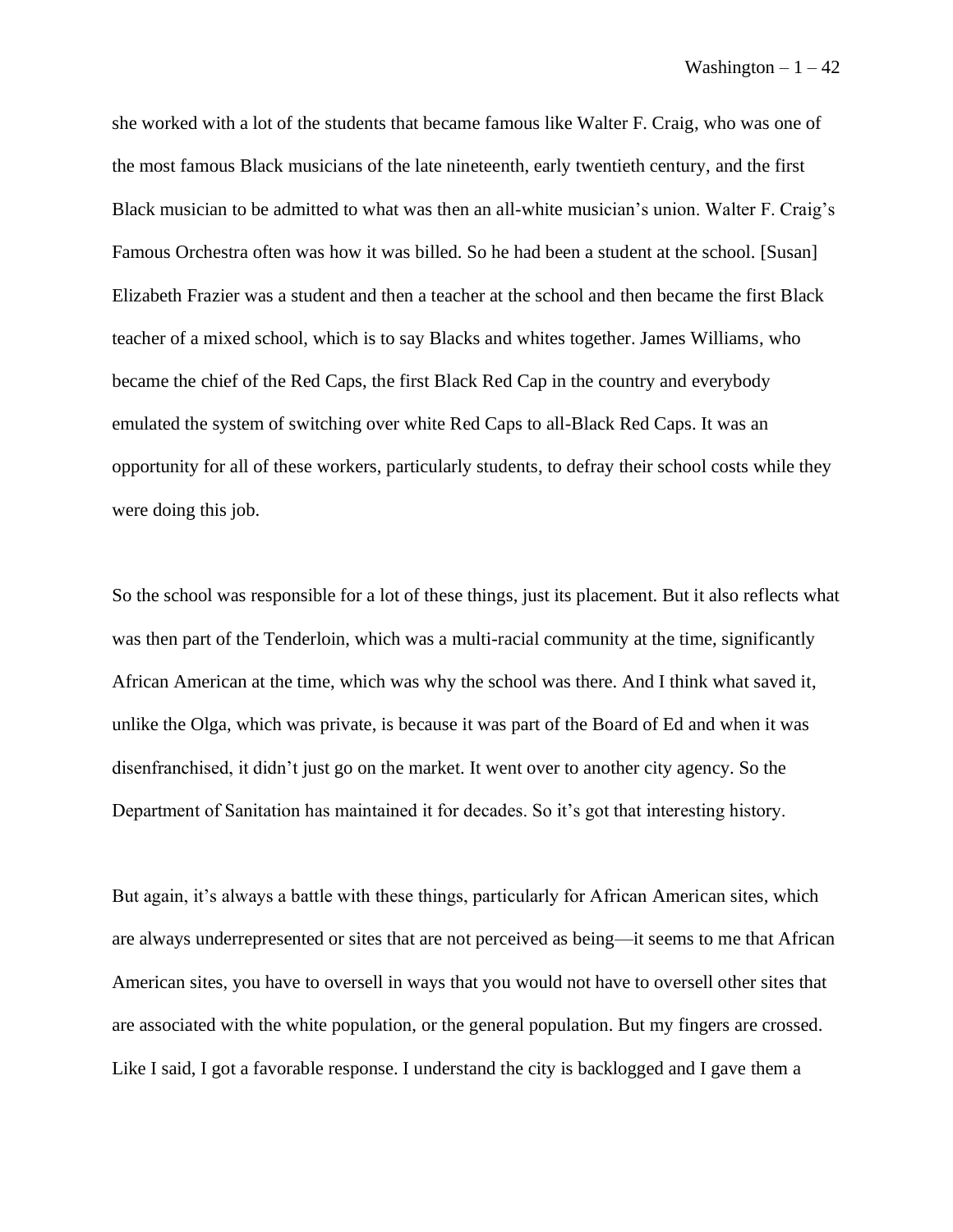she worked with a lot of the students that became famous like Walter F. Craig, who was one of the most famous Black musicians of the late nineteenth, early twentieth century, and the first Black musician to be admitted to what was then an all-white musician's union. Walter F. Craig's Famous Orchestra often was how it was billed. So he had been a student at the school. [Susan] Elizabeth Frazier was a student and then a teacher at the school and then became the first Black teacher of a mixed school, which is to say Blacks and whites together. James Williams, who became the chief of the Red Caps, the first Black Red Cap in the country and everybody emulated the system of switching over white Red Caps to all-Black Red Caps. It was an opportunity for all of these workers, particularly students, to defray their school costs while they were doing this job.

So the school was responsible for a lot of these things, just its placement. But it also reflects what was then part of the Tenderloin, which was a multi-racial community at the time, significantly African American at the time, which was why the school was there. And I think what saved it, unlike the Olga, which was private, is because it was part of the Board of Ed and when it was disenfranchised, it didn't just go on the market. It went over to another city agency. So the Department of Sanitation has maintained it for decades. So it's got that interesting history.

But again, it's always a battle with these things, particularly for African American sites, which are always underrepresented or sites that are not perceived as being—it seems to me that African American sites, you have to oversell in ways that you would not have to oversell other sites that are associated with the white population, or the general population. But my fingers are crossed. Like I said, I got a favorable response. I understand the city is backlogged and I gave them a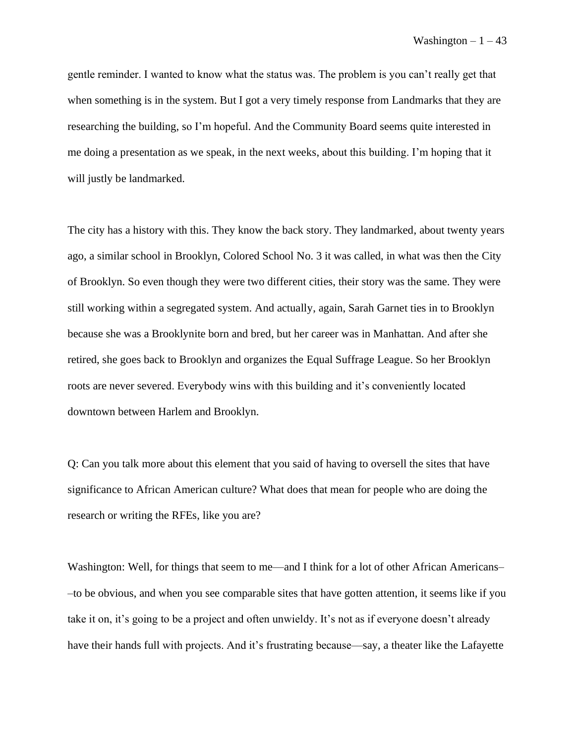gentle reminder. I wanted to know what the status was. The problem is you can't really get that when something is in the system. But I got a very timely response from Landmarks that they are researching the building, so I'm hopeful. And the Community Board seems quite interested in me doing a presentation as we speak, in the next weeks, about this building. I'm hoping that it will justly be landmarked.

The city has a history with this. They know the back story. They landmarked, about twenty years ago, a similar school in Brooklyn, Colored School No. 3 it was called, in what was then the City of Brooklyn. So even though they were two different cities, their story was the same. They were still working within a segregated system. And actually, again, Sarah Garnet ties in to Brooklyn because she was a Brooklynite born and bred, but her career was in Manhattan. And after she retired, she goes back to Brooklyn and organizes the Equal Suffrage League. So her Brooklyn roots are never severed. Everybody wins with this building and it's conveniently located downtown between Harlem and Brooklyn.

Q: Can you talk more about this element that you said of having to oversell the sites that have significance to African American culture? What does that mean for people who are doing the research or writing the RFEs, like you are?

Washington: Well, for things that seem to me—and I think for a lot of other African Americans––to be obvious, and when you see comparable sites that have gotten attention, it seems like if you take it on, it's going to be a project and often unwieldy. It's not as if everyone doesn't already have their hands full with projects. And it's frustrating because—say, a theater like the Lafayette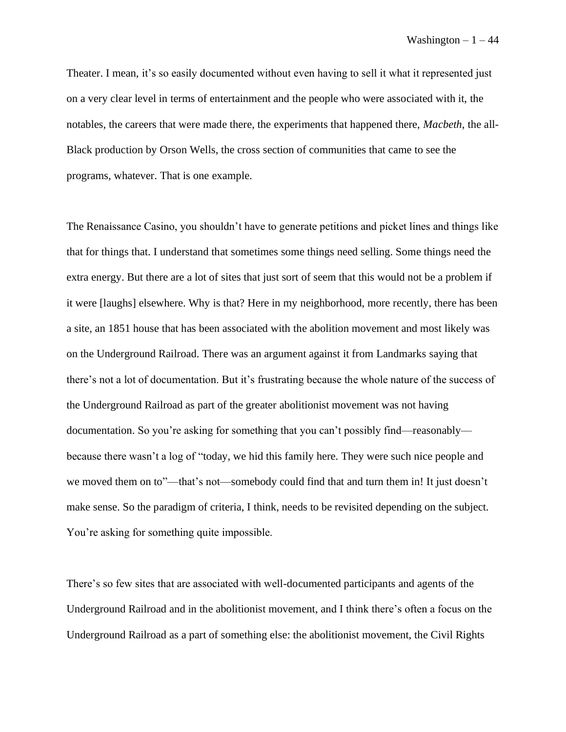Theater. I mean, it's so easily documented without even having to sell it what it represented just on a very clear level in terms of entertainment and the people who were associated with it, the notables, the careers that were made there, the experiments that happened there, *Macbeth*, the all-Black production by Orson Wells, the cross section of communities that came to see the programs, whatever. That is one example.

The Renaissance Casino, you shouldn't have to generate petitions and picket lines and things like that for things that. I understand that sometimes some things need selling. Some things need the extra energy. But there are a lot of sites that just sort of seem that this would not be a problem if it were [laughs] elsewhere. Why is that? Here in my neighborhood, more recently, there has been a site, an 1851 house that has been associated with the abolition movement and most likely was on the Underground Railroad. There was an argument against it from Landmarks saying that there's not a lot of documentation. But it's frustrating because the whole nature of the success of the Underground Railroad as part of the greater abolitionist movement was not having documentation. So you're asking for something that you can't possibly find—reasonably—because there wasn't a log of "today, we hid this family here. They were such nice people and we moved them on to"—that's not—somebody could find that and turn them in! It just doesn't make sense. So the paradigm of criteria, I think, needs to be revisited depending on the subject. You're asking for something quite impossible.

There's so few sites that are associated with well-documented participants and agents of the Underground Railroad and in the abolitionist movement, and I think there's often a focus on the Underground Railroad as a part of something else: the abolitionist movement, the Civil Rights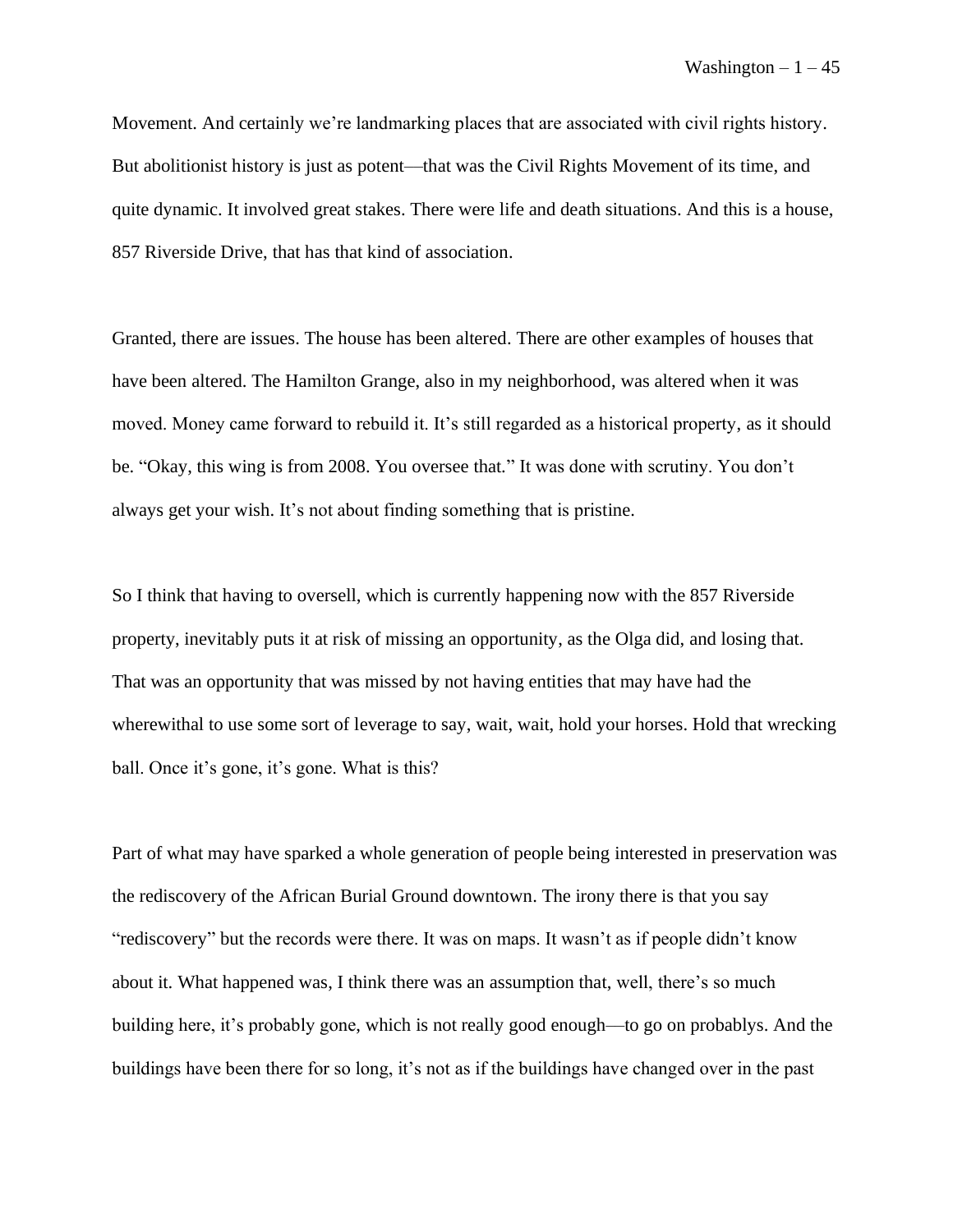Movement. And certainly we're landmarking places that are associated with civil rights history. But abolitionist history is just as potent—that was the Civil Rights Movement of its time, and quite dynamic. It involved great stakes. There were life and death situations. And this is a house, 857 Riverside Drive, that has that kind of association.

Granted, there are issues. The house has been altered. There are other examples of houses that have been altered. The Hamilton Grange, also in my neighborhood, was altered when it was moved. Money came forward to rebuild it. It's still regarded as a historical property, as it should be. "Okay, this wing is from 2008. You oversee that." It was done with scrutiny. You don't always get your wish. It's not about finding something that is pristine.

So I think that having to oversell, which is currently happening now with the 857 Riverside property, inevitably puts it at risk of missing an opportunity, as the Olga did, and losing that. That was an opportunity that was missed by not having entities that may have had the wherewithal to use some sort of leverage to say, wait, wait, hold your horses. Hold that wrecking ball. Once it's gone, it's gone. What is this?

Part of what may have sparked a whole generation of people being interested in preservation was the rediscovery of the African Burial Ground downtown. The irony there is that you say "rediscovery" but the records were there. It was on maps. It wasn't as if people didn't know about it. What happened was, I think there was an assumption that, well, there's so much building here, it's probably gone, which is not really good enough—to go on probablys. And the buildings have been there for so long, it's not as if the buildings have changed over in the past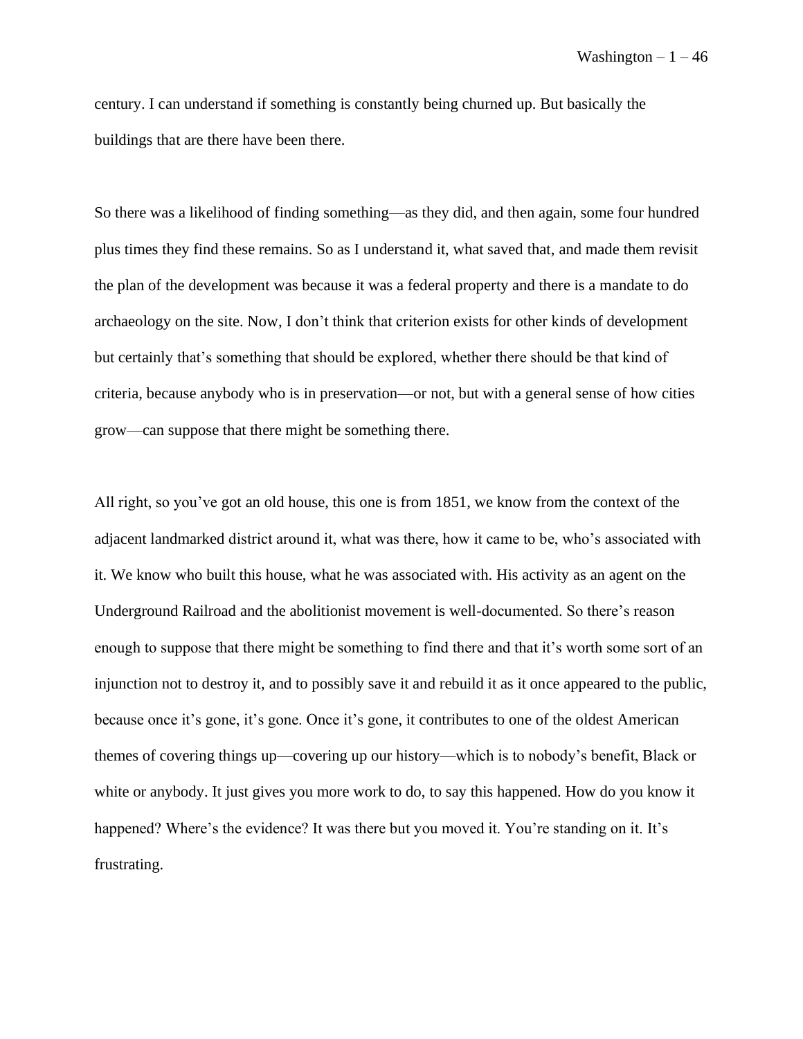century. I can understand if something is constantly being churned up. But basically the buildings that are there have been there.

So there was a likelihood of finding something—as they did, and then again, some four hundred plus times they find these remains. So as I understand it, what saved that, and made them revisit the plan of the development was because it was a federal property and there is a mandate to do archaeology on the site. Now, I don't think that criterion exists for other kinds of development but certainly that's something that should be explored, whether there should be that kind of criteria, because anybody who is in preservation—or not, but with a general sense of how cities grow—can suppose that there might be something there.

All right, so you've got an old house, this one is from 1851, we know from the context of the adjacent landmarked district around it, what was there, how it came to be, who's associated with it. We know who built this house, what he was associated with. His activity as an agent on the Underground Railroad and the abolitionist movement is well-documented. So there's reason enough to suppose that there might be something to find there and that it's worth some sort of an injunction not to destroy it, and to possibly save it and rebuild it as it once appeared to the public, because once it's gone, it's gone. Once it's gone, it contributes to one of the oldest American themes of covering things up—covering up our history—which is to nobody's benefit, Black or white or anybody. It just gives you more work to do, to say this happened. How do you know it happened? Where's the evidence? It was there but you moved it. You're standing on it. It's frustrating.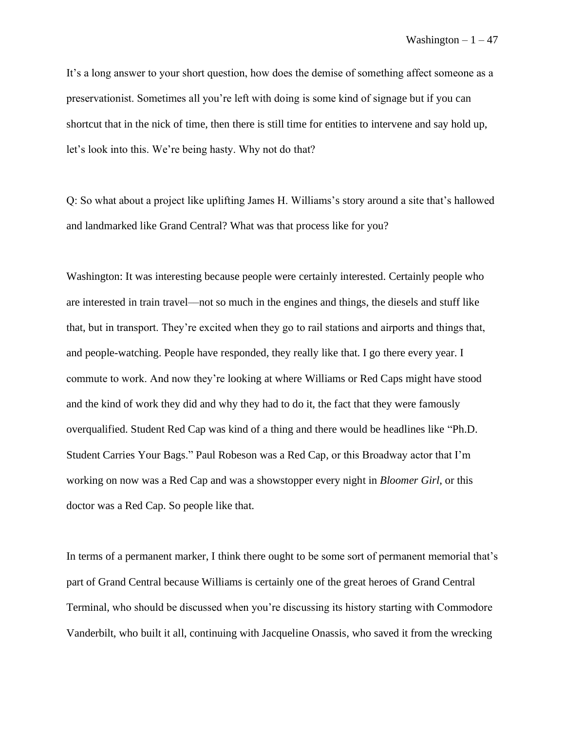It's a long answer to your short question, how does the demise of something affect someone as a preservationist. Sometimes all you're left with doing is some kind of signage but if you can shortcut that in the nick of time, then there is still time for entities to intervene and say hold up, let's look into this. We're being hasty. Why not do that?

Q: So what about a project like uplifting James H. Williams's story around a site that's hallowed and landmarked like Grand Central? What was that process like for you?

Washington: It was interesting because people were certainly interested. Certainly people who are interested in train travel—not so much in the engines and things, the diesels and stuff like that, but in transport. They're excited when they go to rail stations and airports and things that, and people-watching. People have responded, they really like that. I go there every year. I commute to work. And now they're looking at where Williams or Red Caps might have stood and the kind of work they did and why they had to do it, the fact that they were famously overqualified. Student Red Cap was kind of a thing and there would be headlines like "Ph.D. Student Carries Your Bags." Paul Robeson was a Red Cap, or this Broadway actor that I'm working on now was a Red Cap and was a showstopper every night in *Bloomer Girl,* or this doctor was a Red Cap. So people like that.

In terms of a permanent marker, I think there ought to be some sort of permanent memorial that's part of Grand Central because Williams is certainly one of the great heroes of Grand Central Terminal, who should be discussed when you're discussing its history starting with Commodore Vanderbilt, who built it all, continuing with Jacqueline Onassis, who saved it from the wrecking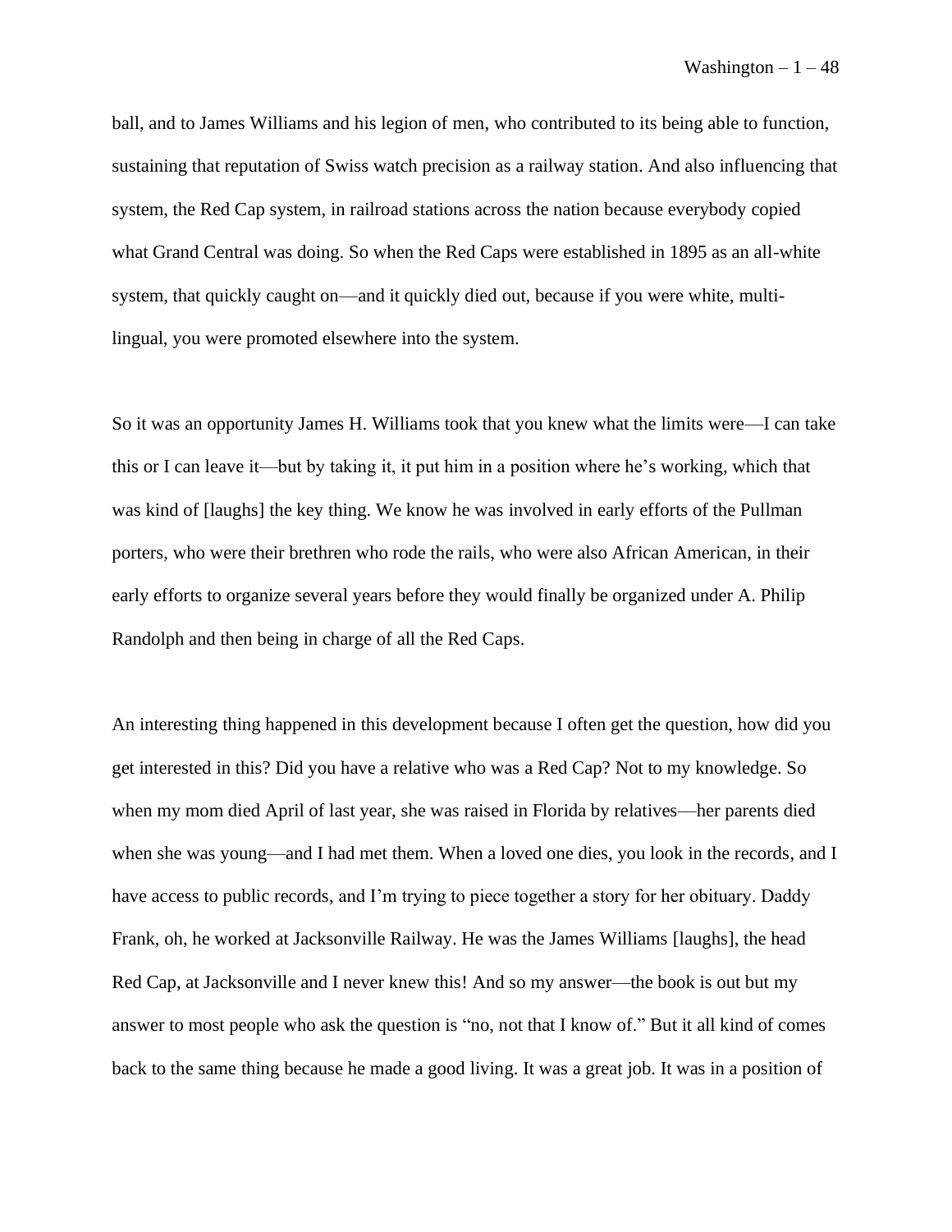ball, and to James Williams and his legion of men, who contributed to its being able to function, sustaining that reputation of Swiss watch precision as a railway station. And also influencing that system, the Red Cap system, in railroad stations across the nation because everybody copied what Grand Central was doing. So when the Red Caps were established in 1895 as an all-white system, that quickly caught on—and it quickly died out, because if you were white, multi-lingual, you were promoted elsewhere into the system.

So it was an opportunity James H. Williams took that you knew what the limits were—I can take this or I can leave it—but by taking it, it put him in a position where he's working, which that was kind of [laughs] the key thing. We know he was involved in early efforts of the Pullman porters, who were their brethren who rode the rails, who were also African American, in their early efforts to organize several years before they would finally be organized under A. Philip Randolph and then being in charge of all the Red Caps.

An interesting thing happened in this development because I often get the question, how did you get interested in this? Did you have a relative who was a Red Cap? Not to my knowledge. So when my mom died April of last year, she was raised in Florida by relatives—her parents died when she was young—and I had met them. When a loved one dies, you look in the records, and I have access to public records, and I'm trying to piece together a story for her obituary. Daddy Frank, oh, he worked at Jacksonville Railway. He was the James Williams [laughs], the head Red Cap, at Jacksonville and I never knew this! And so my answer—the book is out but my answer to most people who ask the question is "no, not that I know of." But it all kind of comes back to the same thing because he made a good living. It was a great job. It was in a position of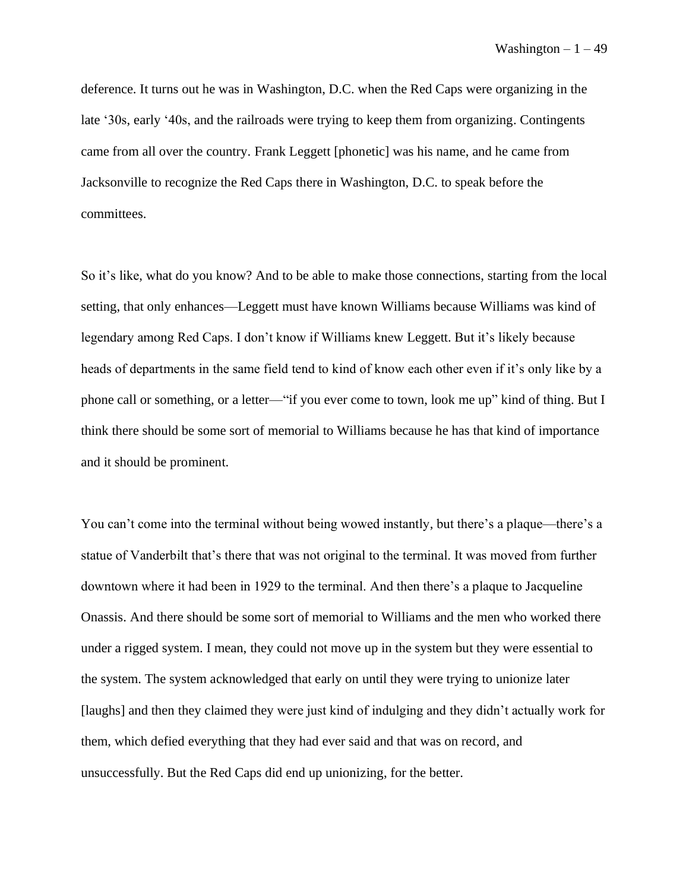deference. It turns out he was in Washington, D.C. when the Red Caps were organizing in the late '30s, early '40s, and the railroads were trying to keep them from organizing. Contingents came from all over the country. Frank Leggett [phonetic] was his name, and he came from Jacksonville to recognize the Red Caps there in Washington, D.C. to speak before the committees.

So it's like, what do you know? And to be able to make those connections, starting from the local setting, that only enhances—Leggett must have known Williams because Williams was kind of legendary among Red Caps. I don't know if Williams knew Leggett. But it's likely because heads of departments in the same field tend to kind of know each other even if it's only like by a phone call or something, or a letter—"if you ever come to town, look me up" kind of thing. But I think there should be some sort of memorial to Williams because he has that kind of importance and it should be prominent.

You can't come into the terminal without being wowed instantly, but there's a plaque—there's a statue of Vanderbilt that's there that was not original to the terminal. It was moved from further downtown where it had been in 1929 to the terminal. And then there's a plaque to Jacqueline Onassis. And there should be some sort of memorial to Williams and the men who worked there under a rigged system. I mean, they could not move up in the system but they were essential to the system. The system acknowledged that early on until they were trying to unionize later [laughs] and then they claimed they were just kind of indulging and they didn't actually work for them, which defied everything that they had ever said and that was on record, and unsuccessfully. But the Red Caps did end up unionizing, for the better.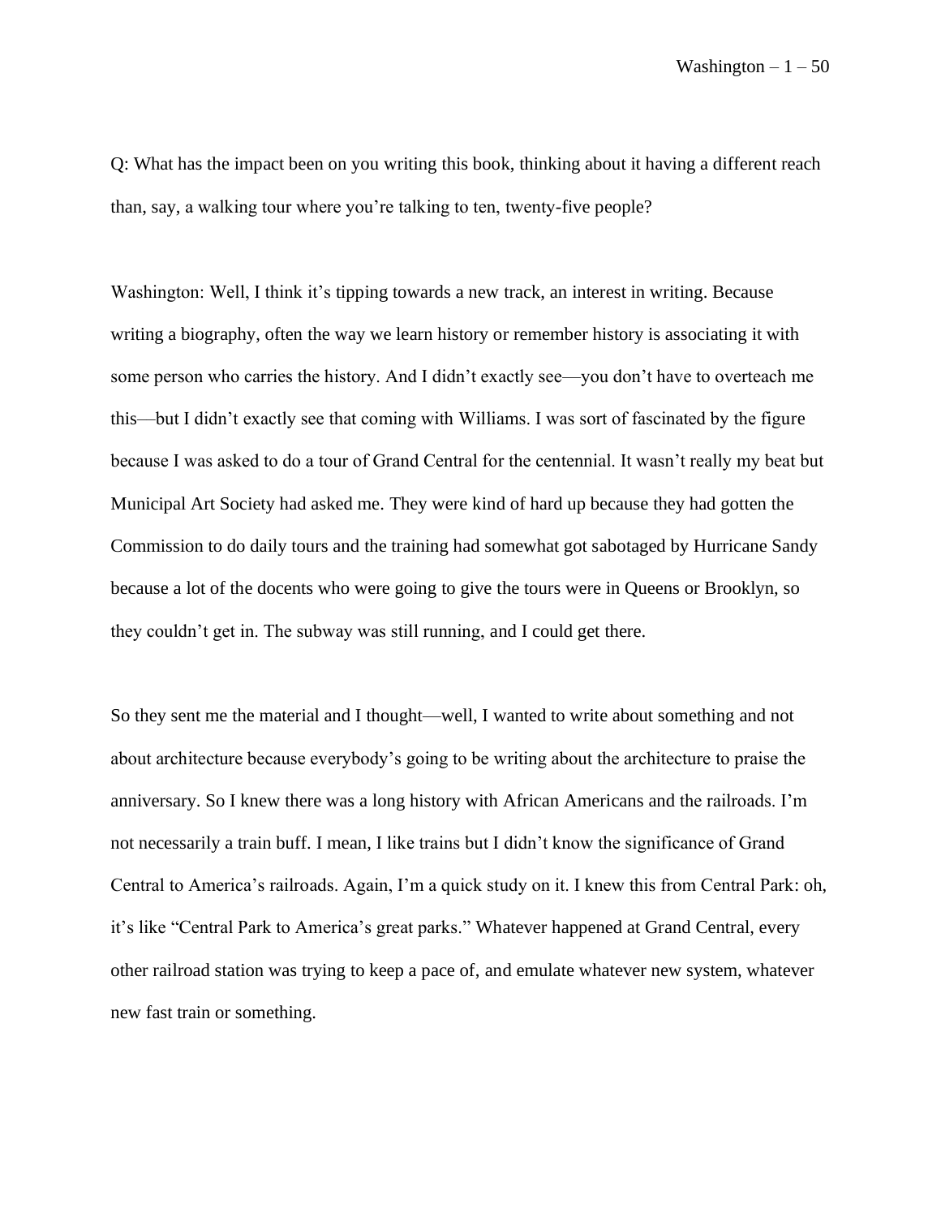Q: What has the impact been on you writing this book, thinking about it having a different reach than, say, a walking tour where you're talking to ten, twenty-five people?

Washington: Well, I think it's tipping towards a new track, an interest in writing. Because writing a biography, often the way we learn history or remember history is associating it with some person who carries the history. And I didn't exactly see—you don't have to overteach me this—but I didn't exactly see that coming with Williams. I was sort of fascinated by the figure because I was asked to do a tour of Grand Central for the centennial. It wasn't really my beat but Municipal Art Society had asked me. They were kind of hard up because they had gotten the Commission to do daily tours and the training had somewhat got sabotaged by Hurricane Sandy because a lot of the docents who were going to give the tours were in Queens or Brooklyn, so they couldn't get in. The subway was still running, and I could get there.

So they sent me the material and I thought—well, I wanted to write about something and not about architecture because everybody's going to be writing about the architecture to praise the anniversary. So I knew there was a long history with African Americans and the railroads. I'm not necessarily a train buff. I mean, I like trains but I didn't know the significance of Grand Central to America's railroads. Again, I'm a quick study on it. I knew this from Central Park: oh, it's like "Central Park to America's great parks." Whatever happened at Grand Central, every other railroad station was trying to keep a pace of, and emulate whatever new system, whatever new fast train or something.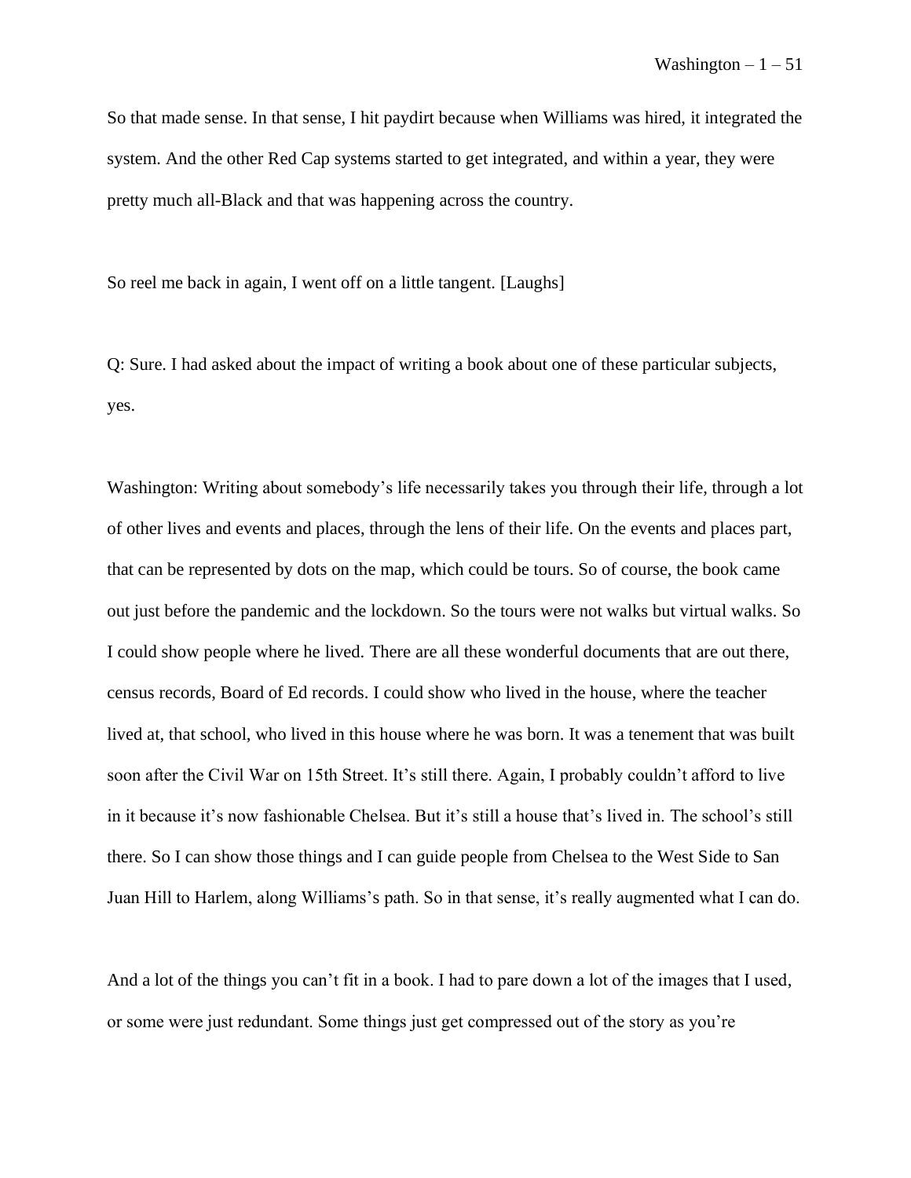So that made sense. In that sense, I hit paydirt because when Williams was hired, it integrated the system. And the other Red Cap systems started to get integrated, and within a year, they were pretty much all-Black and that was happening across the country.

So reel me back in again, I went off on a little tangent. [Laughs]

Q: Sure. I had asked about the impact of writing a book about one of these particular subjects, yes.

Washington: Writing about somebody's life necessarily takes you through their life, through a lot of other lives and events and places, through the lens of their life. On the events and places part, that can be represented by dots on the map, which could be tours. So of course, the book came out just before the pandemic and the lockdown. So the tours were not walks but virtual walks. So I could show people where he lived. There are all these wonderful documents that are out there, census records, Board of Ed records. I could show who lived in the house, where the teacher lived at, that school, who lived in this house where he was born. It was a tenement that was built soon after the Civil War on 15th Street. It's still there. Again, I probably couldn't afford to live in it because it's now fashionable Chelsea. But it's still a house that's lived in. The school's still there. So I can show those things and I can guide people from Chelsea to the West Side to San Juan Hill to Harlem, along Williams's path. So in that sense, it's really augmented what I can do.

And a lot of the things you can't fit in a book. I had to pare down a lot of the images that I used, or some were just redundant. Some things just get compressed out of the story as you're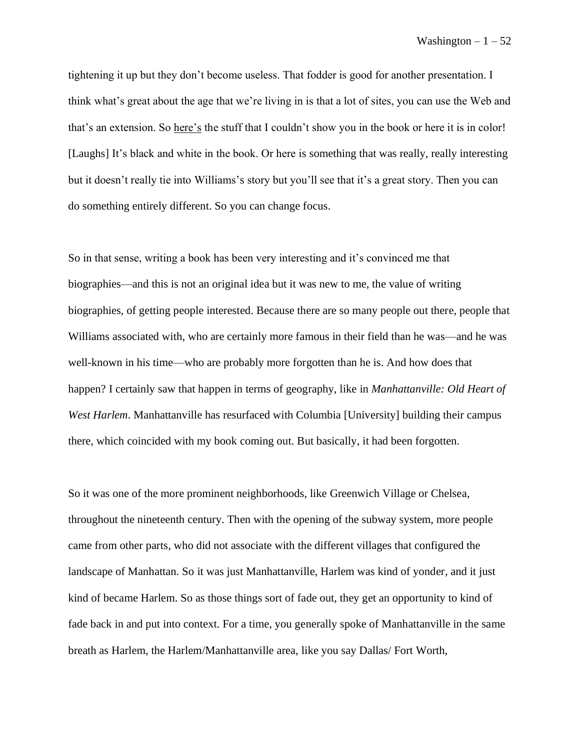tightening it up but they don't become useless. That fodder is good for another presentation. I think what's great about the age that we're living in is that a lot of sites, you can use the Web and that's an extension. So here's the stuff that I couldn't show you in the book or here it is in color! [Laughs] It's black and white in the book. Or here is something that was really, really interesting but it doesn't really tie into Williams's story but you'll see that it's a great story. Then you can do something entirely different. So you can change focus.

So in that sense, writing a book has been very interesting and it's convinced me that biographies—and this is not an original idea but it was new to me, the value of writing biographies, of getting people interested. Because there are so many people out there, people that Williams associated with, who are certainly more famous in their field than he was—and he was well-known in his time—who are probably more forgotten than he is. And how does that happen? I certainly saw that happen in terms of geography, like in *Manhattanville: Old Heart of West Harlem*. Manhattanville has resurfaced with Columbia [University] building their campus there, which coincided with my book coming out. But basically, it had been forgotten.

So it was one of the more prominent neighborhoods, like Greenwich Village or Chelsea, throughout the nineteenth century. Then with the opening of the subway system, more people came from other parts, who did not associate with the different villages that configured the landscape of Manhattan. So it was just Manhattanville, Harlem was kind of yonder, and it just kind of became Harlem. So as those things sort of fade out, they get an opportunity to kind of fade back in and put into context. For a time, you generally spoke of Manhattanville in the same breath as Harlem, the Harlem/Manhattanville area, like you say Dallas/ Fort Worth,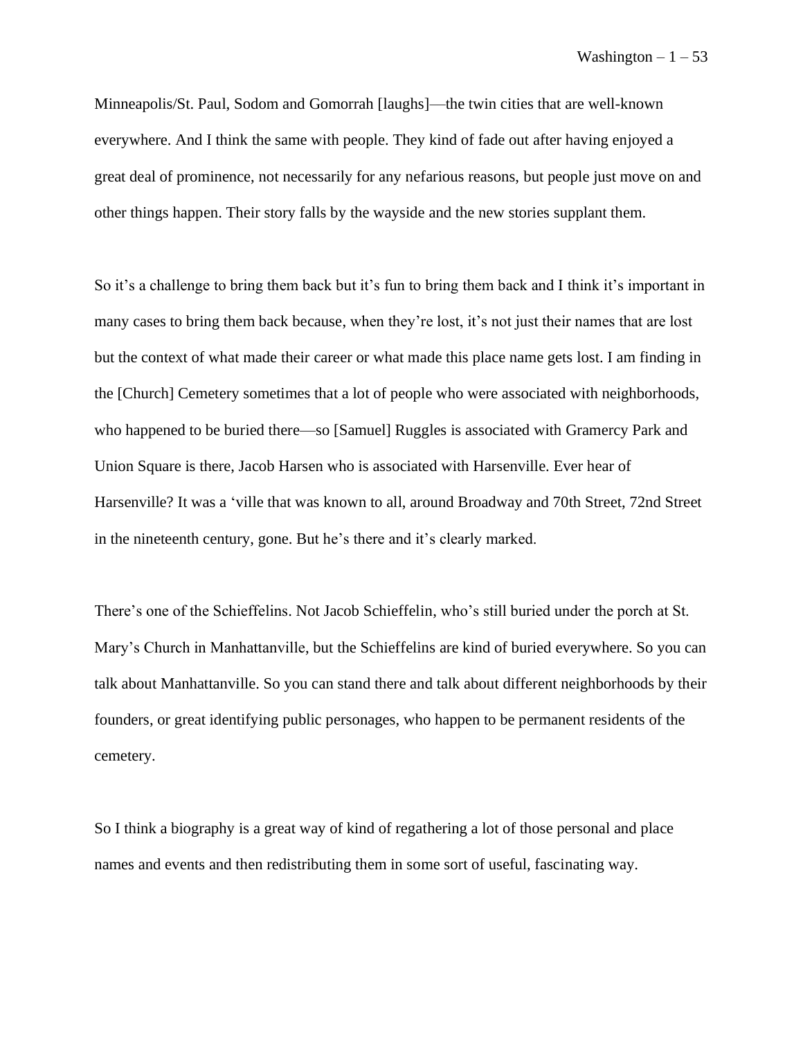Minneapolis/St. Paul, Sodom and Gomorrah [laughs]—the twin cities that are well-known everywhere. And I think the same with people. They kind of fade out after having enjoyed a great deal of prominence, not necessarily for any nefarious reasons, but people just move on and other things happen. Their story falls by the wayside and the new stories supplant them.

So it's a challenge to bring them back but it's fun to bring them back and I think it's important in many cases to bring them back because, when they're lost, it's not just their names that are lost but the context of what made their career or what made this place name gets lost. I am finding in the [Church] Cemetery sometimes that a lot of people who were associated with neighborhoods, who happened to be buried there—so [Samuel] Ruggles is associated with Gramercy Park and Union Square is there, Jacob Harsen who is associated with Harsenville. Ever hear of Harsenville? It was a 'ville that was known to all, around Broadway and 70th Street, 72nd Street in the nineteenth century, gone. But he's there and it's clearly marked.

There's one of the Schieffelins. Not Jacob Schieffelin, who's still buried under the porch at St. Mary's Church in Manhattanville, but the Schieffelins are kind of buried everywhere. So you can talk about Manhattanville. So you can stand there and talk about different neighborhoods by their founders, or great identifying public personages, who happen to be permanent residents of the cemetery.

So I think a biography is a great way of kind of regathering a lot of those personal and place names and events and then redistributing them in some sort of useful, fascinating way.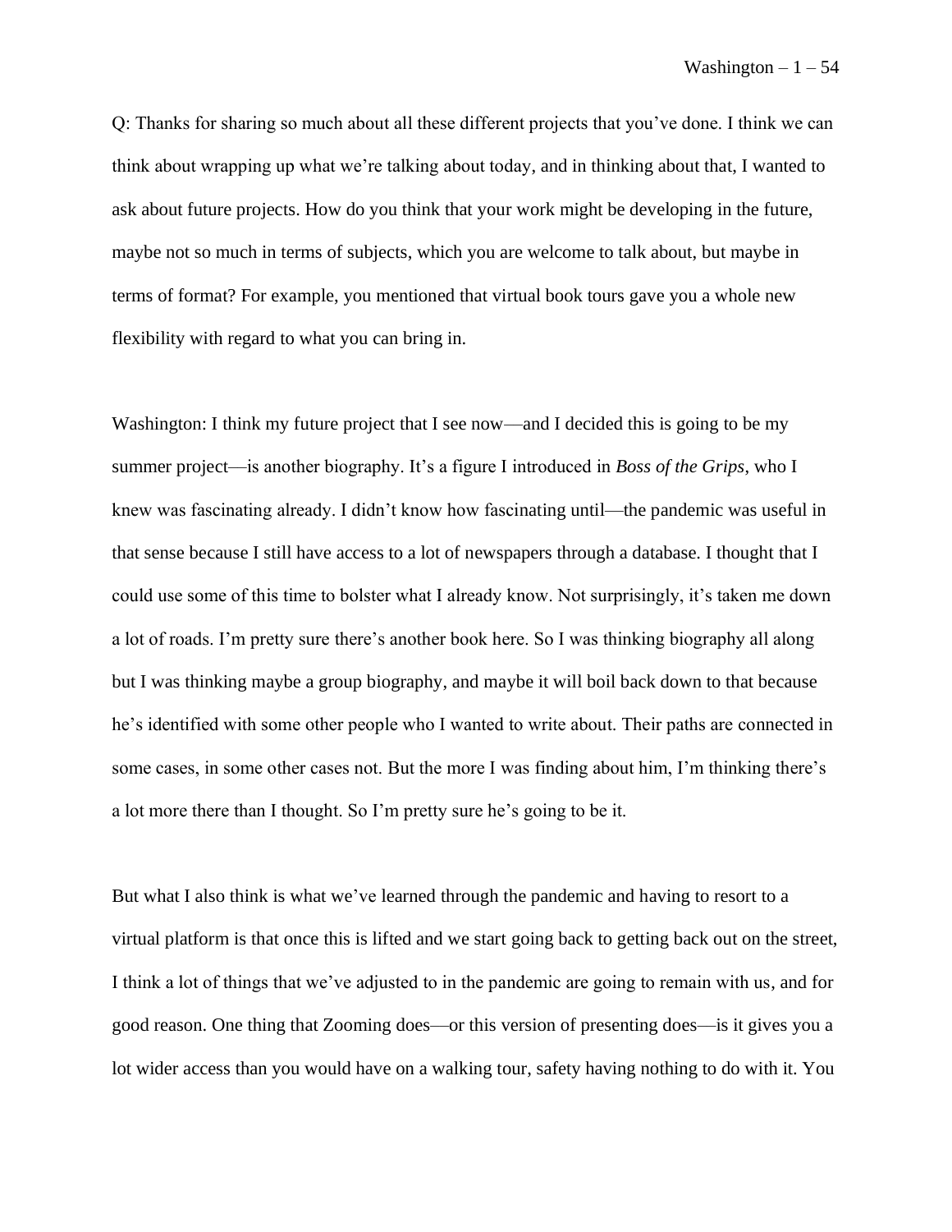Q: Thanks for sharing so much about all these different projects that you've done. I think we can think about wrapping up what we're talking about today, and in thinking about that, I wanted to ask about future projects. How do you think that your work might be developing in the future, maybe not so much in terms of subjects, which you are welcome to talk about, but maybe in terms of format? For example, you mentioned that virtual book tours gave you a whole new flexibility with regard to what you can bring in.

Washington: I think my future project that I see now—and I decided this is going to be my summer project—is another biography. It's a figure I introduced in *Boss of the Grips*, who I knew was fascinating already. I didn't know how fascinating until—the pandemic was useful in that sense because I still have access to a lot of newspapers through a database. I thought that I could use some of this time to bolster what I already know. Not surprisingly, it's taken me down a lot of roads. I'm pretty sure there's another book here. So I was thinking biography all along but I was thinking maybe a group biography, and maybe it will boil back down to that because he's identified with some other people who I wanted to write about. Their paths are connected in some cases, in some other cases not. But the more I was finding about him, I'm thinking there's a lot more there than I thought. So I'm pretty sure he's going to be it.

But what I also think is what we've learned through the pandemic and having to resort to a virtual platform is that once this is lifted and we start going back to getting back out on the street, I think a lot of things that we've adjusted to in the pandemic are going to remain with us, and for good reason. One thing that Zooming does—or this version of presenting does—is it gives you a lot wider access than you would have on a walking tour, safety having nothing to do with it. You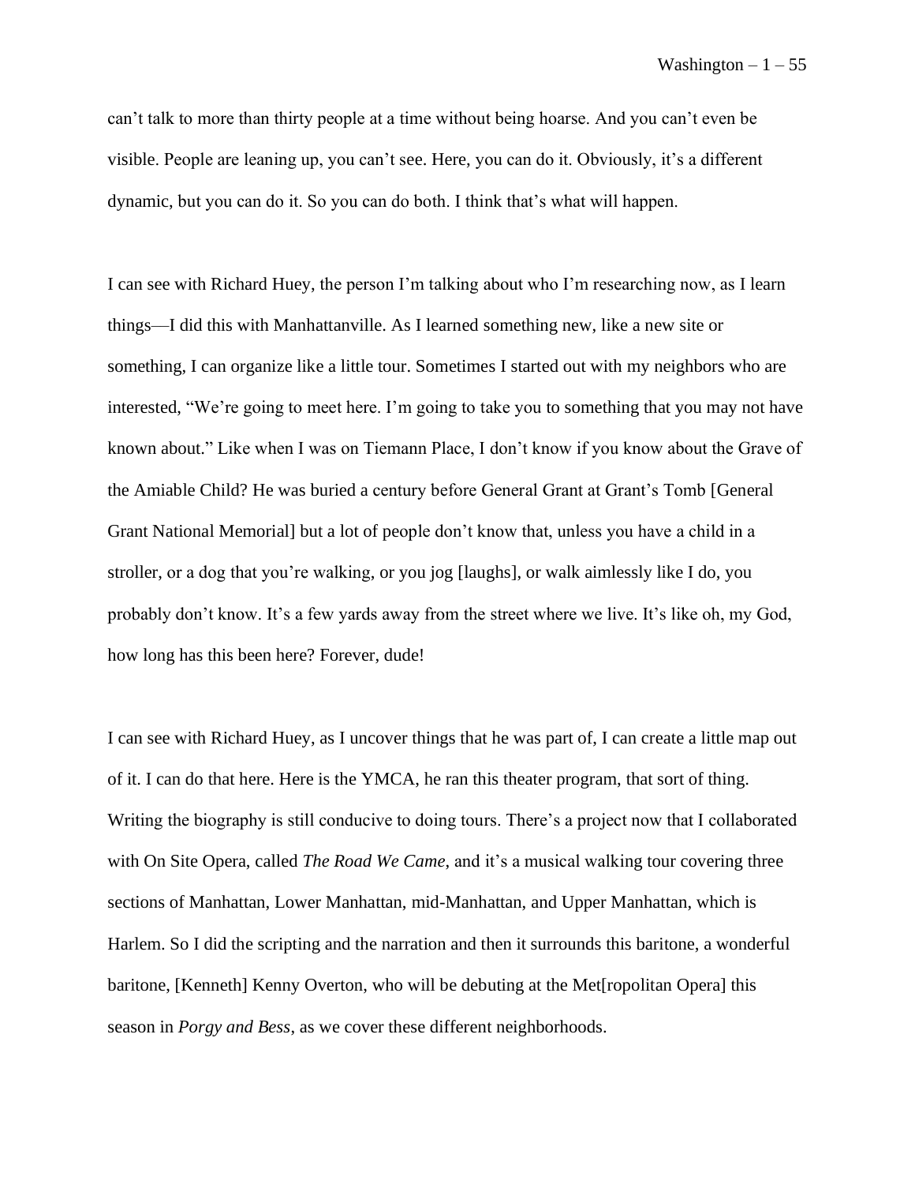can't talk to more than thirty people at a time without being hoarse. And you can't even be visible. People are leaning up, you can't see. Here, you can do it. Obviously, it's a different dynamic, but you can do it. So you can do both. I think that's what will happen.

I can see with Richard Huey, the person I'm talking about who I'm researching now, as I learn things—I did this with Manhattanville. As I learned something new, like a new site or something, I can organize like a little tour. Sometimes I started out with my neighbors who are interested, "We're going to meet here. I'm going to take you to something that you may not have known about." Like when I was on Tiemann Place, I don't know if you know about the Grave of the Amiable Child? He was buried a century before General Grant at Grant's Tomb [General Grant National Memorial] but a lot of people don't know that, unless you have a child in a stroller, or a dog that you're walking, or you jog [laughs], or walk aimlessly like I do, you probably don't know. It's a few yards away from the street where we live. It's like oh, my God, how long has this been here? Forever, dude!

I can see with Richard Huey, as I uncover things that he was part of, I can create a little map out of it. I can do that here. Here is the YMCA, he ran this theater program, that sort of thing. Writing the biography is still conducive to doing tours. There's a project now that I collaborated with On Site Opera, called *The Road We Came*, and it's a musical walking tour covering three sections of Manhattan, Lower Manhattan, mid-Manhattan, and Upper Manhattan, which is Harlem. So I did the scripting and the narration and then it surrounds this baritone, a wonderful baritone, [Kenneth] Kenny Overton, who will be debuting at the Met[ropolitan Opera] this season in *Porgy and Bess*, as we cover these different neighborhoods.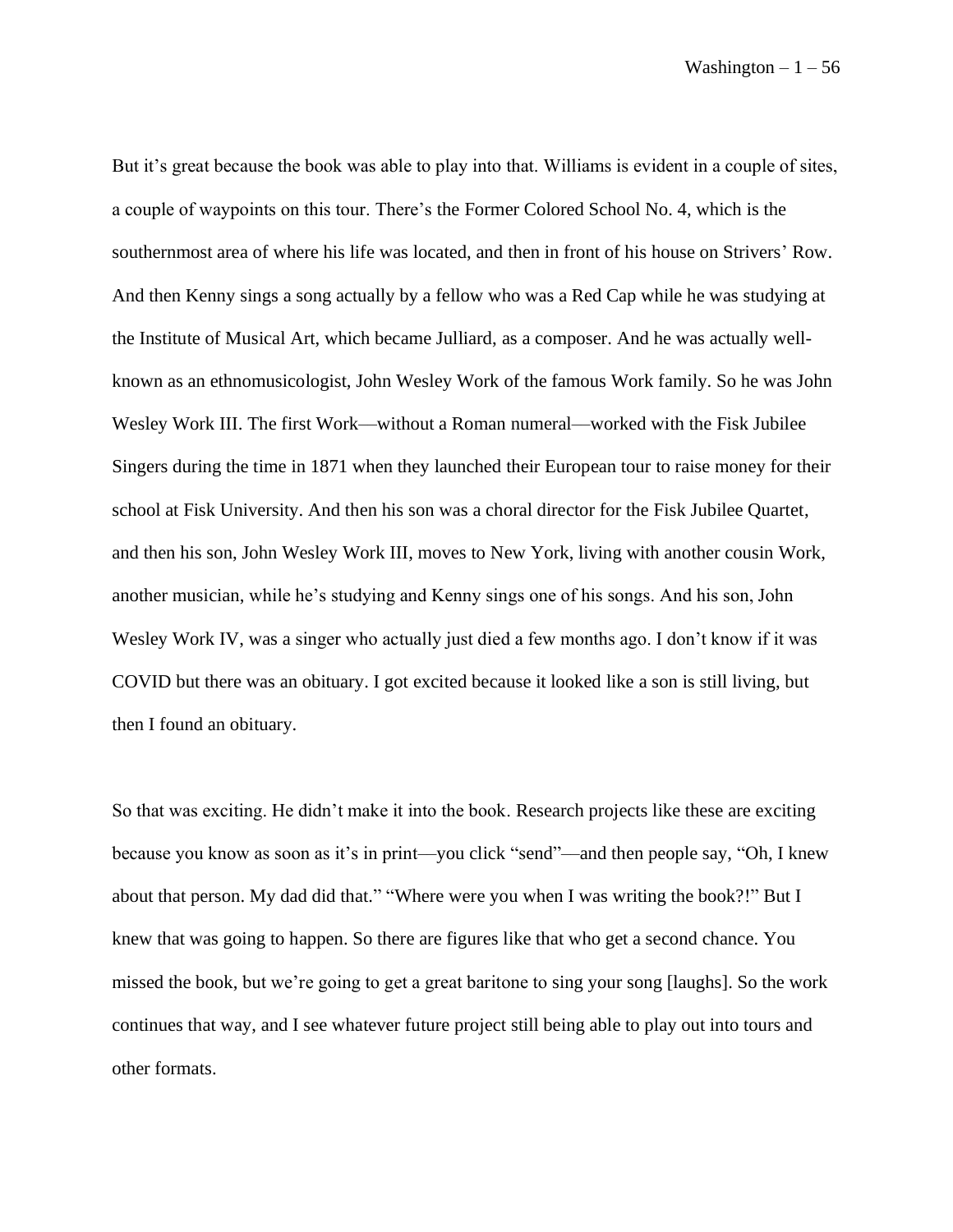But it's great because the book was able to play into that. Williams is evident in a couple of sites, a couple of waypoints on this tour. There's the Former Colored School No. 4, which is the southernmost area of where his life was located, and then in front of his house on Strivers' Row. And then Kenny sings a song actually by a fellow who was a Red Cap while he was studying at the Institute of Musical Art, which became Julliard, as a composer. And he was actually well-known as an ethnomusicologist, John Wesley Work of the famous Work family. So he was John Wesley Work III. The first Work—without a Roman numeral—worked with the Fisk Jubilee Singers during the time in 1871 when they launched their European tour to raise money for their school at Fisk University. And then his son was a choral director for the Fisk Jubilee Quartet, and then his son, John Wesley Work III, moves to New York, living with another cousin Work, another musician, while he's studying and Kenny sings one of his songs. And his son, John Wesley Work IV, was a singer who actually just died a few months ago. I don't know if it was COVID but there was an obituary. I got excited because it looked like a son is still living, but then I found an obituary.

So that was exciting. He didn't make it into the book. Research projects like these are exciting because you know as soon as it's in print—you click "send"—and then people say, "Oh, I knew about that person. My dad did that." "Where were you when I was writing the book?!" But I knew that was going to happen. So there are figures like that who get a second chance. You missed the book, but we're going to get a great baritone to sing your song [laughs]. So the work continues that way, and I see whatever future project still being able to play out into tours and other formats.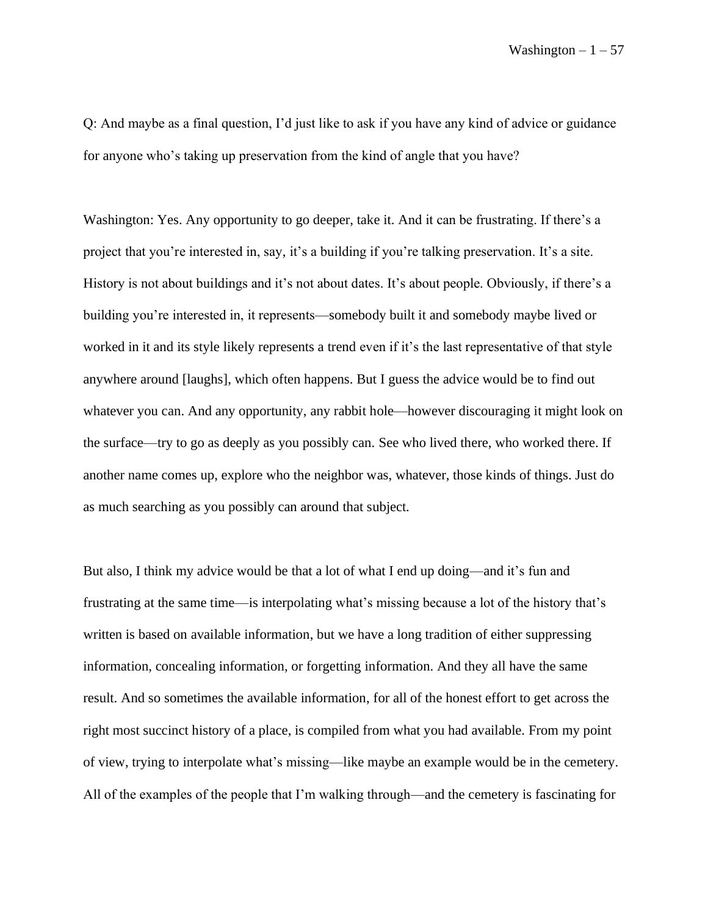Q: And maybe as a final question, I'd just like to ask if you have any kind of advice or guidance for anyone who's taking up preservation from the kind of angle that you have?

Washington: Yes. Any opportunity to go deeper, take it. And it can be frustrating. If there's a project that you're interested in, say, it's a building if you're talking preservation. It's a site. History is not about buildings and it's not about dates. It's about people. Obviously, if there's a building you're interested in, it represents—somebody built it and somebody maybe lived or worked in it and its style likely represents a trend even if it's the last representative of that style anywhere around [laughs], which often happens. But I guess the advice would be to find out whatever you can. And any opportunity, any rabbit hole—however discouraging it might look on the surface—try to go as deeply as you possibly can. See who lived there, who worked there. If another name comes up, explore who the neighbor was, whatever, those kinds of things. Just do as much searching as you possibly can around that subject.

But also, I think my advice would be that a lot of what I end up doing—and it's fun and frustrating at the same time—is interpolating what's missing because a lot of the history that's written is based on available information, but we have a long tradition of either suppressing information, concealing information, or forgetting information. And they all have the same result. And so sometimes the available information, for all of the honest effort to get across the right most succinct history of a place, is compiled from what you had available. From my point of view, trying to interpolate what's missing—like maybe an example would be in the cemetery. All of the examples of the people that I'm walking through—and the cemetery is fascinating for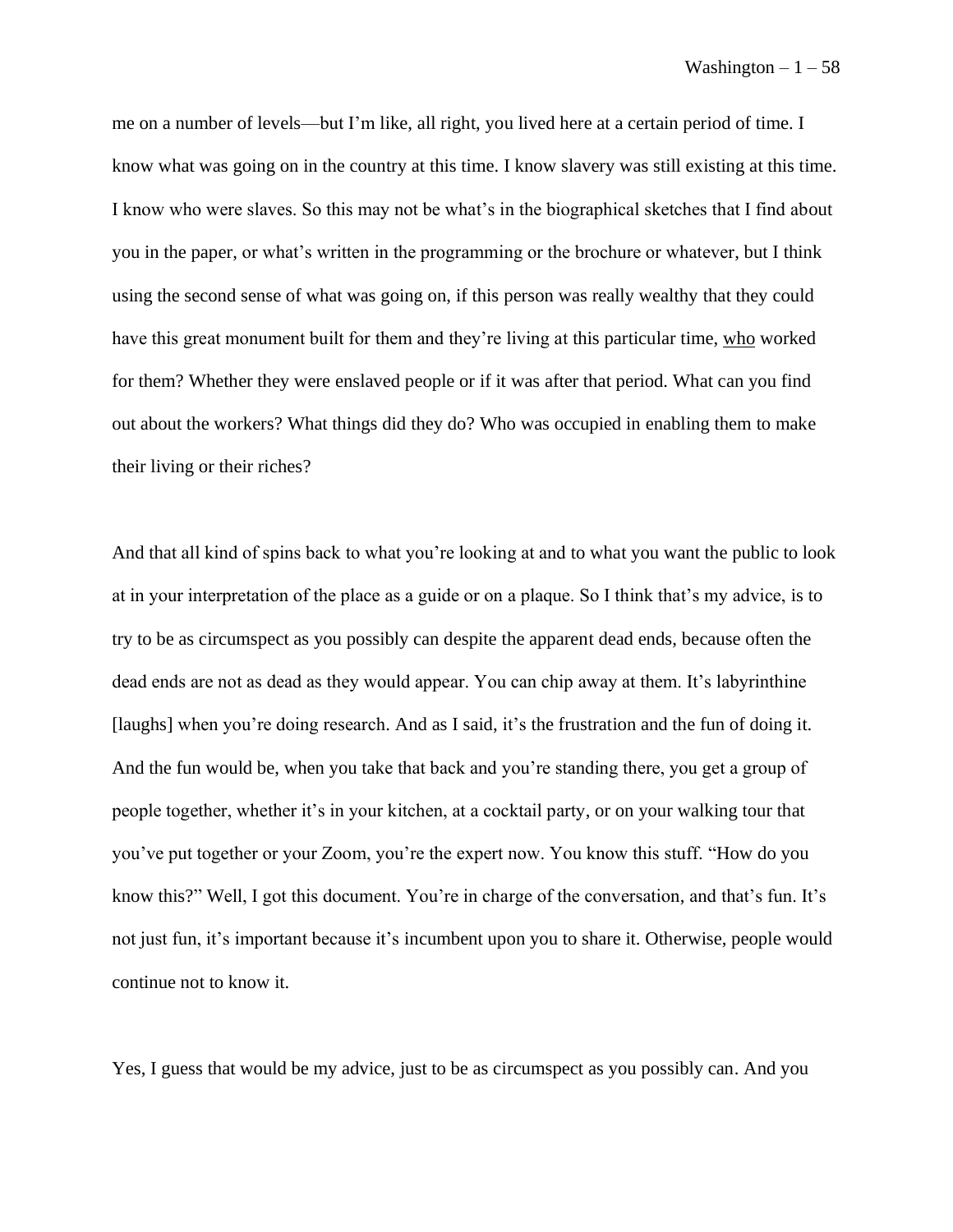me on a number of levels—but I'm like, all right, you lived here at a certain period of time. I know what was going on in the country at this time. I know slavery was still existing at this time. I know who were slaves. So this may not be what's in the biographical sketches that I find about you in the paper, or what's written in the programming or the brochure or whatever, but I think using the second sense of what was going on, if this person was really wealthy that they could have this great monument built for them and they're living at this particular time, <u>who</u> worked for them? Whether they were enslaved people or if it was after that period. What can you find out about the workers? What things did they do? Who was occupied in enabling them to make their living or their riches?

And that all kind of spins back to what you're looking at and to what you want the public to look at in your interpretation of the place as a guide or on a plaque. So I think that's my advice, is to try to be as circumspect as you possibly can despite the apparent dead ends, because often the dead ends are not as dead as they would appear. You can chip away at them. It's labyrinthine [laughs] when you're doing research. And as I said, it's the frustration and the fun of doing it. And the fun would be, when you take that back and you're standing there, you get a group of people together, whether it's in your kitchen, at a cocktail party, or on your walking tour that you've put together or your Zoom, you're the expert now. You know this stuff. "How do you know this?" Well, I got this document. You're in charge of the conversation, and that's fun. It's not just fun, it's important because it's incumbent upon you to share it. Otherwise, people would continue not to know it.

Yes, I guess that would be my advice, just to be as circumspect as you possibly can. And you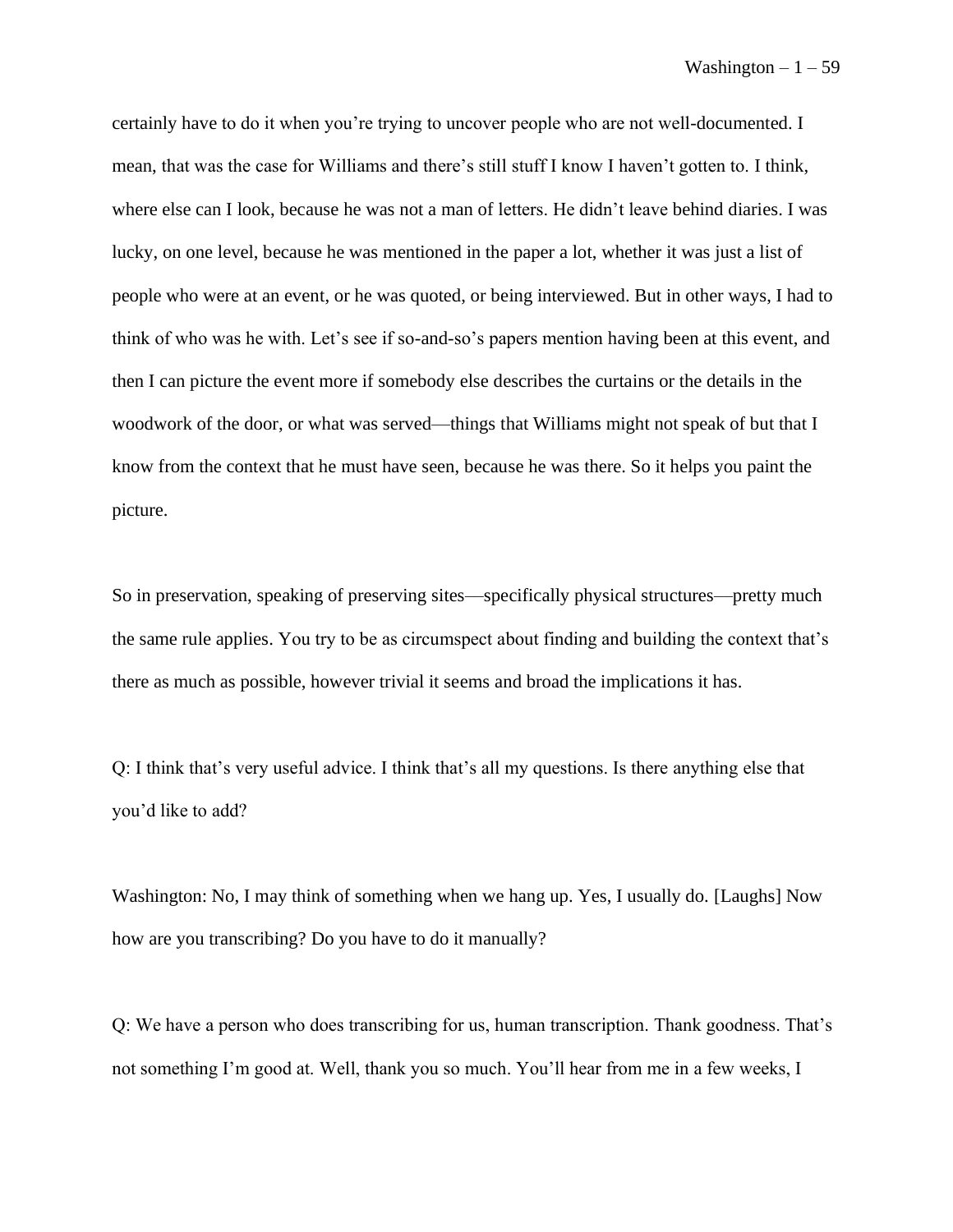certainly have to do it when you're trying to uncover people who are not well-documented. I mean, that was the case for Williams and there's still stuff I know I haven't gotten to. I think, where else can I look, because he was not a man of letters. He didn't leave behind diaries. I was lucky, on one level, because he was mentioned in the paper a lot, whether it was just a list of people who were at an event, or he was quoted, or being interviewed. But in other ways, I had to think of who was he with. Let's see if so-and-so's papers mention having been at this event, and then I can picture the event more if somebody else describes the curtains or the details in the woodwork of the door, or what was served—things that Williams might not speak of but that I know from the context that he must have seen, because he was there. So it helps you paint the picture.

So in preservation, speaking of preserving sites—specifically physical structures—pretty much the same rule applies. You try to be as circumspect about finding and building the context that's there as much as possible, however trivial it seems and broad the implications it has.

Q: I think that's very useful advice. I think that's all my questions. Is there anything else that you'd like to add?

Washington: No, I may think of something when we hang up. Yes, I usually do. [Laughs] Now how are you transcribing? Do you have to do it manually?

Q: We have a person who does transcribing for us, human transcription. Thank goodness. That's not something I'm good at. Well, thank you so much. You'll hear from me in a few weeks, I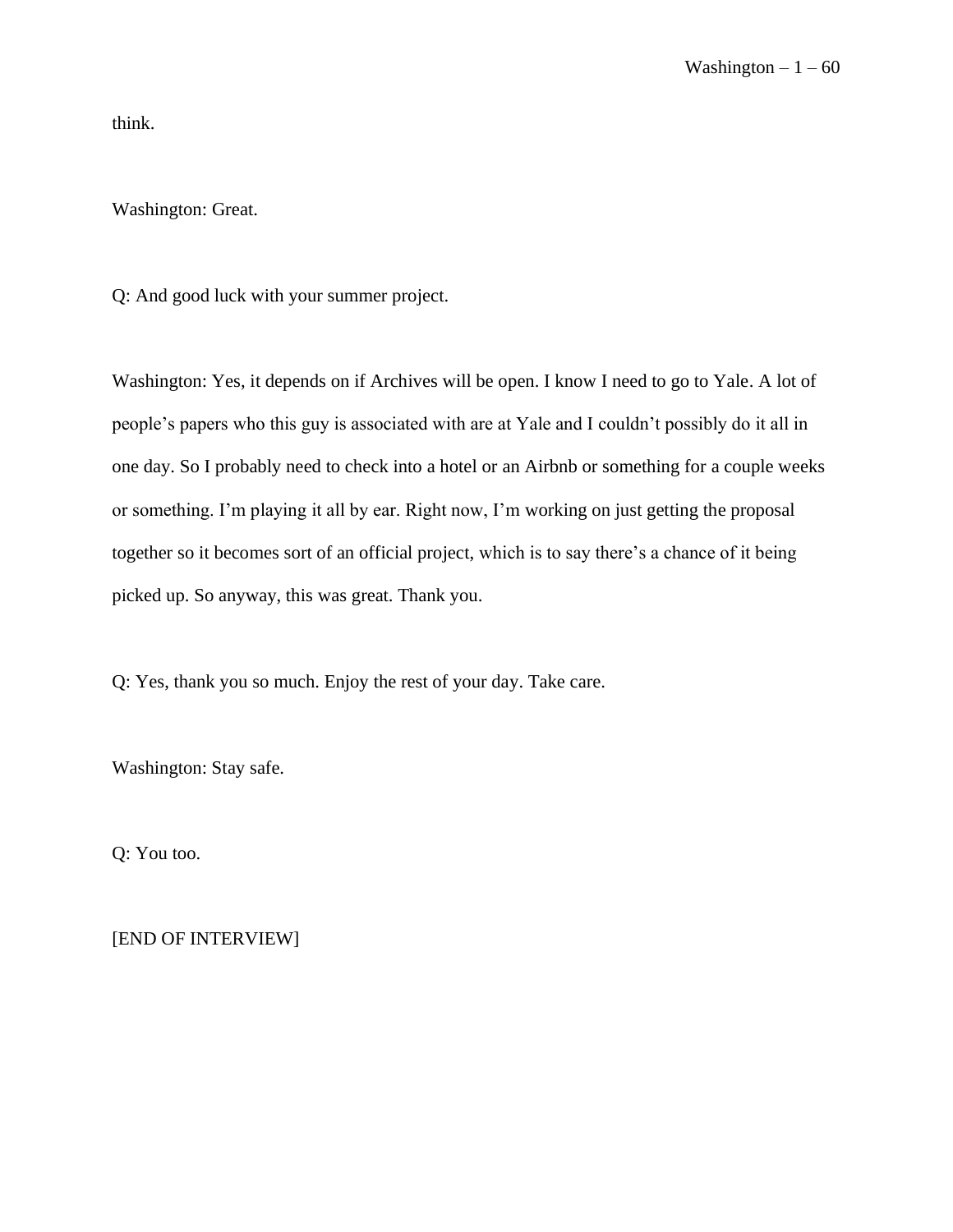think.

Washington: Great.

Q: And good luck with your summer project.

Washington: Yes, it depends on if Archives will be open. I know I need to go to Yale. A lot of people's papers who this guy is associated with are at Yale and I couldn't possibly do it all in one day. So I probably need to check into a hotel or an Airbnb or something for a couple weeks or something. I'm playing it all by ear. Right now, I'm working on just getting the proposal together so it becomes sort of an official project, which is to say there's a chance of it being picked up. So anyway, this was great. Thank you.

Q: Yes, thank you so much. Enjoy the rest of your day. Take care.

Washington: Stay safe.

Q: You too.

[END OF INTERVIEW]